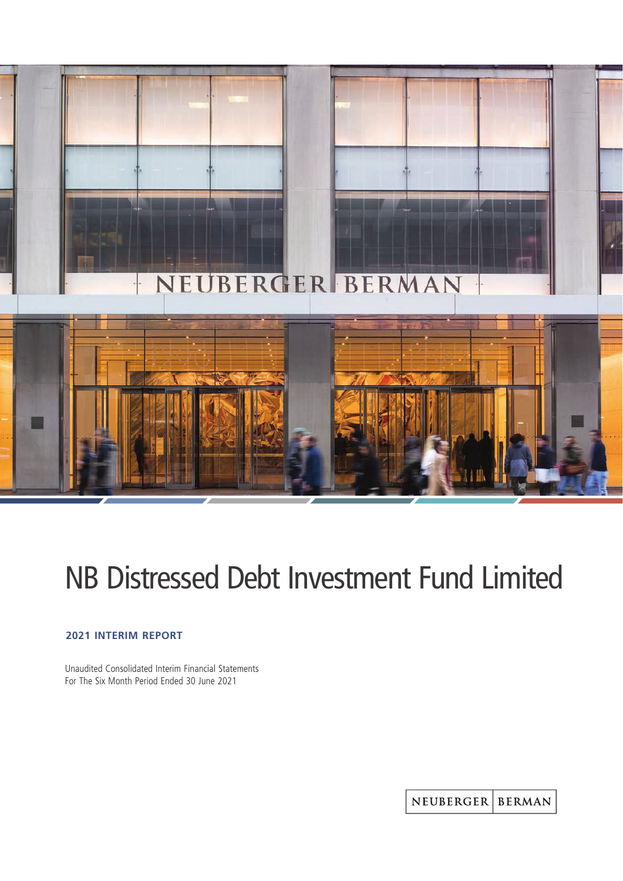# NB Distressed Debt Investment Fund Limited

**2021 INTERIM REPORT**

Unaudited Consolidated Interim Financial Statements
For The Six Month Period Ended 30 June 2021

NEUBERGER | BERMAN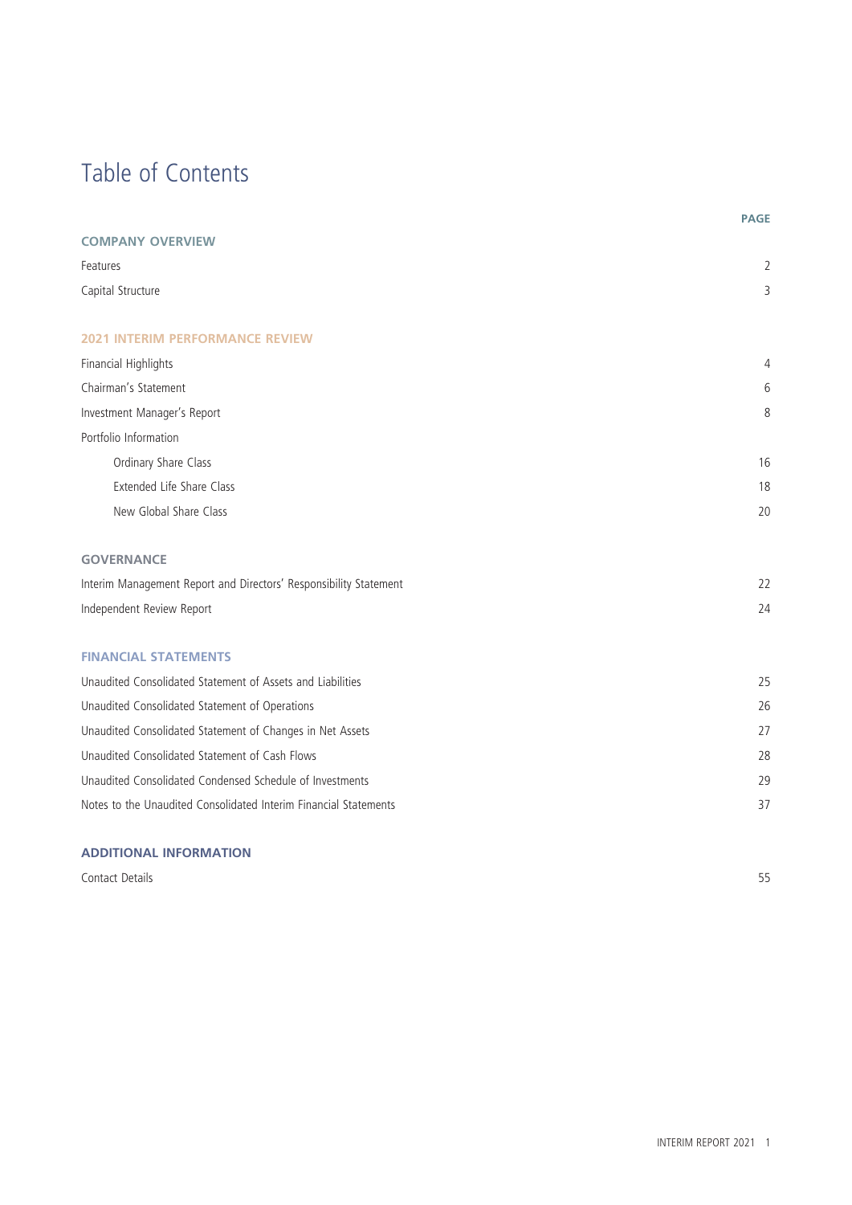# Table of Contents

| | PAGE |
|---|---|
| **COMPANY OVERVIEW** | |
| Features | 2 |
| Capital Structure | 3 |
| **2021 INTERIM PERFORMANCE REVIEW** | |
| Financial Highlights | 4 |
| Chairman's Statement | 6 |
| Investment Manager's Report | 8 |
| Portfolio Information | |
| Ordinary Share Class | 16 |
| Extended Life Share Class | 18 |
| New Global Share Class | 20 |
| **GOVERNANCE** | |
| Interim Management Report and Directors' Responsibility Statement | 22 |
| Independent Review Report | 24 |
| **FINANCIAL STATEMENTS** | |
| Unaudited Consolidated Statement of Assets and Liabilities | 25 |
| Unaudited Consolidated Statement of Operations | 26 |
| Unaudited Consolidated Statement of Changes in Net Assets | 27 |
| Unaudited Consolidated Statement of Cash Flows | 28 |
| Unaudited Consolidated Condensed Schedule of Investments | 29 |
| Notes to the Unaudited Consolidated Interim Financial Statements | 37 |
| **ADDITIONAL INFORMATION** | |
| Contact Details | 55 |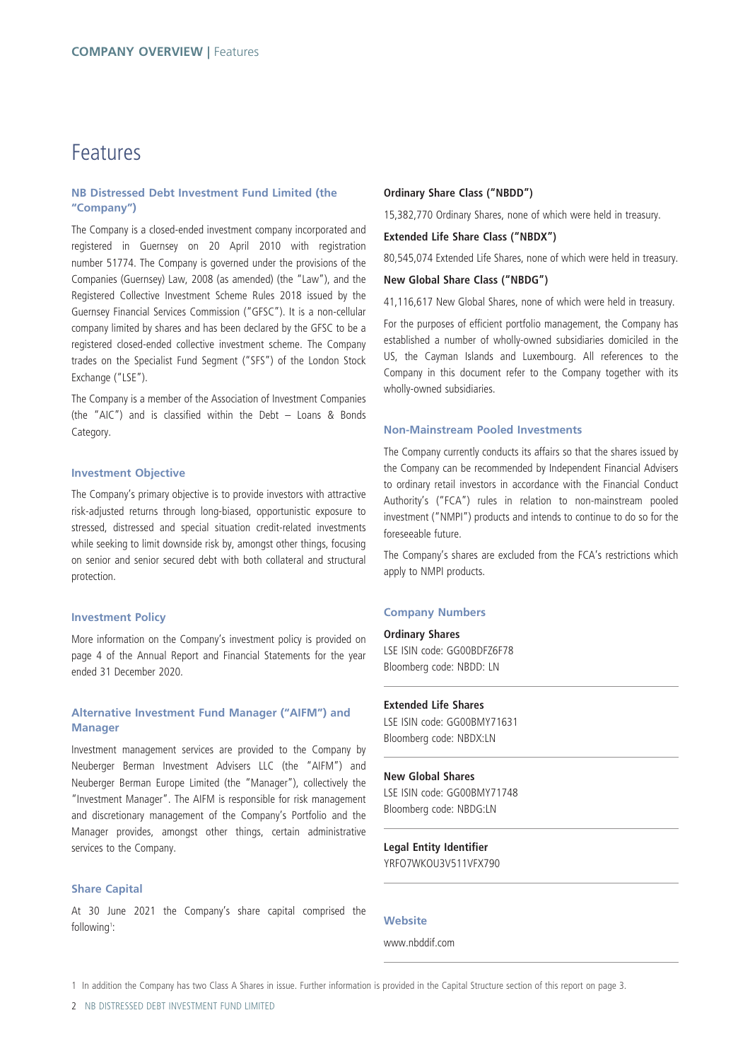# Features

## NB Distressed Debt Investment Fund Limited (the "Company")

The Company is a closed-ended investment company incorporated and registered in Guernsey on 20 April 2010 with registration number 51774. The Company is governed under the provisions of the Companies (Guernsey) Law, 2008 (as amended) (the "Law"), and the Registered Collective Investment Scheme Rules 2018 issued by the Guernsey Financial Services Commission ("GFSC"). It is a non-cellular company limited by shares and has been declared by the GFSC to be a registered closed-ended collective investment scheme. The Company trades on the Specialist Fund Segment ("SFS") of the London Stock Exchange ("LSE").

The Company is a member of the Association of Investment Companies (the "AIC") and is classified within the Debt – Loans & Bonds Category.

## Investment Objective

The Company's primary objective is to provide investors with attractive risk-adjusted returns through long-biased, opportunistic exposure to stressed, distressed and special situation credit-related investments while seeking to limit downside risk by, amongst other things, focusing on senior and senior secured debt with both collateral and structural protection.

## Investment Policy

More information on the Company's investment policy is provided on page 4 of the Annual Report and Financial Statements for the year ended 31 December 2020.

## Alternative Investment Fund Manager ("AIFM") and Manager

Investment management services are provided to the Company by Neuberger Berman Investment Advisers LLC (the "AIFM") and Neuberger Berman Europe Limited (the "Manager"), collectively the "Investment Manager". The AIFM is responsible for risk management and discretionary management of the Company's Portfolio and the Manager provides, amongst other things, certain administrative services to the Company.

## Share Capital

At 30 June 2021 the Company's share capital comprised the following[1]:

**Ordinary Share Class ("NBDD")**

15,382,770 Ordinary Shares, none of which were held in treasury.

**Extended Life Share Class ("NBDX")**

80,545,074 Extended Life Shares, none of which were held in treasury.

**New Global Share Class ("NBDG")**

41,116,617 New Global Shares, none of which were held in treasury.

For the purposes of efficient portfolio management, the Company has established a number of wholly-owned subsidiaries domiciled in the US, the Cayman Islands and Luxembourg. All references to the Company in this document refer to the Company together with its wholly-owned subsidiaries.

## Non-Mainstream Pooled Investments

The Company currently conducts its affairs so that the shares issued by the Company can be recommended by Independent Financial Advisers to ordinary retail investors in accordance with the Financial Conduct Authority's ("FCA") rules in relation to non-mainstream pooled investment ("NMPI") products and intends to continue to do so for the foreseeable future.

The Company's shares are excluded from the FCA's restrictions which apply to NMPI products.

## Company Numbers

**Ordinary Shares**
LSE ISIN code: GG00BDFZ6F78
Bloomberg code: NBDD: LN

**Extended Life Shares**
LSE ISIN code: GG00BMY71631
Bloomberg code: NBDX:LN

**New Global Shares**
LSE ISIN code: GG00BMY71748
Bloomberg code: NBDG:LN

**Legal Entity Identifier**
YRFO7WKOU3V511VFX790

## Website

www.nbddif.com

1 In addition the Company has two Class A Shares in issue. Further information is provided in the Capital Structure section of this report on page 3.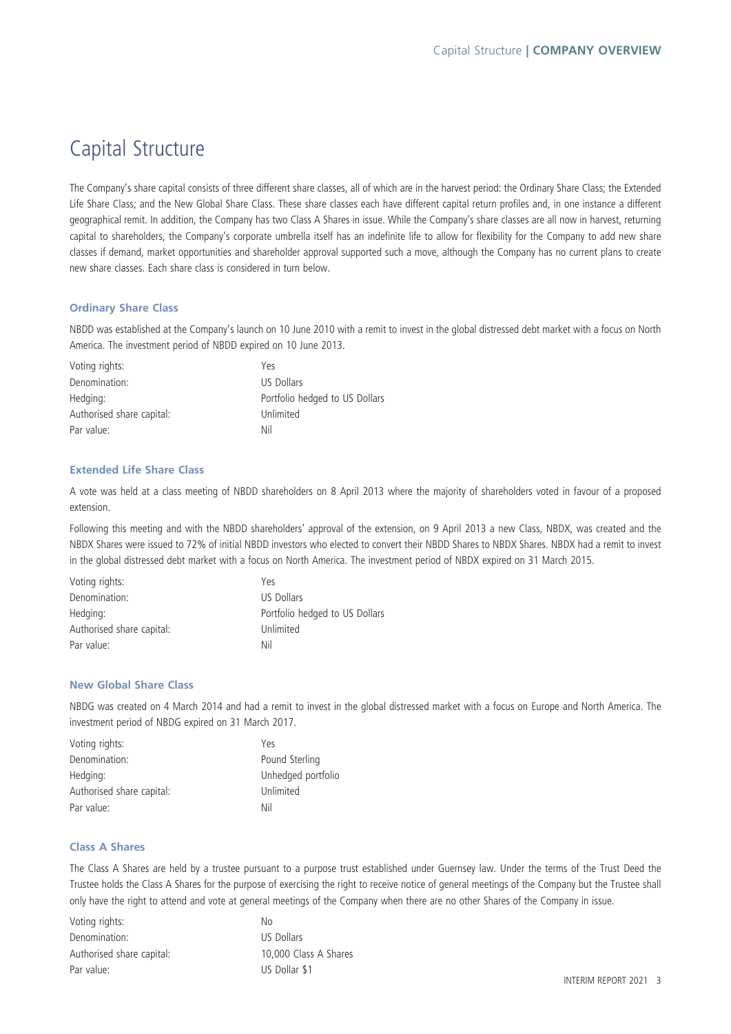# Capital Structure

The Company's share capital consists of three different share classes, all of which are in the harvest period: the Ordinary Share Class; the Extended Life Share Class; and the New Global Share Class. These share classes each have different capital return profiles and, in one instance a different geographical remit. In addition, the Company has two Class A Shares in issue. While the Company's share classes are all now in harvest, returning capital to shareholders, the Company's corporate umbrella itself has an indefinite life to allow for flexibility for the Company to add new share classes if demand, market opportunities and shareholder approval supported such a move, although the Company has no current plans to create new share classes. Each share class is considered in turn below.

### Ordinary Share Class

NBDD was established at the Company's launch on 10 June 2010 with a remit to invest in the global distressed debt market with a focus on North America. The investment period of NBDD expired on 10 June 2013.

| | |
|---|---|
| Voting rights: | Yes |
| Denomination: | US Dollars |
| Hedging: | Portfolio hedged to US Dollars |
| Authorised share capital: | Unlimited |
| Par value: | Nil |

### Extended Life Share Class

A vote was held at a class meeting of NBDD shareholders on 8 April 2013 where the majority of shareholders voted in favour of a proposed extension.

Following this meeting and with the NBDD shareholders' approval of the extension, on 9 April 2013 a new Class, NBDX, was created and the NBDX Shares were issued to 72% of initial NBDD investors who elected to convert their NBDD Shares to NBDX Shares. NBDX had a remit to invest in the global distressed debt market with a focus on North America. The investment period of NBDX expired on 31 March 2015.

| | |
|---|---|
| Voting rights: | Yes |
| Denomination: | US Dollars |
| Hedging: | Portfolio hedged to US Dollars |
| Authorised share capital: | Unlimited |
| Par value: | Nil |

### New Global Share Class

NBDG was created on 4 March 2014 and had a remit to invest in the global distressed market with a focus on Europe and North America. The investment period of NBDG expired on 31 March 2017.

| | |
|---|---|
| Voting rights: | Yes |
| Denomination: | Pound Sterling |
| Hedging: | Unhedged portfolio |
| Authorised share capital: | Unlimited |
| Par value: | Nil |

### Class A Shares

The Class A Shares are held by a trustee pursuant to a purpose trust established under Guernsey law. Under the terms of the Trust Deed the Trustee holds the Class A Shares for the purpose of exercising the right to receive notice of general meetings of the Company but the Trustee shall only have the right to attend and vote at general meetings of the Company when there are no other Shares of the Company in issue.

| | |
|---|---|
| Voting rights: | No |
| Denomination: | US Dollars |
| Authorised share capital: | 10,000 Class A Shares |
| Par value: | US Dollar $1 |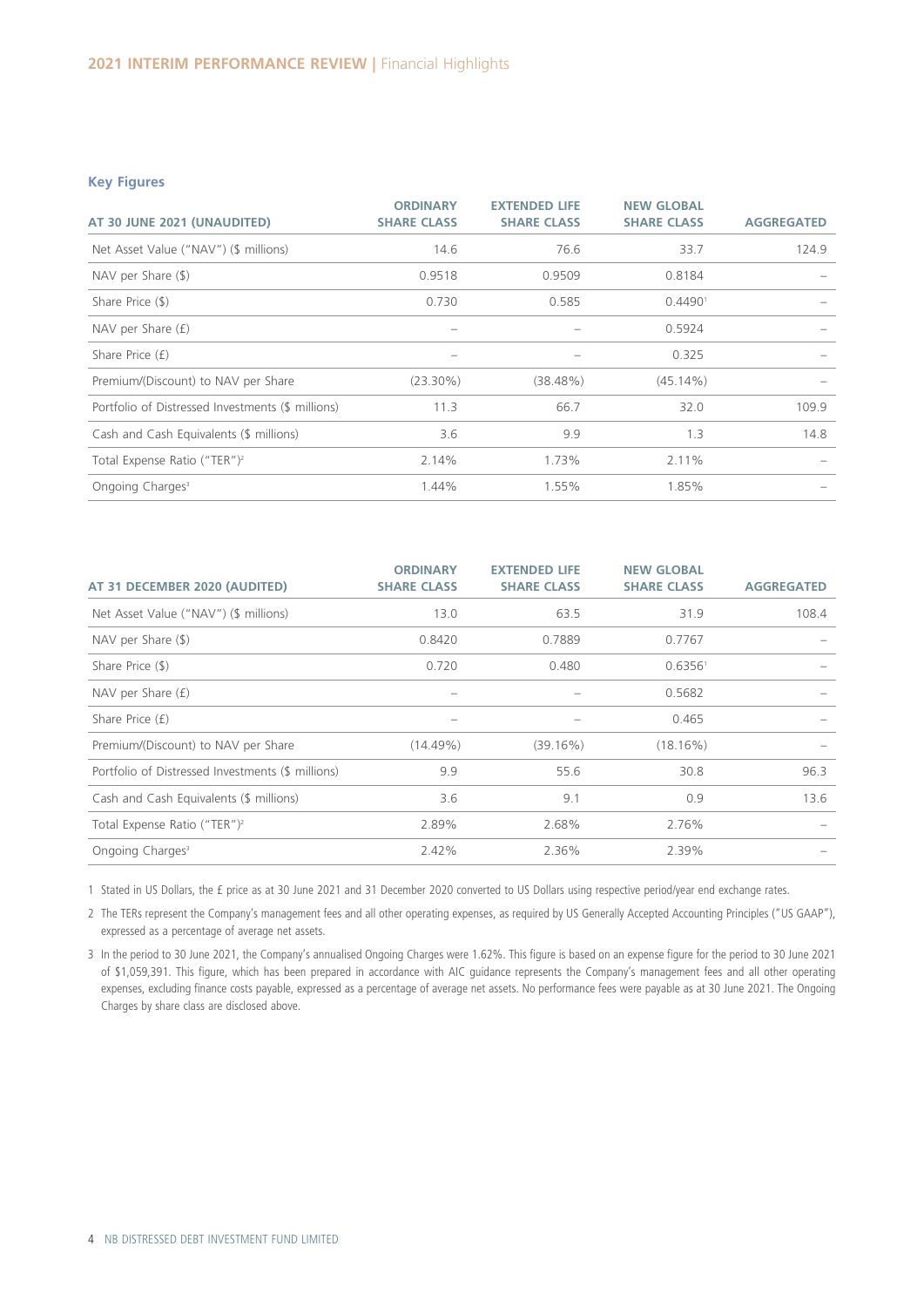## Key Figures

| AT 30 JUNE 2021 (UNAUDITED) | ORDINARY SHARE CLASS | EXTENDED LIFE SHARE CLASS | NEW GLOBAL SHARE CLASS | AGGREGATED |
|---|---|---|---|---|
| Net Asset Value ("NAV") ($ millions) | 14.6 | 76.6 | 33.7 | 124.9 |
| NAV per Share ($) | 0.9518 | 0.9509 | 0.8184 | – |
| Share Price ($) | 0.730 | 0.585 | 0.4490[1] | – |
| NAV per Share (£) | – | – | 0.5924 | – |
| Share Price (£) | – | – | 0.325 | – |
| Premium/(Discount) to NAV per Share | (23.30%) | (38.48%) | (45.14%) | – |
| Portfolio of Distressed Investments ($ millions) | 11.3 | 66.7 | 32.0 | 109.9 |
| Cash and Cash Equivalents ($ millions) | 3.6 | 9.9 | 1.3 | 14.8 |
| Total Expense Ratio ("TER")[2] | 2.14% | 1.73% | 2.11% | – |
| Ongoing Charges[3] | 1.44% | 1.55% | 1.85% | – |

| AT 31 DECEMBER 2020 (AUDITED) | ORDINARY SHARE CLASS | EXTENDED LIFE SHARE CLASS | NEW GLOBAL SHARE CLASS | AGGREGATED |
|---|---|---|---|---|
| Net Asset Value ("NAV") ($ millions) | 13.0 | 63.5 | 31.9 | 108.4 |
| NAV per Share ($) | 0.8420 | 0.7889 | 0.7767 | – |
| Share Price ($) | 0.720 | 0.480 | 0.6356[1] | – |
| NAV per Share (£) | – | – | 0.5682 | – |
| Share Price (£) | – | – | 0.465 | – |
| Premium/(Discount) to NAV per Share | (14.49%) | (39.16%) | (18.16%) | – |
| Portfolio of Distressed Investments ($ millions) | 9.9 | 55.6 | 30.8 | 96.3 |
| Cash and Cash Equivalents ($ millions) | 3.6 | 9.1 | 0.9 | 13.6 |
| Total Expense Ratio ("TER")[2] | 2.89% | 2.68% | 2.76% | – |
| Ongoing Charges[3] | 2.42% | 2.36% | 2.39% | – |

1 Stated in US Dollars, the £ price as at 30 June 2021 and 31 December 2020 converted to US Dollars using respective period/year end exchange rates.

2 The TERs represent the Company's management fees and all other operating expenses, as required by US Generally Accepted Accounting Principles ("US GAAP"), expressed as a percentage of average net assets.

3 In the period to 30 June 2021, the Company's annualised Ongoing Charges were 1.62%. This figure is based on an expense figure for the period to 30 June 2021 of $1,059,391. This figure, which has been prepared in accordance with AIC guidance represents the Company's management fees and all other operating expenses, excluding finance costs payable, expressed as a percentage of average net assets. No performance fees were payable as at 30 June 2021. The Ongoing Charges by share class are disclosed above.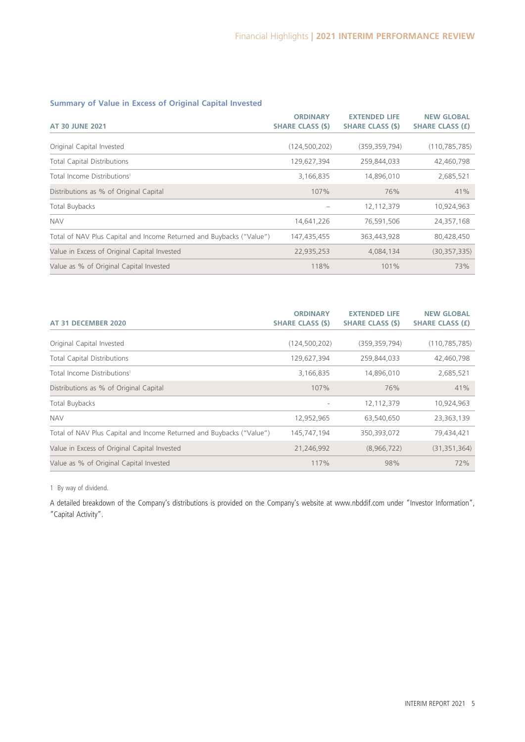## Summary of Value in Excess of Original Capital Invested

| AT 30 JUNE 2021 | ORDINARY SHARE CLASS ($) | EXTENDED LIFE SHARE CLASS ($) | NEW GLOBAL SHARE CLASS (£) |
|---|---|---|---|
| Original Capital Invested | (124,500,202) | (359,359,794) | (110,785,785) |
| Total Capital Distributions | 129,627,394 | 259,844,033 | 42,460,798 |
| Total Income Distributions[1] | 3,166,835 | 14,896,010 | 2,685,521 |
| Distributions as % of Original Capital | 107% | 76% | 41% |
| Total Buybacks | – | 12,112,379 | 10,924,963 |
| NAV | 14,641,226 | 76,591,506 | 24,357,168 |
| Total of NAV Plus Capital and Income Returned and Buybacks ("Value") | 147,435,455 | 363,443,928 | 80,428,450 |
| Value in Excess of Original Capital Invested | 22,935,253 | 4,084,134 | (30,357,335) |
| Value as % of Original Capital Invested | 118% | 101% | 73% |

| AT 31 DECEMBER 2020 | ORDINARY SHARE CLASS ($) | EXTENDED LIFE SHARE CLASS ($) | NEW GLOBAL SHARE CLASS (£) |
|---|---|---|---|
| Original Capital Invested | (124,500,202) | (359,359,794) | (110,785,785) |
| Total Capital Distributions | 129,627,394 | 259,844,033 | 42,460,798 |
| Total Income Distributions[1] | 3,166,835 | 14,896,010 | 2,685,521 |
| Distributions as % of Original Capital | 107% | 76% | 41% |
| Total Buybacks | - | 12,112,379 | 10,924,963 |
| NAV | 12,952,965 | 63,540,650 | 23,363,139 |
| Total of NAV Plus Capital and Income Returned and Buybacks ("Value") | 145,747,194 | 350,393,072 | 79,434,421 |
| Value in Excess of Original Capital Invested | 21,246,992 | (8,966,722) | (31,351,364) |
| Value as % of Original Capital Invested | 117% | 98% | 72% |

1 By way of dividend.

A detailed breakdown of the Company's distributions is provided on the Company's website at www.nbddif.com under "Investor Information", "Capital Activity".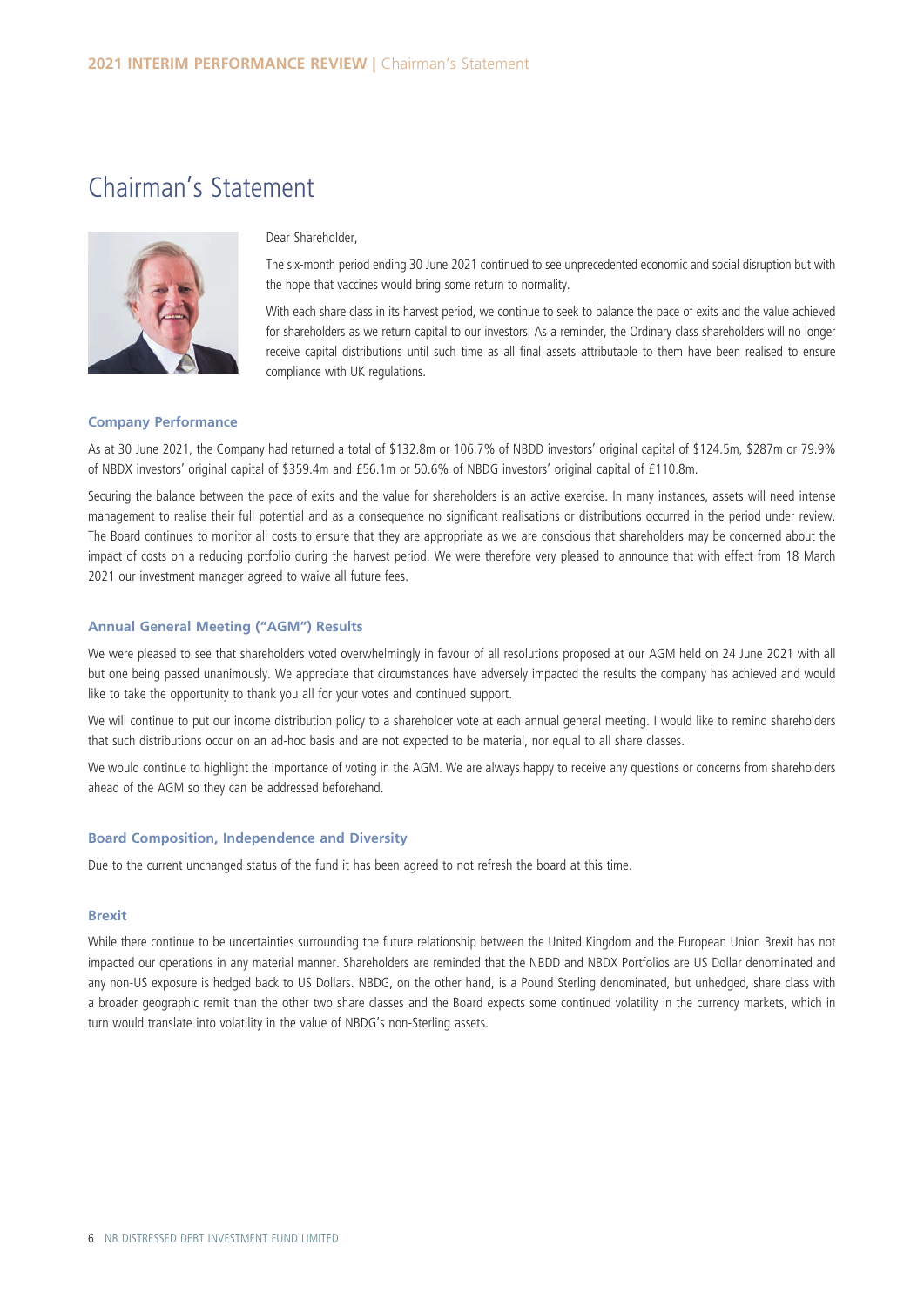# Chairman's Statement

Dear Shareholder,

The six-month period ending 30 June 2021 continued to see unprecedented economic and social disruption but with the hope that vaccines would bring some return to normality.

With each share class in its harvest period, we continue to seek to balance the pace of exits and the value achieved for shareholders as we return capital to our investors. As a reminder, the Ordinary class shareholders will no longer receive capital distributions until such time as all final assets attributable to them have been realised to ensure compliance with UK regulations.

### Company Performance

As at 30 June 2021, the Company had returned a total of $132.8m or 106.7% of NBDD investors' original capital of $124.5m, $287m or 79.9% of NBDX investors' original capital of $359.4m and £56.1m or 50.6% of NBDG investors' original capital of £110.8m.

Securing the balance between the pace of exits and the value for shareholders is an active exercise. In many instances, assets will need intense management to realise their full potential and as a consequence no significant realisations or distributions occurred in the period under review. The Board continues to monitor all costs to ensure that they are appropriate as we are conscious that shareholders may be concerned about the impact of costs on a reducing portfolio during the harvest period. We were therefore very pleased to announce that with effect from 18 March 2021 our investment manager agreed to waive all future fees.

### Annual General Meeting ("AGM") Results

We were pleased to see that shareholders voted overwhelmingly in favour of all resolutions proposed at our AGM held on 24 June 2021 with all but one being passed unanimously. We appreciate that circumstances have adversely impacted the results the company has achieved and would like to take the opportunity to thank you all for your votes and continued support.

We will continue to put our income distribution policy to a shareholder vote at each annual general meeting. I would like to remind shareholders that such distributions occur on an ad-hoc basis and are not expected to be material, nor equal to all share classes.

We would continue to highlight the importance of voting in the AGM. We are always happy to receive any questions or concerns from shareholders ahead of the AGM so they can be addressed beforehand.

### Board Composition, Independence and Diversity

Due to the current unchanged status of the fund it has been agreed to not refresh the board at this time.

### Brexit

While there continue to be uncertainties surrounding the future relationship between the United Kingdom and the European Union Brexit has not impacted our operations in any material manner. Shareholders are reminded that the NBDD and NBDX Portfolios are US Dollar denominated and any non-US exposure is hedged back to US Dollars. NBDG, on the other hand, is a Pound Sterling denominated, but unhedged, share class with a broader geographic remit than the other two share classes and the Board expects some continued volatility in the currency markets, which in turn would translate into volatility in the value of NBDG's non-Sterling assets.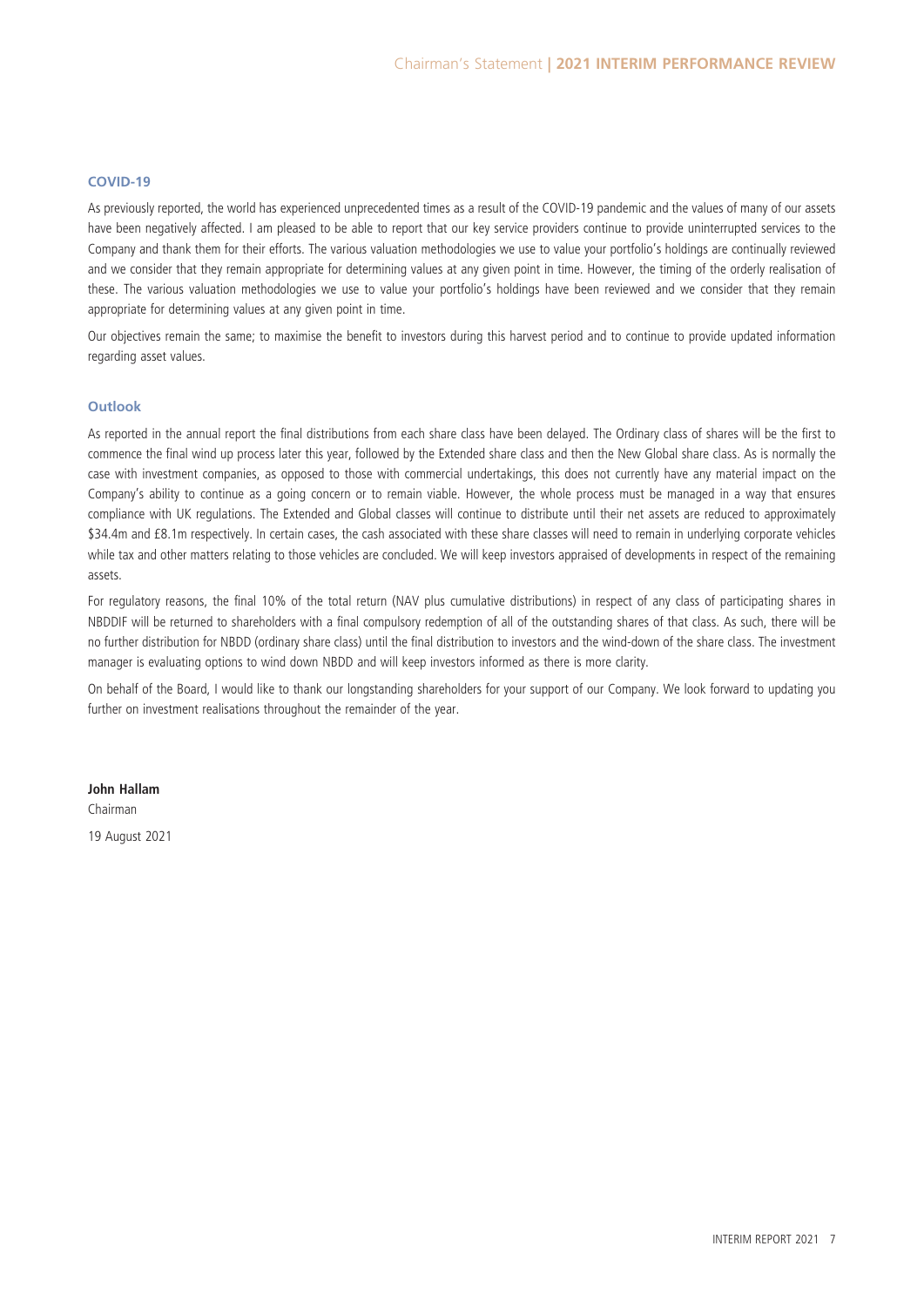### COVID-19

As previously reported, the world has experienced unprecedented times as a result of the COVID-19 pandemic and the values of many of our assets have been negatively affected. I am pleased to be able to report that our key service providers continue to provide uninterrupted services to the Company and thank them for their efforts. The various valuation methodologies we use to value your portfolio's holdings are continually reviewed and we consider that they remain appropriate for determining values at any given point in time. However, the timing of the orderly realisation of these. The various valuation methodologies we use to value your portfolio's holdings have been reviewed and we consider that they remain appropriate for determining values at any given point in time.

Our objectives remain the same; to maximise the benefit to investors during this harvest period and to continue to provide updated information regarding asset values.

### Outlook

As reported in the annual report the final distributions from each share class have been delayed. The Ordinary class of shares will be the first to commence the final wind up process later this year, followed by the Extended share class and then the New Global share class. As is normally the case with investment companies, as opposed to those with commercial undertakings, this does not currently have any material impact on the Company's ability to continue as a going concern or to remain viable. However, the whole process must be managed in a way that ensures compliance with UK regulations. The Extended and Global classes will continue to distribute until their net assets are reduced to approximately $34.4m and £8.1m respectively. In certain cases, the cash associated with these share classes will need to remain in underlying corporate vehicles while tax and other matters relating to those vehicles are concluded. We will keep investors appraised of developments in respect of the remaining assets.

For regulatory reasons, the final 10% of the total return (NAV plus cumulative distributions) in respect of any class of participating shares in NBDDIF will be returned to shareholders with a final compulsory redemption of all of the outstanding shares of that class. As such, there will be no further distribution for NBDD (ordinary share class) until the final distribution to investors and the wind-down of the share class. The investment manager is evaluating options to wind down NBDD and will keep investors informed as there is more clarity.

On behalf of the Board, I would like to thank our longstanding shareholders for your support of our Company. We look forward to updating you further on investment realisations throughout the remainder of the year.

**John Hallam**
Chairman

19 August 2021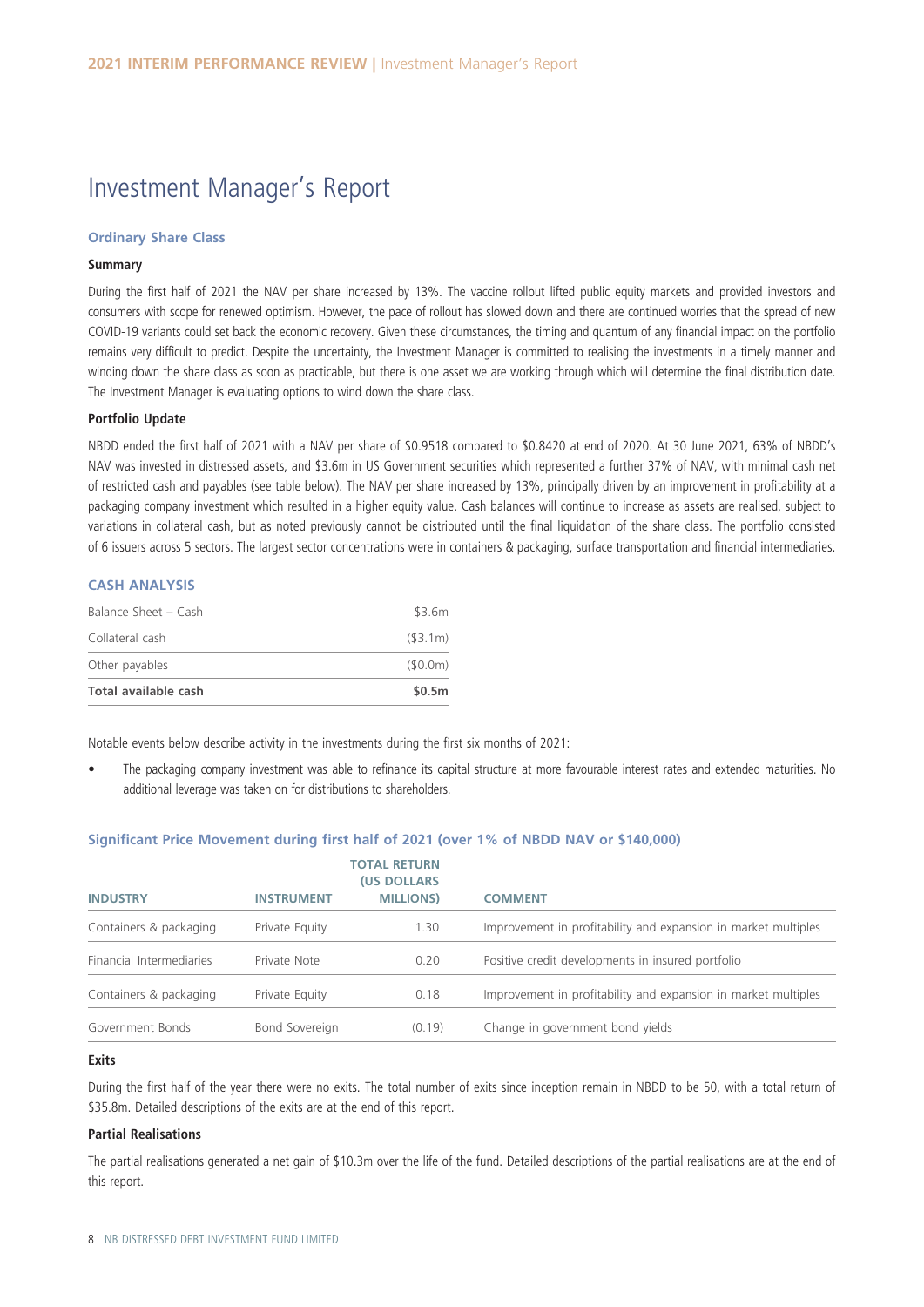# Investment Manager's Report

## Ordinary Share Class

### Summary

During the first half of 2021 the NAV per share increased by 13%. The vaccine rollout lifted public equity markets and provided investors and consumers with scope for renewed optimism. However, the pace of rollout has slowed down and there are continued worries that the spread of new COVID-19 variants could set back the economic recovery. Given these circumstances, the timing and quantum of any financial impact on the portfolio remains very difficult to predict. Despite the uncertainty, the Investment Manager is committed to realising the investments in a timely manner and winding down the share class as soon as practicable, but there is one asset we are working through which will determine the final distribution date. The Investment Manager is evaluating options to wind down the share class.

### Portfolio Update

NBDD ended the first half of 2021 with a NAV per share of $0.9518 compared to $0.8420 at end of 2020. At 30 June 2021, 63% of NBDD's NAV was invested in distressed assets, and $3.6m in US Government securities which represented a further 37% of NAV, with minimal cash net of restricted cash and payables (see table below). The NAV per share increased by 13%, principally driven by an improvement in profitability at a packaging company investment which resulted in a higher equity value. Cash balances will continue to increase as assets are realised, subject to variations in collateral cash, but as noted previously cannot be distributed until the final liquidation of the share class. The portfolio consisted of 6 issuers across 5 sectors. The largest sector concentrations were in containers & packaging, surface transportation and financial intermediaries.

### CASH ANALYSIS

| | |
|---|---|
| Balance Sheet – Cash | $3.6m |
| Collateral cash | ($3.1m) |
| Other payables | ($0.0m) |
| **Total available cash** | **$0.5m** |

Notable events below describe activity in the investments during the first six months of 2021:

- The packaging company investment was able to refinance its capital structure at more favourable interest rates and extended maturities. No additional leverage was taken on for distributions to shareholders.

### Significant Price Movement during first half of 2021 (over 1% of NBDD NAV or $140,000)

| INDUSTRY | INSTRUMENT | TOTAL RETURN (US DOLLARS MILLIONS) | COMMENT |
|---|---|---|---|
| Containers & packaging | Private Equity | 1.30 | Improvement in profitability and expansion in market multiples |
| Financial Intermediaries | Private Note | 0.20 | Positive credit developments in insured portfolio |
| Containers & packaging | Private Equity | 0.18 | Improvement in profitability and expansion in market multiples |
| Government Bonds | Bond Sovereign | (0.19) | Change in government bond yields |

### Exits

During the first half of the year there were no exits. The total number of exits since inception remain in NBDD to be 50, with a total return of $35.8m. Detailed descriptions of the exits are at the end of this report.

### Partial Realisations

The partial realisations generated a net gain of $10.3m over the life of the fund. Detailed descriptions of the partial realisations are at the end of this report.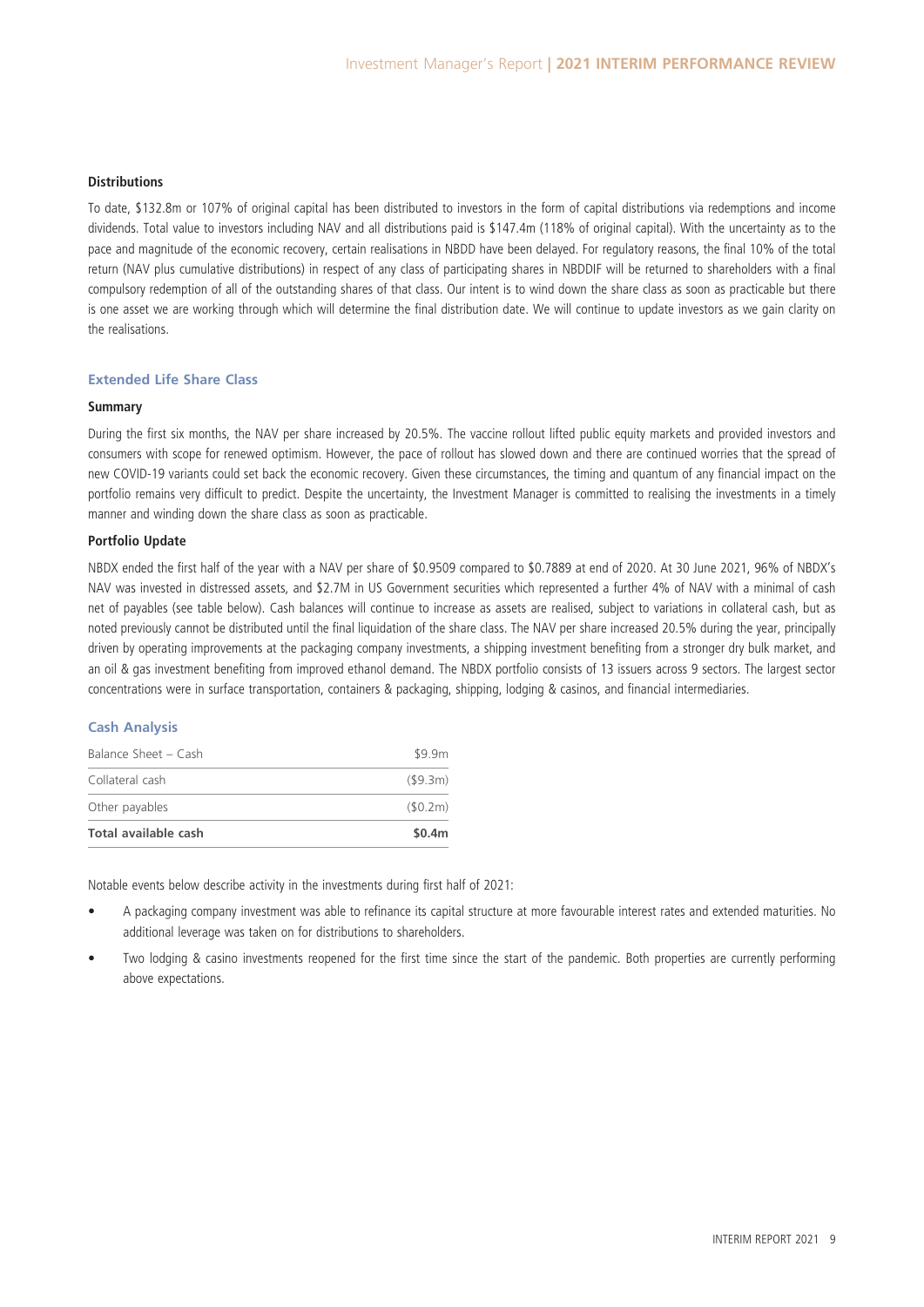### Distributions

To date, $132.8m or 107% of original capital has been distributed to investors in the form of capital distributions via redemptions and income dividends. Total value to investors including NAV and all distributions paid is $147.4m (118% of original capital). With the uncertainty as to the pace and magnitude of the economic recovery, certain realisations in NBDD have been delayed. For regulatory reasons, the final 10% of the total return (NAV plus cumulative distributions) in respect of any class of participating shares in NBDDIF will be returned to shareholders with a final compulsory redemption of all of the outstanding shares of that class. Our intent is to wind down the share class as soon as practicable but there is one asset we are working through which will determine the final distribution date. We will continue to update investors as we gain clarity on the realisations.

## Extended Life Share Class

### Summary

During the first six months, the NAV per share increased by 20.5%. The vaccine rollout lifted public equity markets and provided investors and consumers with scope for renewed optimism. However, the pace of rollout has slowed down and there are continued worries that the spread of new COVID-19 variants could set back the economic recovery. Given these circumstances, the timing and quantum of any financial impact on the portfolio remains very difficult to predict. Despite the uncertainty, the Investment Manager is committed to realising the investments in a timely manner and winding down the share class as soon as practicable.

### Portfolio Update

NBDX ended the first half of the year with a NAV per share of $0.9509 compared to $0.7889 at end of 2020. At 30 June 2021, 96% of NBDX's NAV was invested in distressed assets, and $2.7M in US Government securities which represented a further 4% of NAV with a minimal of cash net of payables (see table below). Cash balances will continue to increase as assets are realised, subject to variations in collateral cash, but as noted previously cannot be distributed until the final liquidation of the share class. The NAV per share increased 20.5% during the year, principally driven by operating improvements at the packaging company investments, a shipping investment benefiting from a stronger dry bulk market, and an oil & gas investment benefiting from improved ethanol demand. The NBDX portfolio consists of 13 issuers across 9 sectors. The largest sector concentrations were in surface transportation, containers & packaging, shipping, lodging & casinos, and financial intermediaries.

## Cash Analysis

| | |
|---|---|
| Balance Sheet – Cash | $9.9m |
| Collateral cash | ($9.3m) |
| Other payables | ($0.2m) |
| **Total available cash** | **$0.4m** |

Notable events below describe activity in the investments during first half of 2021:

- A packaging company investment was able to refinance its capital structure at more favourable interest rates and extended maturities. No additional leverage was taken on for distributions to shareholders.
- Two lodging & casino investments reopened for the first time since the start of the pandemic. Both properties are currently performing above expectations.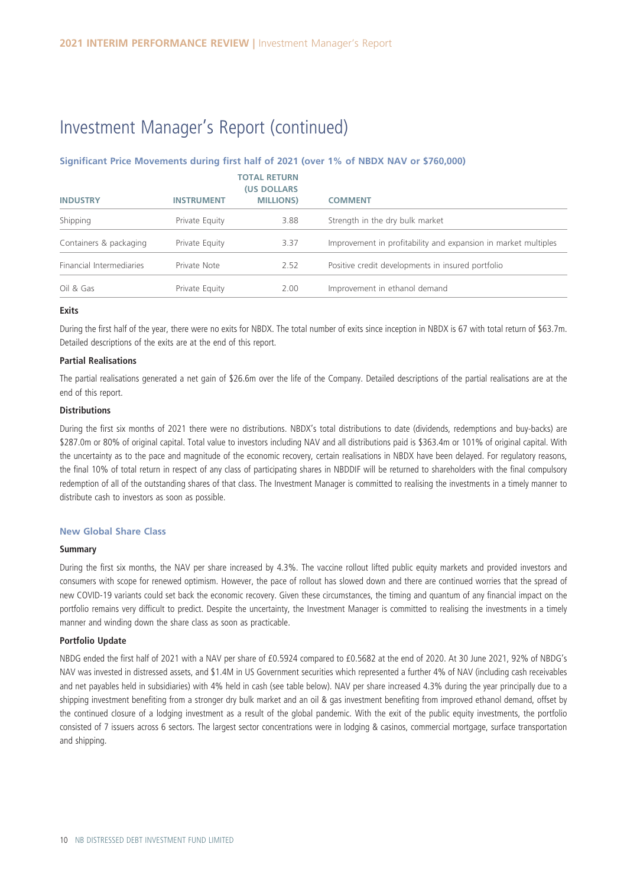# Investment Manager's Report (continued)

### Significant Price Movements during first half of 2021 (over 1% of NBDX NAV or $760,000)

| INDUSTRY | INSTRUMENT | TOTAL RETURN (US DOLLARS MILLIONS) | COMMENT |
|---|---|---|---|
| Shipping | Private Equity | 3.88 | Strength in the dry bulk market |
| Containers & packaging | Private Equity | 3.37 | Improvement in profitability and expansion in market multiples |
| Financial Intermediaries | Private Note | 2.52 | Positive credit developments in insured portfolio |
| Oil & Gas | Private Equity | 2.00 | Improvement in ethanol demand |

**Exits**

During the first half of the year, there were no exits for NBDX. The total number of exits since inception in NBDX is 67 with total return of $63.7m. Detailed descriptions of the exits are at the end of this report.

**Partial Realisations**

The partial realisations generated a net gain of $26.6m over the life of the Company. Detailed descriptions of the partial realisations are at the end of this report.

**Distributions**

During the first six months of 2021 there were no distributions. NBDX's total distributions to date (dividends, redemptions and buy-backs) are $287.0m or 80% of original capital. Total value to investors including NAV and all distributions paid is $363.4m or 101% of original capital. With the uncertainty as to the pace and magnitude of the economic recovery, certain realisations in NBDX have been delayed. For regulatory reasons, the final 10% of total return in respect of any class of participating shares in NBDDIF will be returned to shareholders with the final compulsory redemption of all of the outstanding shares of that class. The Investment Manager is committed to realising the investments in a timely manner to distribute cash to investors as soon as possible.

## New Global Share Class

**Summary**

During the first six months, the NAV per share increased by 4.3%. The vaccine rollout lifted public equity markets and provided investors and consumers with scope for renewed optimism. However, the pace of rollout has slowed down and there are continued worries that the spread of new COVID-19 variants could set back the economic recovery. Given these circumstances, the timing and quantum of any financial impact on the portfolio remains very difficult to predict. Despite the uncertainty, the Investment Manager is committed to realising the investments in a timely manner and winding down the share class as soon as practicable.

**Portfolio Update**

NBDG ended the first half of 2021 with a NAV per share of £0.5924 compared to £0.5682 at the end of 2020. At 30 June 2021, 92% of NBDG's NAV was invested in distressed assets, and $1.4M in US Government securities which represented a further 4% of NAV (including cash receivables and net payables held in subsidiaries) with 4% held in cash (see table below). NAV per share increased 4.3% during the year principally due to a shipping investment benefiting from a stronger dry bulk market and an oil & gas investment benefiting from improved ethanol demand, offset by the continued closure of a lodging investment as a result of the global pandemic. With the exit of the public equity investments, the portfolio consisted of 7 issuers across 6 sectors. The largest sector concentrations were in lodging & casinos, commercial mortgage, surface transportation and shipping.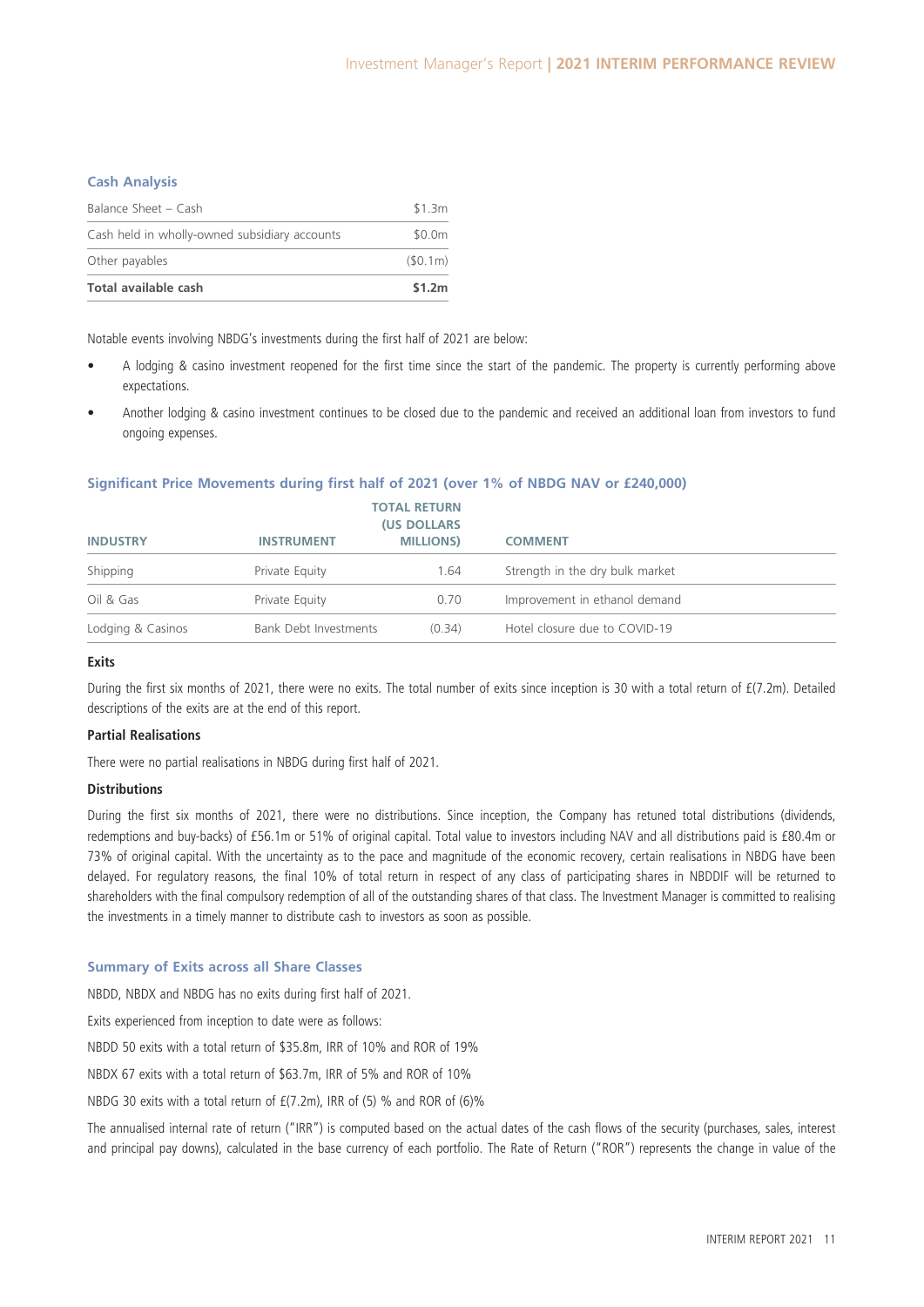### Cash Analysis

| | |
|---|---|
| Balance Sheet – Cash | $1.3m |
| Cash held in wholly-owned subsidiary accounts | $0.0m |
| Other payables | ($0.1m) |
| **Total available cash** | **$1.2m** |

Notable events involving NBDG's investments during the first half of 2021 are below:

- A lodging & casino investment reopened for the first time since the start of the pandemic. The property is currently performing above expectations.
- Another lodging & casino investment continues to be closed due to the pandemic and received an additional loan from investors to fund ongoing expenses.

### Significant Price Movements during first half of 2021 (over 1% of NBDG NAV or £240,000)

| INDUSTRY | INSTRUMENT | TOTAL RETURN (US DOLLARS MILLIONS) | COMMENT |
|---|---|---|---|
| Shipping | Private Equity | 1.64 | Strength in the dry bulk market |
| Oil & Gas | Private Equity | 0.70 | Improvement in ethanol demand |
| Lodging & Casinos | Bank Debt Investments | (0.34) | Hotel closure due to COVID-19 |

**Exits**

During the first six months of 2021, there were no exits. The total number of exits since inception is 30 with a total return of £(7.2m). Detailed descriptions of the exits are at the end of this report.

**Partial Realisations**

There were no partial realisations in NBDG during first half of 2021.

**Distributions**

During the first six months of 2021, there were no distributions. Since inception, the Company has retuned total distributions (dividends, redemptions and buy-backs) of £56.1m or 51% of original capital. Total value to investors including NAV and all distributions paid is £80.4m or 73% of original capital. With the uncertainty as to the pace and magnitude of the economic recovery, certain realisations in NBDG have been delayed. For regulatory reasons, the final 10% of total return in respect of any class of participating shares in NBDDIF will be returned to shareholders with the final compulsory redemption of all of the outstanding shares of that class. The Investment Manager is committed to realising the investments in a timely manner to distribute cash to investors as soon as possible.

### Summary of Exits across all Share Classes

NBDD, NBDX and NBDG has no exits during first half of 2021.

Exits experienced from inception to date were as follows:

NBDD 50 exits with a total return of $35.8m, IRR of 10% and ROR of 19%

NBDX 67 exits with a total return of $63.7m, IRR of 5% and ROR of 10%

NBDG 30 exits with a total return of £(7.2m), IRR of (5) % and ROR of (6)%

The annualised internal rate of return ("IRR") is computed based on the actual dates of the cash flows of the security (purchases, sales, interest and principal pay downs), calculated in the base currency of each portfolio. The Rate of Return ("ROR") represents the change in value of the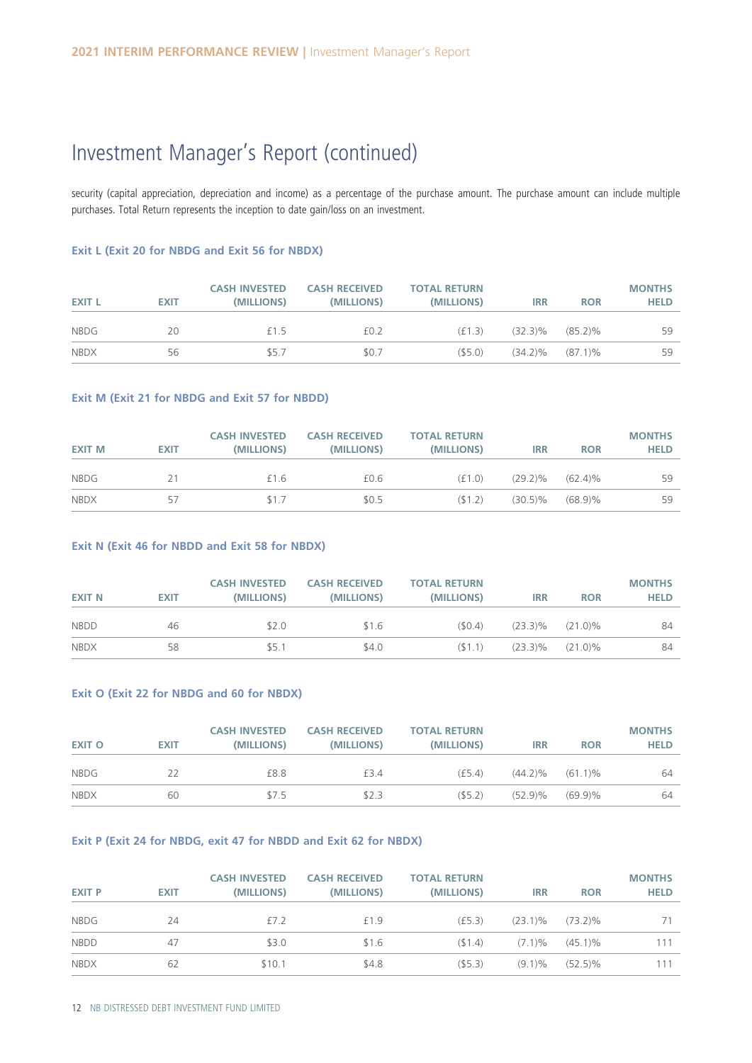# Investment Manager's Report (continued)

security (capital appreciation, depreciation and income) as a percentage of the purchase amount. The purchase amount can include multiple purchases. Total Return represents the inception to date gain/loss on an investment.

### Exit L (Exit 20 for NBDG and Exit 56 for NBDX)

| EXIT L | EXIT | CASH INVESTED (MILLIONS) | CASH RECEIVED (MILLIONS) | TOTAL RETURN (MILLIONS) | IRR | ROR | MONTHS HELD |
|---|---|---|---|---|---|---|---|
| NBDG | 20 | £1.5 | £0.2 | (£1.3) | (32.3)% | (85.2)% | 59 |
| NBDX | 56 | $5.7 | $0.7 | ($5.0) | (34.2)% | (87.1)% | 59 |

### Exit M (Exit 21 for NBDG and Exit 57 for NBDD)

| EXIT M | EXIT | CASH INVESTED (MILLIONS) | CASH RECEIVED (MILLIONS) | TOTAL RETURN (MILLIONS) | IRR | ROR | MONTHS HELD |
|---|---|---|---|---|---|---|---|
| NBDG | 21 | £1.6 | £0.6 | (£1.0) | (29.2)% | (62.4)% | 59 |
| NBDX | 57 | $1.7 | $0.5 | ($1.2) | (30.5)% | (68.9)% | 59 |

### Exit N (Exit 46 for NBDD and Exit 58 for NBDX)

| EXIT N | EXIT | CASH INVESTED (MILLIONS) | CASH RECEIVED (MILLIONS) | TOTAL RETURN (MILLIONS) | IRR | ROR | MONTHS HELD |
|---|---|---|---|---|---|---|---|
| NBDD | 46 | $2.0 | $1.6 | ($0.4) | (23.3)% | (21.0)% | 84 |
| NBDX | 58 | $5.1 | $4.0 | ($1.1) | (23.3)% | (21.0)% | 84 |

### Exit O (Exit 22 for NBDG and 60 for NBDX)

| EXIT O | EXIT | CASH INVESTED (MILLIONS) | CASH RECEIVED (MILLIONS) | TOTAL RETURN (MILLIONS) | IRR | ROR | MONTHS HELD |
|---|---|---|---|---|---|---|---|
| NBDG | 22 | £8.8 | £3.4 | (£5.4) | (44.2)% | (61.1)% | 64 |
| NBDX | 60 | $7.5 | $2.3 | ($5.2) | (52.9)% | (69.9)% | 64 |

### Exit P (Exit 24 for NBDG, exit 47 for NBDD and Exit 62 for NBDX)

| EXIT P | EXIT | CASH INVESTED (MILLIONS) | CASH RECEIVED (MILLIONS) | TOTAL RETURN (MILLIONS) | IRR | ROR | MONTHS HELD |
|---|---|---|---|---|---|---|---|
| NBDG | 24 | £7.2 | £1.9 | (£5.3) | (23.1)% | (73.2)% | 71 |
| NBDD | 47 | $3.0 | $1.6 | ($1.4) | (7.1)% | (45.1)% | 111 |
| NBDX | 62 | $10.1 | $4.8 | ($5.3) | (9.1)% | (52.5)% | 111 |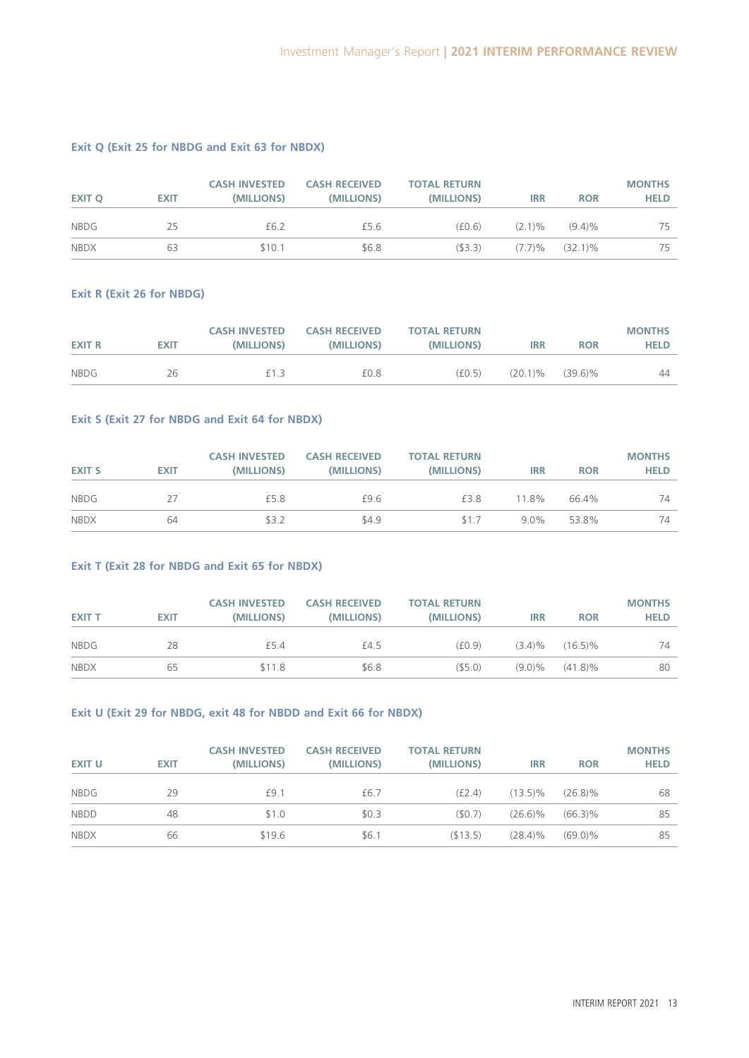### Exit Q (Exit 25 for NBDG and Exit 63 for NBDX)

| EXIT Q | EXIT | CASH INVESTED (MILLIONS) | CASH RECEIVED (MILLIONS) | TOTAL RETURN (MILLIONS) | IRR | ROR | MONTHS HELD |
|---|---|---|---|---|---|---|---|
| NBDG | 25 | £6.2 | £5.6 | (£0.6) | (2.1)% | (9.4)% | 75 |
| NBDX | 63 | $10.1 | $6.8 | ($3.3) | (7.7)% | (32.1)% | 75 |

### Exit R (Exit 26 for NBDG)

| EXIT R | EXIT | CASH INVESTED (MILLIONS) | CASH RECEIVED (MILLIONS) | TOTAL RETURN (MILLIONS) | IRR | ROR | MONTHS HELD |
|---|---|---|---|---|---|---|---|
| NBDG | 26 | £1.3 | £0.8 | (£0.5) | (20.1)% | (39.6)% | 44 |

### Exit S (Exit 27 for NBDG and Exit 64 for NBDX)

| EXIT S | EXIT | CASH INVESTED (MILLIONS) | CASH RECEIVED (MILLIONS) | TOTAL RETURN (MILLIONS) | IRR | ROR | MONTHS HELD |
|---|---|---|---|---|---|---|---|
| NBDG | 27 | £5.8 | £9.6 | £3.8 | 11.8% | 66.4% | 74 |
| NBDX | 64 | $3.2 | $4.9 | $1.7 | 9.0% | 53.8% | 74 |

### Exit T (Exit 28 for NBDG and Exit 65 for NBDX)

| EXIT T | EXIT | CASH INVESTED (MILLIONS) | CASH RECEIVED (MILLIONS) | TOTAL RETURN (MILLIONS) | IRR | ROR | MONTHS HELD |
|---|---|---|---|---|---|---|---|
| NBDG | 28 | £5.4 | £4.5 | (£0.9) | (3.4)% | (16.5)% | 74 |
| NBDX | 65 | $11.8 | $6.8 | ($5.0) | (9.0)% | (41.8)% | 80 |

### Exit U (Exit 29 for NBDG, exit 48 for NBDD and Exit 66 for NBDX)

| EXIT U | EXIT | CASH INVESTED (MILLIONS) | CASH RECEIVED (MILLIONS) | TOTAL RETURN (MILLIONS) | IRR | ROR | MONTHS HELD |
|---|---|---|---|---|---|---|---|
| NBDG | 29 | £9.1 | £6.7 | (£2.4) | (13.5)% | (26.8)% | 68 |
| NBDD | 48 | $1.0 | $0.3 | ($0.7) | (26.6)% | (66.3)% | 85 |
| NBDX | 66 | $19.6 | $6.1 | ($13.5) | (28.4)% | (69.0)% | 85 |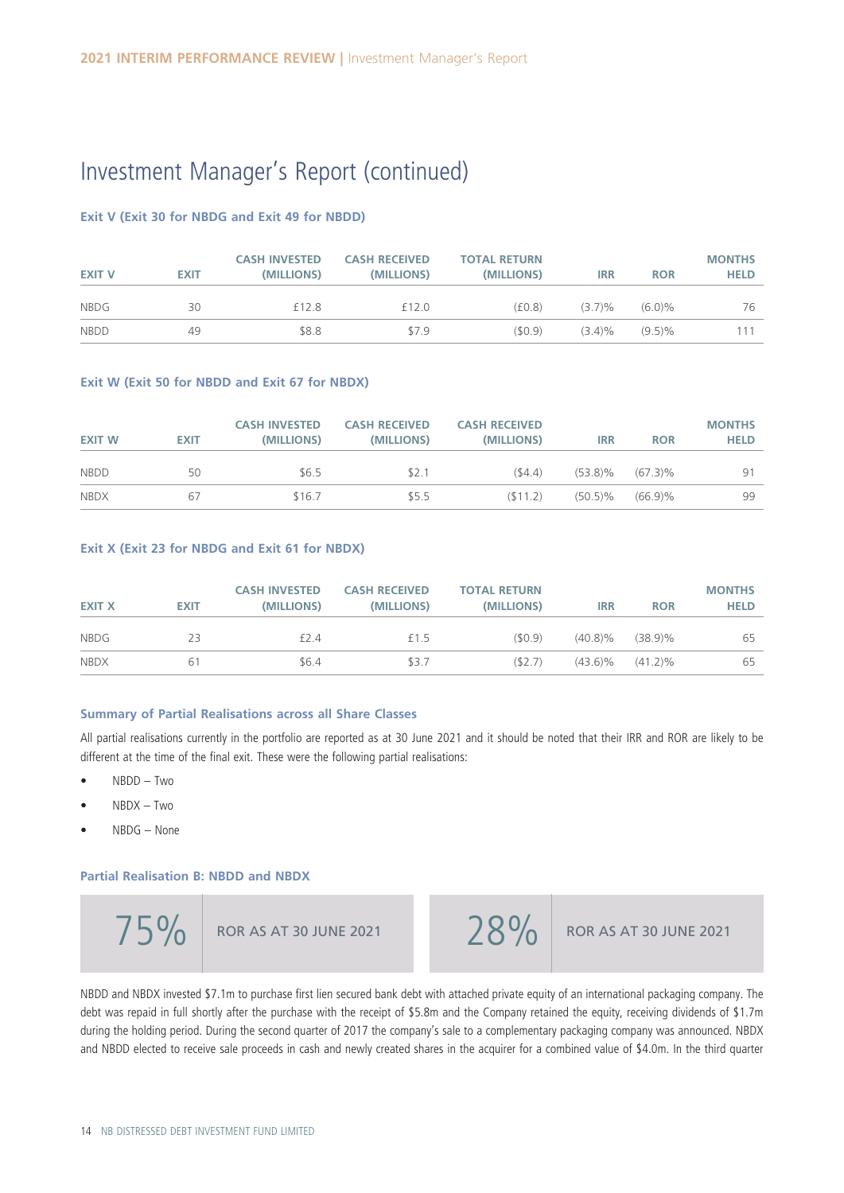# Investment Manager's Report (continued)

### Exit V (Exit 30 for NBDG and Exit 49 for NBDD)

| EXIT V | EXIT | CASH INVESTED (MILLIONS) | CASH RECEIVED (MILLIONS) | TOTAL RETURN (MILLIONS) | IRR | ROR | MONTHS HELD |
|---|---|---|---|---|---|---|---|
| NBDG | 30 | £12.8 | £12.0 | (£0.8) | (3.7)% | (6.0)% | 76 |
| NBDD | 49 | $8.8 | $7.9 | ($0.9) | (3.4)% | (9.5)% | 111 |

### Exit W (Exit 50 for NBDD and Exit 67 for NBDX)

| EXIT W | EXIT | CASH INVESTED (MILLIONS) | CASH RECEIVED (MILLIONS) | CASH RECEIVED (MILLIONS) | IRR | ROR | MONTHS HELD |
|---|---|---|---|---|---|---|---|
| NBDD | 50 | $6.5 | $2.1 | ($4.4) | (53.8)% | (67.3)% | 91 |
| NBDX | 67 | $16.7 | $5.5 | ($11.2) | (50.5)% | (66.9)% | 99 |

### Exit X (Exit 23 for NBDG and Exit 61 for NBDX)

| EXIT X | EXIT | CASH INVESTED (MILLIONS) | CASH RECEIVED (MILLIONS) | TOTAL RETURN (MILLIONS) | IRR | ROR | MONTHS HELD |
|---|---|---|---|---|---|---|---|
| NBDG | 23 | £2.4 | £1.5 | ($0.9) | (40.8)% | (38.9)% | 65 |
| NBDX | 61 | $6.4 | $3.7 | ($2.7) | (43.6)% | (41.2)% | 65 |

### Summary of Partial Realisations across all Share Classes

All partial realisations currently in the portfolio are reported as at 30 June 2021 and it should be noted that their IRR and ROR are likely to be different at the time of the final exit. These were the following partial realisations:

- NBDD – Two
- NBDX – Two
- NBDG – None

### Partial Realisation B: NBDD and NBDX

75% ROR AS AT 30 JUNE 2021

28% ROR AS AT 30 JUNE 2021

NBDD and NBDX invested $7.1m to purchase first lien secured bank debt with attached private equity of an international packaging company. The debt was repaid in full shortly after the purchase with the receipt of $5.8m and the Company retained the equity, receiving dividends of $1.7m during the holding period. During the second quarter of 2017 the company's sale to a complementary packaging company was announced. NBDX and NBDD elected to receive sale proceeds in cash and newly created shares in the acquirer for a combined value of $4.0m. In the third quarter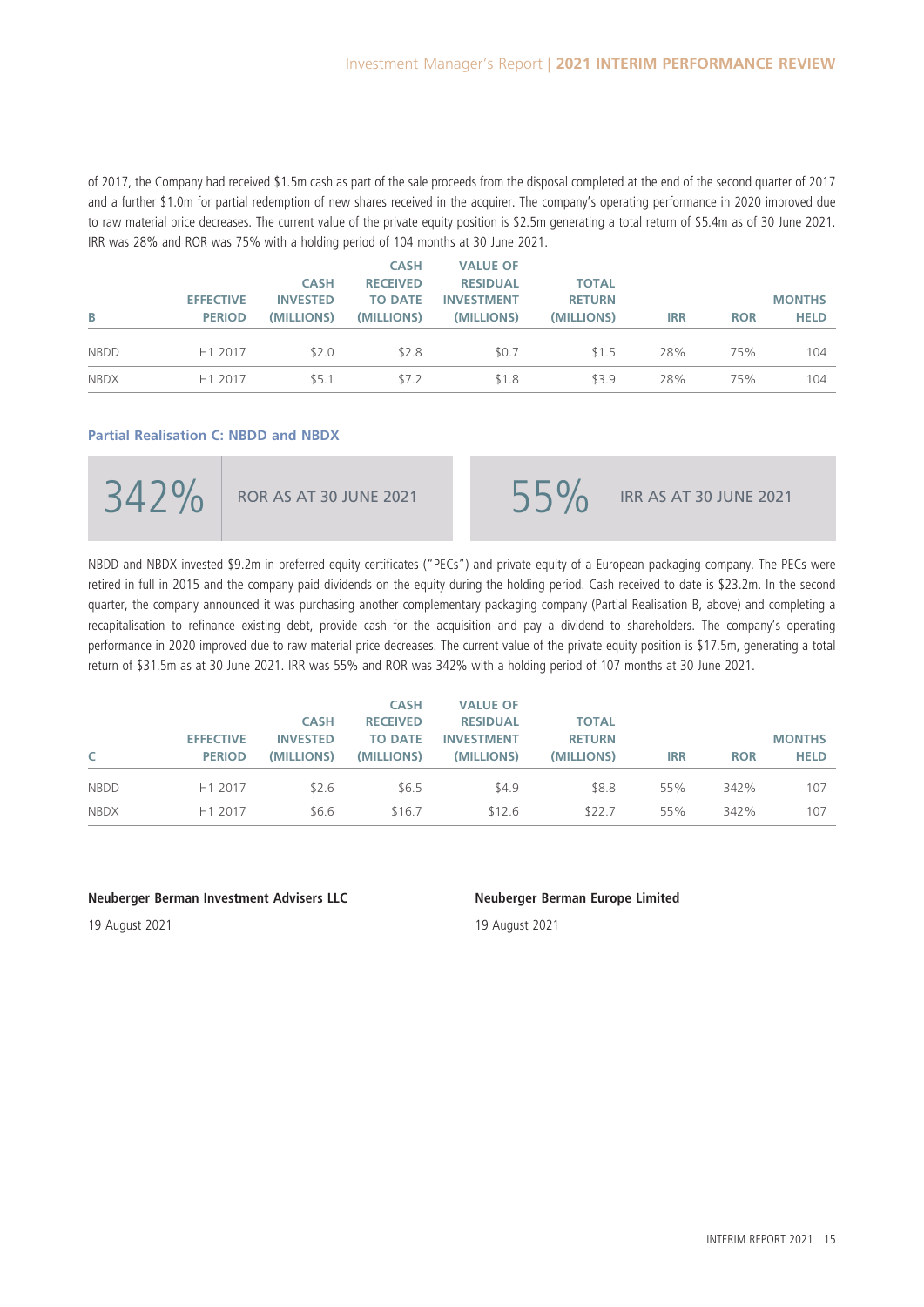of 2017, the Company had received $1.5m cash as part of the sale proceeds from the disposal completed at the end of the second quarter of 2017 and a further $1.0m for partial redemption of new shares received in the acquirer. The company's operating performance in 2020 improved due to raw material price decreases. The current value of the private equity position is $2.5m generating a total return of $5.4m as of 30 June 2021. IRR was 28% and ROR was 75% with a holding period of 104 months at 30 June 2021.

| B | EFFECTIVE PERIOD | CASH INVESTED (MILLIONS) | CASH RECEIVED TO DATE (MILLIONS) | VALUE OF RESIDUAL INVESTMENT (MILLIONS) | TOTAL RETURN (MILLIONS) | IRR | ROR | MONTHS HELD |
|---|---|---|---|---|---|---|---|---|
| NBDD | H1 2017 | $2.0 | $2.8 | $0.7 | $1.5 | 28% | 75% | 104 |
| NBDX | H1 2017 | $5.1 | $7.2 | $1.8 | $3.9 | 28% | 75% | 104 |

### Partial Realisation C: NBDD and NBDX

**342%** ROR AS AT 30 JUNE 2021

**55%** IRR AS AT 30 JUNE 2021

NBDD and NBDX invested $9.2m in preferred equity certificates ("PECs") and private equity of a European packaging company. The PECs were retired in full in 2015 and the company paid dividends on the equity during the holding period. Cash received to date is $23.2m. In the second quarter, the company announced it was purchasing another complementary packaging company (Partial Realisation B, above) and completing a recapitalisation to refinance existing debt, provide cash for the acquisition and pay a dividend to shareholders. The company's operating performance in 2020 improved due to raw material price decreases. The current value of the private equity position is $17.5m, generating a total return of $31.5m as at 30 June 2021. IRR was 55% and ROR was 342% with a holding period of 107 months at 30 June 2021.

| C | EFFECTIVE PERIOD | CASH INVESTED (MILLIONS) | CASH RECEIVED TO DATE (MILLIONS) | VALUE OF RESIDUAL INVESTMENT (MILLIONS) | TOTAL RETURN (MILLIONS) | IRR | ROR | MONTHS HELD |
|---|---|---|---|---|---|---|---|---|
| NBDD | H1 2017 | $2.6 | $6.5 | $4.9 | $8.8 | 55% | 342% | 107 |
| NBDX | H1 2017 | $6.6 | $16.7 | $12.6 | $22.7 | 55% | 342% | 107 |

**Neuberger Berman Investment Advisers LLC**

19 August 2021

**Neuberger Berman Europe Limited**

19 August 2021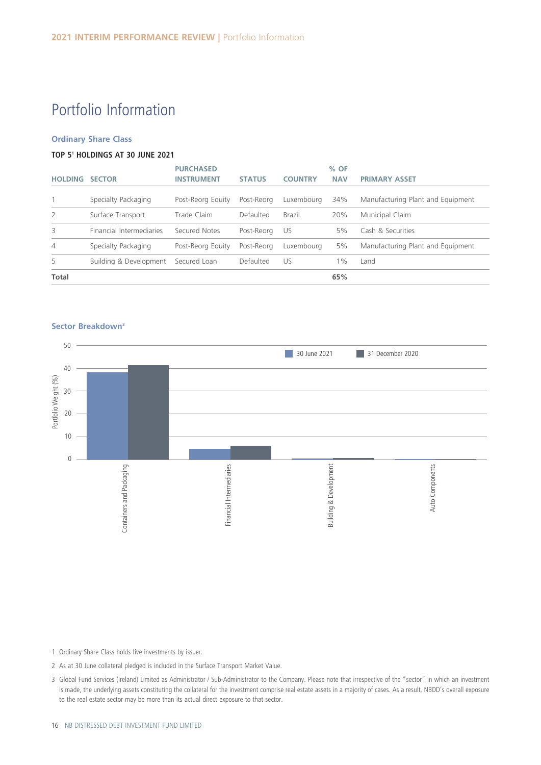# Portfolio Information

### Ordinary Share Class

**TOP 5[1] HOLDINGS AT 30 JUNE 2021**

| HOLDING | SECTOR | PURCHASED INSTRUMENT | STATUS | COUNTRY | % OF NAV | PRIMARY ASSET |
|---|---|---|---|---|---|---|
| 1 | Specialty Packaging | Post-Reorg Equity | Post-Reorg | Luxembourg | 34% | Manufacturing Plant and Equipment |
| 2 | Surface Transport | Trade Claim | Defaulted | Brazil | 20% | Municipal Claim |
| 3 | Financial Intermediaries | Secured Notes | Post-Reorg | US | 5% | Cash & Securities |
| 4 | Specialty Packaging | Post-Reorg Equity | Post-Reorg | Luxembourg | 5% | Manufacturing Plant and Equipment |
| 5 | Building & Development | Secured Loan | Defaulted | US | 1% | Land |
| **Total** | | | | | **65%** | |

### Sector Breakdown[3]

30 June 2021
31 December 2020

Portfolio Weight (%)

50
40
30
20
10
0

Containers and Packaging
Financial Intermediaries
Building & Development
Auto Components

1 Ordinary Share Class holds five investments by issuer.

2 As at 30 June collateral pledged is included in the Surface Transport Market Value.

3 Global Fund Services (Ireland) Limited as Administrator / Sub-Administrator to the Company. Please note that irrespective of the "sector" in which an investment is made, the underlying assets constituting the collateral for the investment comprise real estate assets in a majority of cases. As a result, NBDD's overall exposure to the real estate sector may be more than its actual direct exposure to that sector.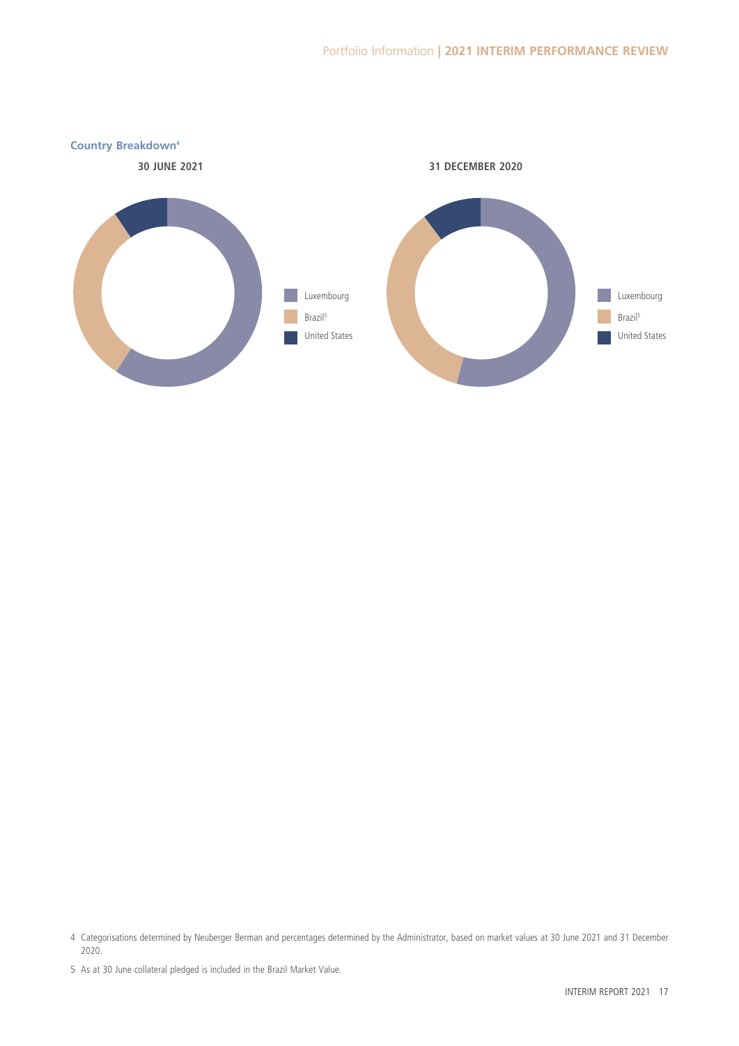### Country Breakdown[4]

**30 JUNE 2021**

Luxembourg

Brazil[5]

United States

**31 DECEMBER 2020**

Luxembourg

Brazil[5]

United States

4 Categorisations determined by Neuberger Berman and percentages determined by the Administrator, based on market values at 30 June 2021 and 31 December 2020.

5 As at 30 June collateral pledged is included in the Brazil Market Value.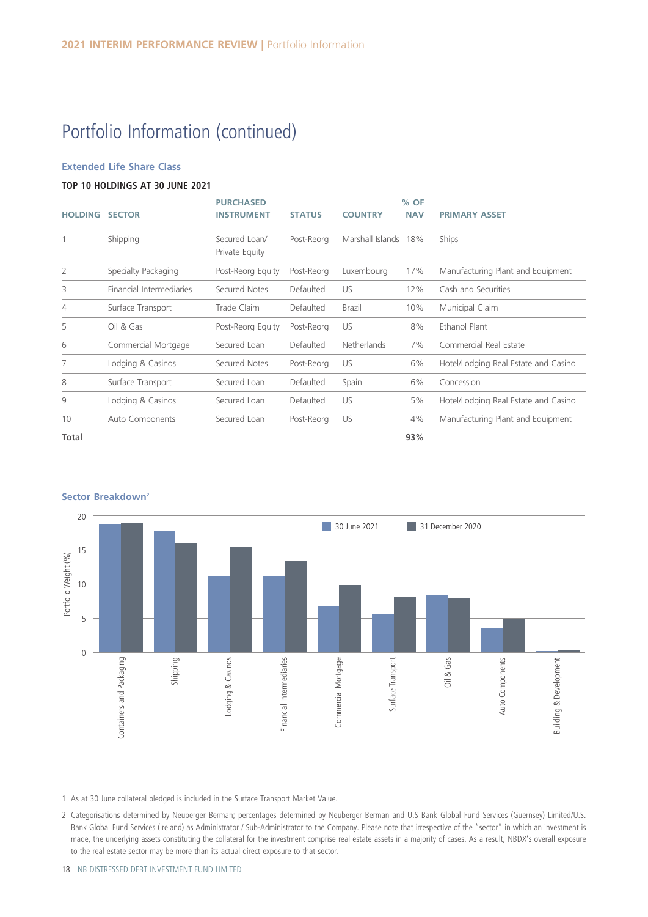# Portfolio Information (continued)

### Extended Life Share Class

**TOP 10 HOLDINGS AT 30 JUNE 2021**

| HOLDING | SECTOR | PURCHASED INSTRUMENT | STATUS | COUNTRY | % OF NAV | PRIMARY ASSET |
|---|---|---|---|---|---|---|
| 1 | Shipping | Secured Loan/ Private Equity | Post-Reorg | Marshall Islands | 18% | Ships |
| 2 | Specialty Packaging | Post-Reorg Equity | Post-Reorg | Luxembourg | 17% | Manufacturing Plant and Equipment |
| 3 | Financial Intermediaries | Secured Notes | Defaulted | US | 12% | Cash and Securities |
| 4 | Surface Transport | Trade Claim | Defaulted | Brazil | 10% | Municipal Claim |
| 5 | Oil & Gas | Post-Reorg Equity | Post-Reorg | US | 8% | Ethanol Plant |
| 6 | Commercial Mortgage | Secured Loan | Defaulted | Netherlands | 7% | Commercial Real Estate |
| 7 | Lodging & Casinos | Secured Notes | Post-Reorg | US | 6% | Hotel/Lodging Real Estate and Casino |
| 8 | Surface Transport | Secured Loan | Defaulted | Spain | 6% | Concession |
| 9 | Lodging & Casinos | Secured Loan | Defaulted | US | 5% | Hotel/Lodging Real Estate and Casino |
| 10 | Auto Components | Secured Loan | Post-Reorg | US | 4% | Manufacturing Plant and Equipment |
| **Total** | | | | | **93%** | |

### Sector Breakdown[2]

Portfolio Weight (%)

20
15
10
5
0

30 June 2021
31 December 2020

Containers and Packaging
Shipping
Lodging & Casinos
Financial Intermediaries
Commercial Mortgage
Surface Transport
Oil & Gas
Auto Components
Building & Development

1 As at 30 June collateral pledged is included in the Surface Transport Market Value.

2 Categorisations determined by Neuberger Berman; percentages determined by Neuberger Berman and U.S Bank Global Fund Services (Guernsey) Limited/U.S. Bank Global Fund Services (Ireland) as Administrator / Sub-Administrator to the Company. Please note that irrespective of the "sector" in which an investment is made, the underlying assets constituting the collateral for the investment comprise real estate assets in a majority of cases. As a result, NBDX's overall exposure to the real estate sector may be more than its actual direct exposure to that sector.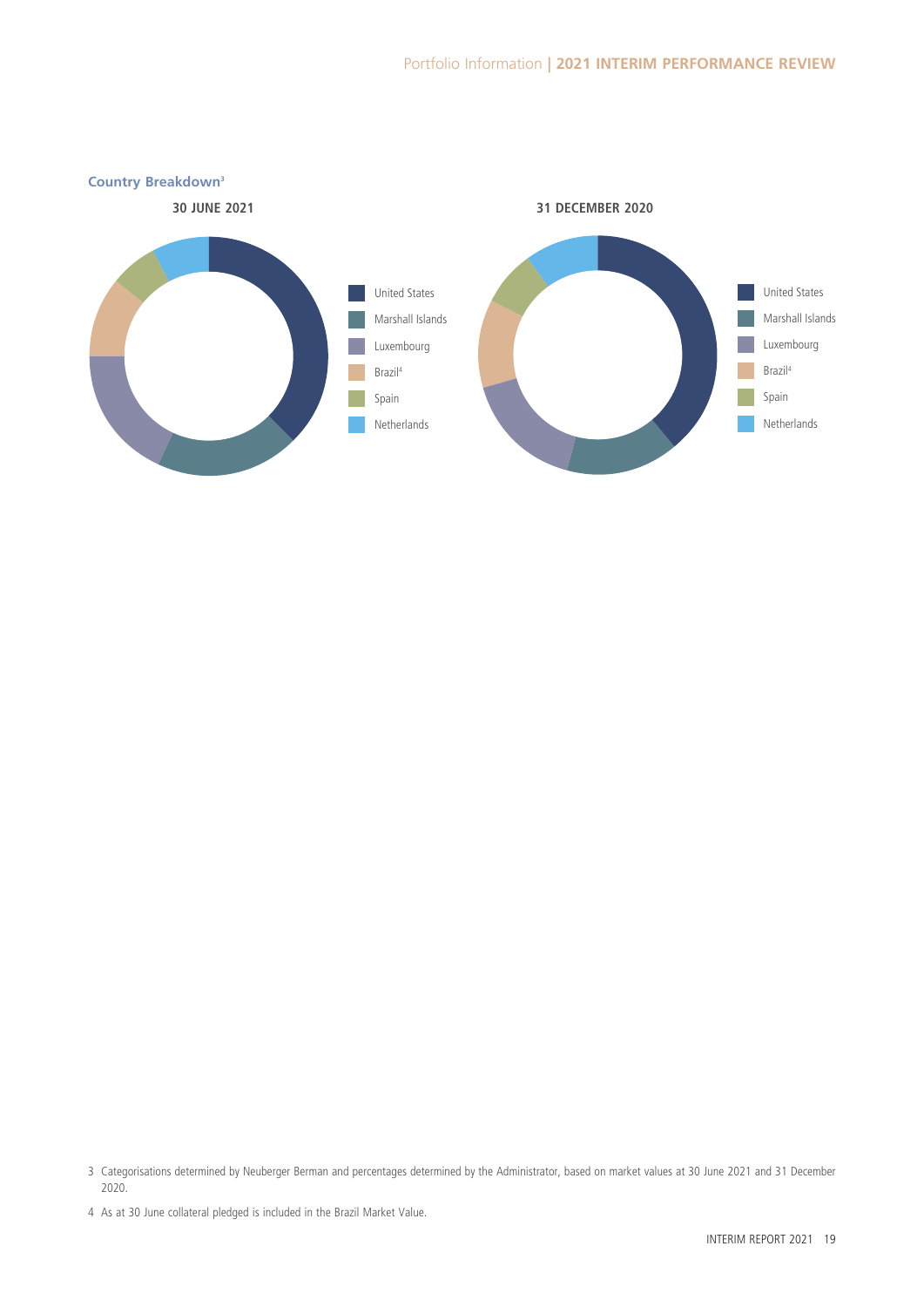**Country Breakdown**[3]

**30 JUNE 2021**

United States

Marshall Islands

Luxembourg

Brazil[4]

Spain

Netherlands

**31 DECEMBER 2020**

United States

Marshall Islands

Luxembourg

Brazil[4]

Spain

Netherlands

3 Categorisations determined by Neuberger Berman and percentages determined by the Administrator, based on market values at 30 June 2021 and 31 December 2020.

4 As at 30 June collateral pledged is included in the Brazil Market Value.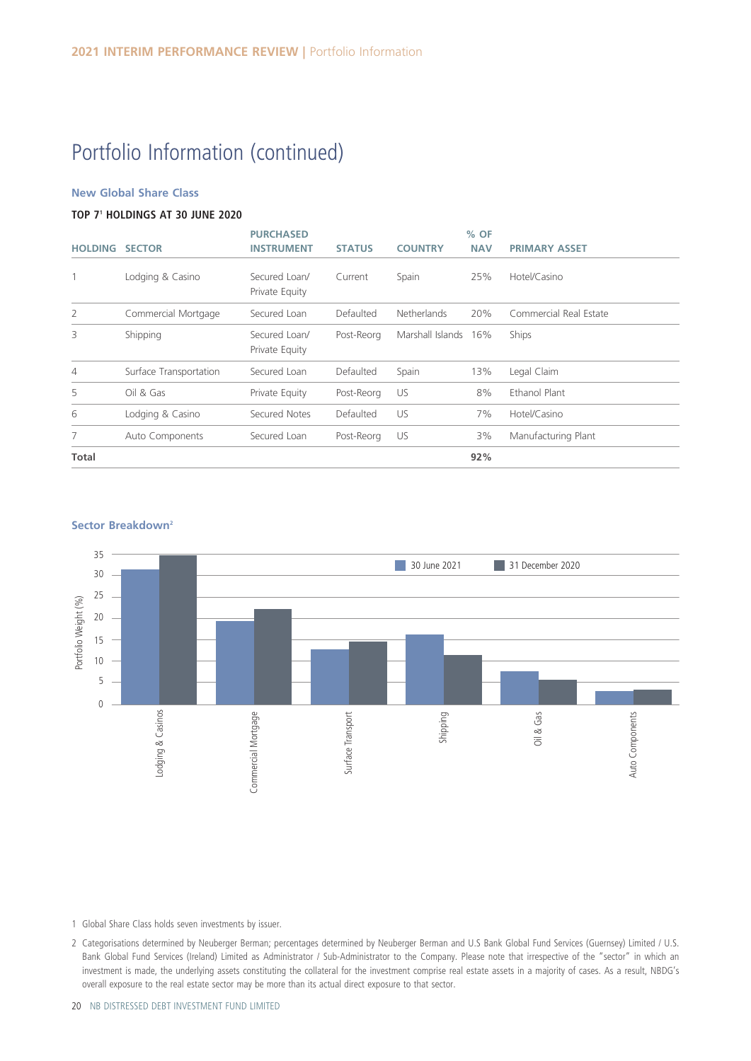# Portfolio Information (continued)

### New Global Share Class

**TOP 7[1] HOLDINGS AT 30 JUNE 2020**

| HOLDING | SECTOR | PURCHASED INSTRUMENT | STATUS | COUNTRY | % OF NAV | PRIMARY ASSET |
|---|---|---|---|---|---|---|
| 1 | Lodging & Casino | Secured Loan/ Private Equity | Current | Spain | 25% | Hotel/Casino |
| 2 | Commercial Mortgage | Secured Loan | Defaulted | Netherlands | 20% | Commercial Real Estate |
| 3 | Shipping | Secured Loan/ Private Equity | Post-Reorg | Marshall Islands | 16% | Ships |
| 4 | Surface Transportation | Secured Loan | Defaulted | Spain | 13% | Legal Claim |
| 5 | Oil & Gas | Private Equity | Post-Reorg | US | 8% | Ethanol Plant |
| 6 | Lodging & Casino | Secured Notes | Defaulted | US | 7% | Hotel/Casino |
| 7 | Auto Components | Secured Loan | Post-Reorg | US | 3% | Manufacturing Plant |
| **Total** | | | | | **92%** | |

### Sector Breakdown[2]

Portfolio Weight (%)

35
30
25
20
15
10
5
0

30 June 2021
31 December 2020

Lodging & Casinos
Commercial Mortgage
Surface Transport
Shipping
Oil & Gas
Auto Components

1 Global Share Class holds seven investments by issuer.

2 Categorisations determined by Neuberger Berman; percentages determined by Neuberger Berman and U.S Bank Global Fund Services (Guernsey) Limited / U.S. Bank Global Fund Services (Ireland) Limited as Administrator / Sub-Administrator to the Company. Please note that irrespective of the "sector" in which an investment is made, the underlying assets constituting the collateral for the investment comprise real estate assets in a majority of cases. As a result, NBDG's overall exposure to the real estate sector may be more than its actual direct exposure to that sector.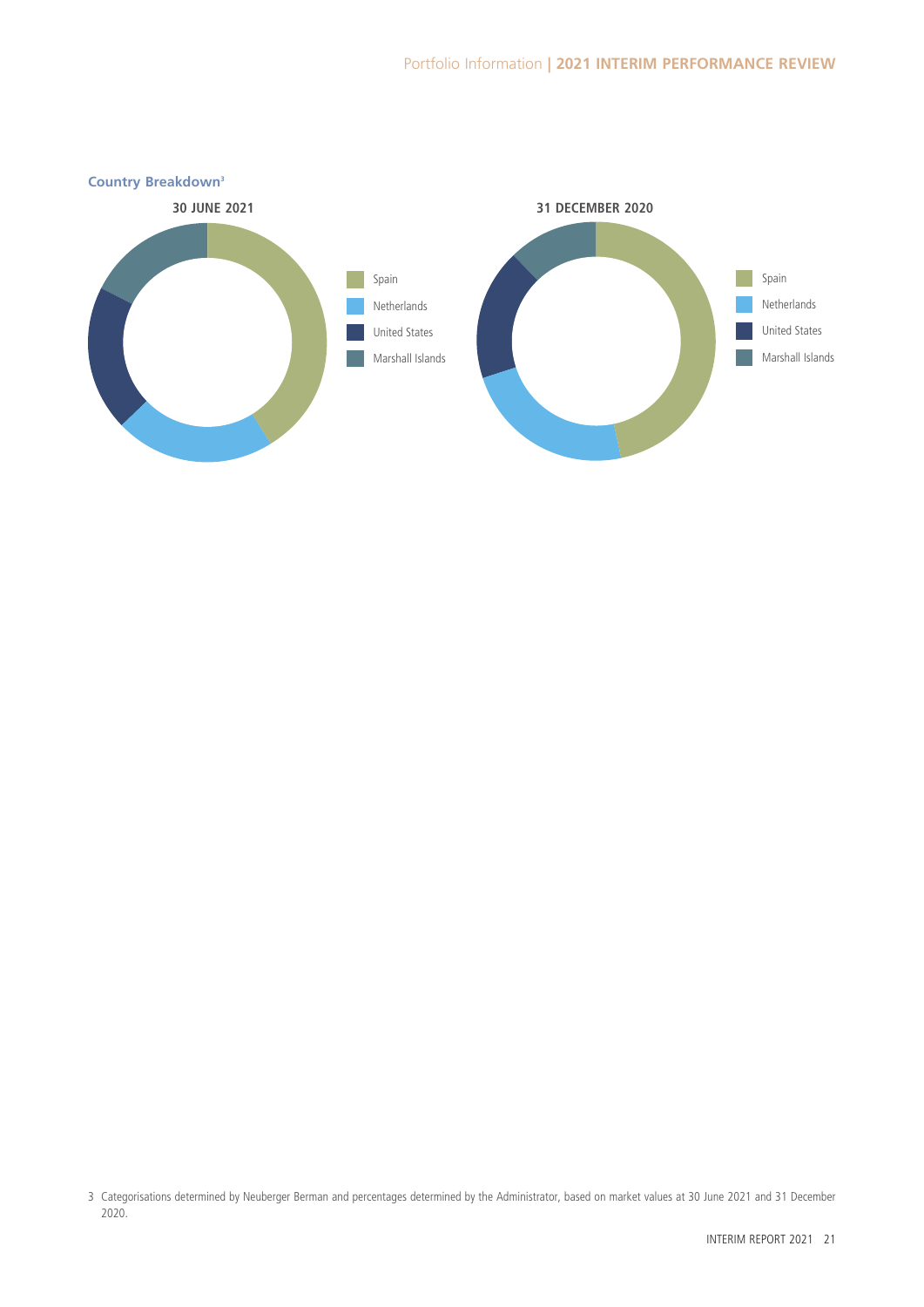**Country Breakdown**[3]

30 JUNE 2021

Spain

Netherlands

United States

Marshall Islands

31 DECEMBER 2020

Spain

Netherlands

United States

Marshall Islands

3 Categorisations determined by Neuberger Berman and percentages determined by the Administrator, based on market values at 30 June 2021 and 31 December 2020.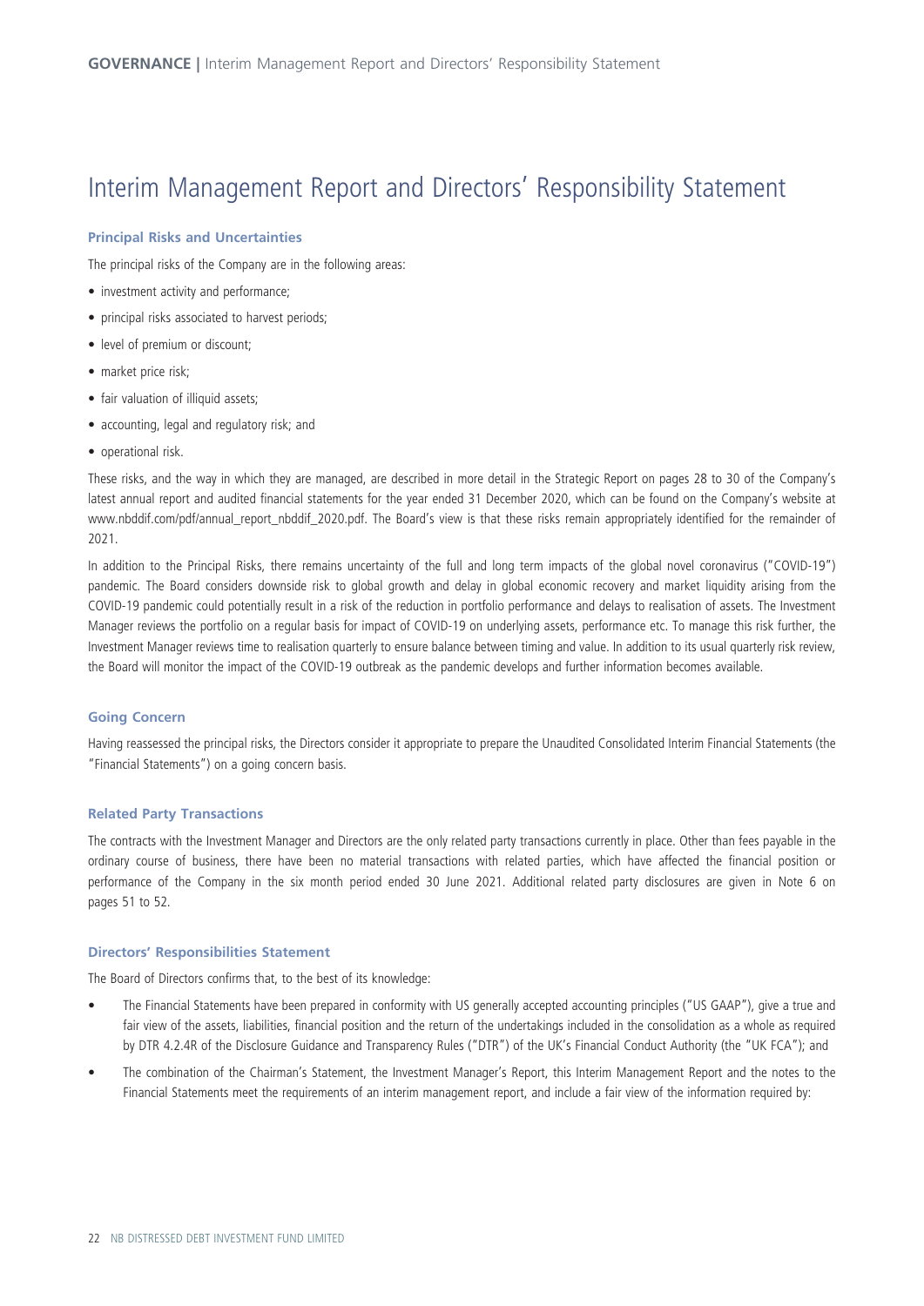# Interim Management Report and Directors' Responsibility Statement

### Principal Risks and Uncertainties

The principal risks of the Company are in the following areas:

- investment activity and performance;
- principal risks associated to harvest periods;
- level of premium or discount;
- market price risk;
- fair valuation of illiquid assets;
- accounting, legal and regulatory risk; and
- operational risk.

These risks, and the way in which they are managed, are described in more detail in the Strategic Report on pages 28 to 30 of the Company's latest annual report and audited financial statements for the year ended 31 December 2020, which can be found on the Company's website at www.nbddif.com/pdf/annual_report_nbddif_2020.pdf. The Board's view is that these risks remain appropriately identified for the remainder of 2021.

In addition to the Principal Risks, there remains uncertainty of the full and long term impacts of the global novel coronavirus ("COVID-19") pandemic. The Board considers downside risk to global growth and delay in global economic recovery and market liquidity arising from the COVID-19 pandemic could potentially result in a risk of the reduction in portfolio performance and delays to realisation of assets. The Investment Manager reviews the portfolio on a regular basis for impact of COVID-19 on underlying assets, performance etc. To manage this risk further, the Investment Manager reviews time to realisation quarterly to ensure balance between timing and value. In addition to its usual quarterly risk review, the Board will monitor the impact of the COVID-19 outbreak as the pandemic develops and further information becomes available.

### Going Concern

Having reassessed the principal risks, the Directors consider it appropriate to prepare the Unaudited Consolidated Interim Financial Statements (the "Financial Statements") on a going concern basis.

### Related Party Transactions

The contracts with the Investment Manager and Directors are the only related party transactions currently in place. Other than fees payable in the ordinary course of business, there have been no material transactions with related parties, which have affected the financial position or performance of the Company in the six month period ended 30 June 2021. Additional related party disclosures are given in Note 6 on pages 51 to 52.

### Directors' Responsibilities Statement

The Board of Directors confirms that, to the best of its knowledge:

- The Financial Statements have been prepared in conformity with US generally accepted accounting principles ("US GAAP"), give a true and fair view of the assets, liabilities, financial position and the return of the undertakings included in the consolidation as a whole as required by DTR 4.2.4R of the Disclosure Guidance and Transparency Rules ("DTR") of the UK's Financial Conduct Authority (the "UK FCA"); and
- The combination of the Chairman's Statement, the Investment Manager's Report, this Interim Management Report and the notes to the Financial Statements meet the requirements of an interim management report, and include a fair view of the information required by: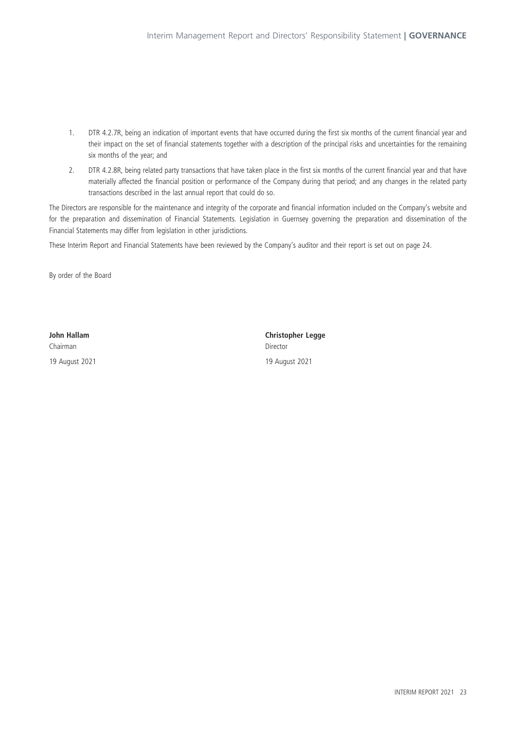1. DTR 4.2.7R, being an indication of important events that have occurred during the first six months of the current financial year and their impact on the set of financial statements together with a description of the principal risks and uncertainties for the remaining six months of the year; and
2. DTR 4.2.8R, being related party transactions that have taken place in the first six months of the current financial year and that have materially affected the financial position or performance of the Company during that period; and any changes in the related party transactions described in the last annual report that could do so.

The Directors are responsible for the maintenance and integrity of the corporate and financial information included on the Company's website and for the preparation and dissemination of Financial Statements. Legislation in Guernsey governing the preparation and dissemination of the Financial Statements may differ from legislation in other jurisdictions.

These Interim Report and Financial Statements have been reviewed by the Company's auditor and their report is set out on page 24.

By order of the Board

**John Hallam**
Chairman
19 August 2021

**Christopher Legge**
Director
19 August 2021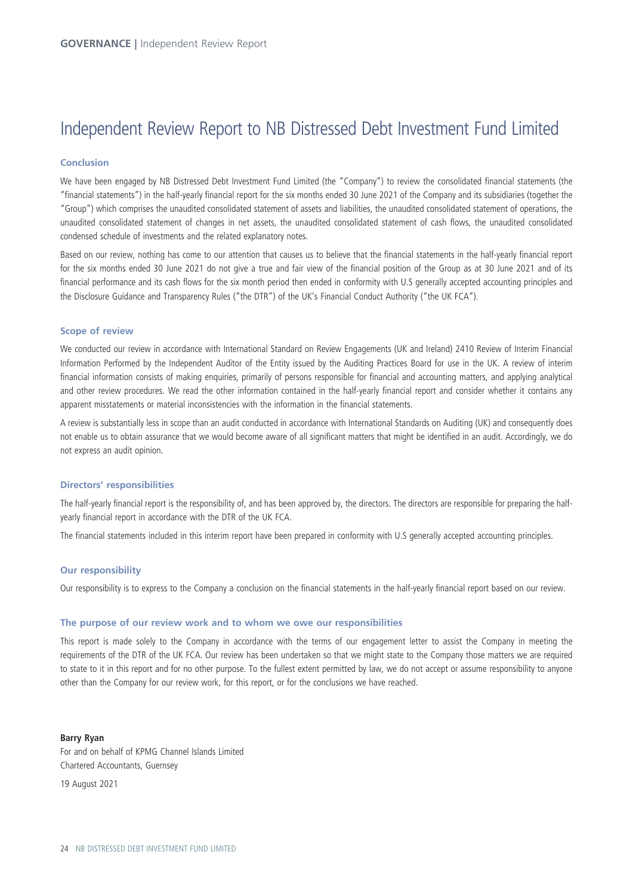# Independent Review Report to NB Distressed Debt Investment Fund Limited

### Conclusion

We have been engaged by NB Distressed Debt Investment Fund Limited (the "Company") to review the consolidated financial statements (the "financial statements") in the half-yearly financial report for the six months ended 30 June 2021 of the Company and its subsidiaries (together the "Group") which comprises the unaudited consolidated statement of assets and liabilities, the unaudited consolidated statement of operations, the unaudited consolidated statement of changes in net assets, the unaudited consolidated statement of cash flows, the unaudited consolidated condensed schedule of investments and the related explanatory notes.

Based on our review, nothing has come to our attention that causes us to believe that the financial statements in the half-yearly financial report for the six months ended 30 June 2021 do not give a true and fair view of the financial position of the Group as at 30 June 2021 and of its financial performance and its cash flows for the six month period then ended in conformity with U.S generally accepted accounting principles and the Disclosure Guidance and Transparency Rules ("the DTR") of the UK's Financial Conduct Authority ("the UK FCA").

### Scope of review

We conducted our review in accordance with International Standard on Review Engagements (UK and Ireland) 2410 Review of Interim Financial Information Performed by the Independent Auditor of the Entity issued by the Auditing Practices Board for use in the UK. A review of interim financial information consists of making enquiries, primarily of persons responsible for financial and accounting matters, and applying analytical and other review procedures. We read the other information contained in the half-yearly financial report and consider whether it contains any apparent misstatements or material inconsistencies with the information in the financial statements.

A review is substantially less in scope than an audit conducted in accordance with International Standards on Auditing (UK) and consequently does not enable us to obtain assurance that we would become aware of all significant matters that might be identified in an audit. Accordingly, we do not express an audit opinion.

### Directors' responsibilities

The half-yearly financial report is the responsibility of, and has been approved by, the directors. The directors are responsible for preparing the half-yearly financial report in accordance with the DTR of the UK FCA.

The financial statements included in this interim report have been prepared in conformity with U.S generally accepted accounting principles.

### Our responsibility

Our responsibility is to express to the Company a conclusion on the financial statements in the half-yearly financial report based on our review.

### The purpose of our review work and to whom we owe our responsibilities

This report is made solely to the Company in accordance with the terms of our engagement letter to assist the Company in meeting the requirements of the DTR of the UK FCA. Our review has been undertaken so that we might state to the Company those matters we are required to state to it in this report and for no other purpose. To the fullest extent permitted by law, we do not accept or assume responsibility to anyone other than the Company for our review work, for this report, or for the conclusions we have reached.

**Barry Ryan**
For and on behalf of KPMG Channel Islands Limited
Chartered Accountants, Guernsey

19 August 2021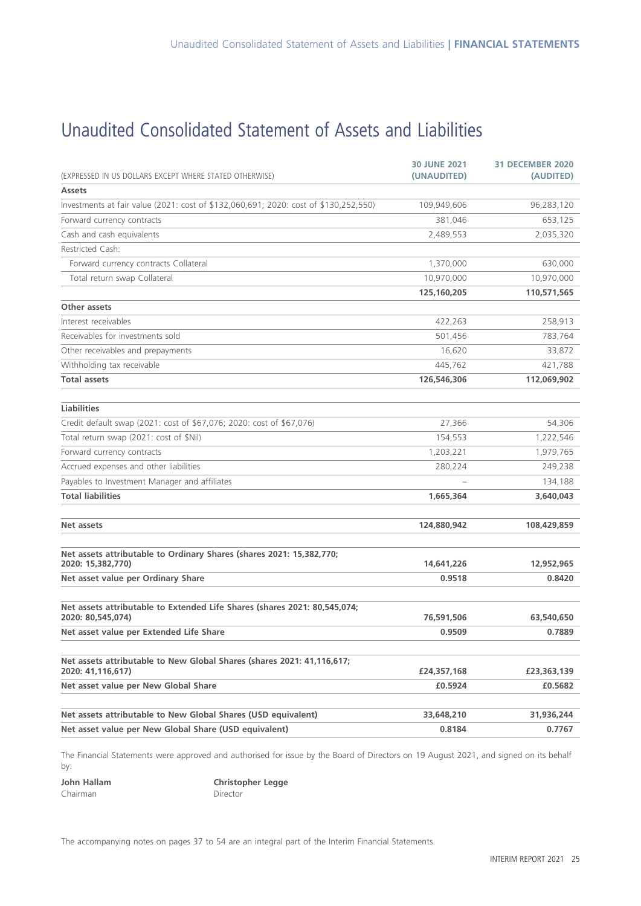# Unaudited Consolidated Statement of Assets and Liabilities

| (EXPRESSED IN US DOLLARS EXCEPT WHERE STATED OTHERWISE) | 30 JUNE 2021 (UNAUDITED) | 31 DECEMBER 2020 (AUDITED) |
|---|---|---|
| **Assets** | | |
| Investments at fair value (2021: cost of $132,060,691; 2020: cost of $130,252,550) | 109,949,606 | 96,283,120 |
| Forward currency contracts | 381,046 | 653,125 |
| Cash and cash equivalents | 2,489,553 | 2,035,320 |
| Restricted Cash: | | |
| Forward currency contracts Collateral | 1,370,000 | 630,000 |
| Total return swap Collateral | 10,970,000 | 10,970,000 |
| | **125,160,205** | **110,571,565** |
| **Other assets** | | |
| Interest receivables | 422,263 | 258,913 |
| Receivables for investments sold | 501,456 | 783,764 |
| Other receivables and prepayments | 16,620 | 33,872 |
| Withholding tax receivable | 445,762 | 421,788 |
| **Total assets** | **126,546,306** | **112,069,902** |
| | | |
| **Liabilities** | | |
| Credit default swap (2021: cost of $67,076; 2020: cost of $67,076) | 27,366 | 54,306 |
| Total return swap (2021: cost of $Nil) | 154,553 | 1,222,546 |
| Forward currency contracts | 1,203,221 | 1,979,765 |
| Accrued expenses and other liabilities | 280,224 | 249,238 |
| Payables to Investment Manager and affiliates | – | 134,188 |
| **Total liabilities** | **1,665,364** | **3,640,043** |
| | | |
| **Net assets** | **124,880,942** | **108,429,859** |
| | | |
| **Net assets attributable to Ordinary Shares (shares 2021: 15,382,770; 2020: 15,382,770)** | **14,641,226** | **12,952,965** |
| **Net asset value per Ordinary Share** | **0.9518** | **0.8420** |
| | | |
| **Net assets attributable to Extended Life Shares (shares 2021: 80,545,074; 2020: 80,545,074)** | **76,591,506** | **63,540,650** |
| **Net asset value per Extended Life Share** | **0.9509** | **0.7889** |
| | | |
| **Net assets attributable to New Global Shares (shares 2021: 41,116,617; 2020: 41,116,617)** | **£24,357,168** | **£23,363,139** |
| **Net asset value per New Global Share** | **£0.5924** | **£0.5682** |
| | | |
| **Net assets attributable to New Global Shares (USD equivalent)** | **33,648,210** | **31,936,244** |
| **Net asset value per New Global Share (USD equivalent)** | **0.8184** | **0.7767** |

The Financial Statements were approved and authorised for issue by the Board of Directors on 19 August 2021, and signed on its behalf by:

**John Hallam**
Chairman

**Christopher Legge**
Director

The accompanying notes on pages 37 to 54 are an integral part of the Interim Financial Statements.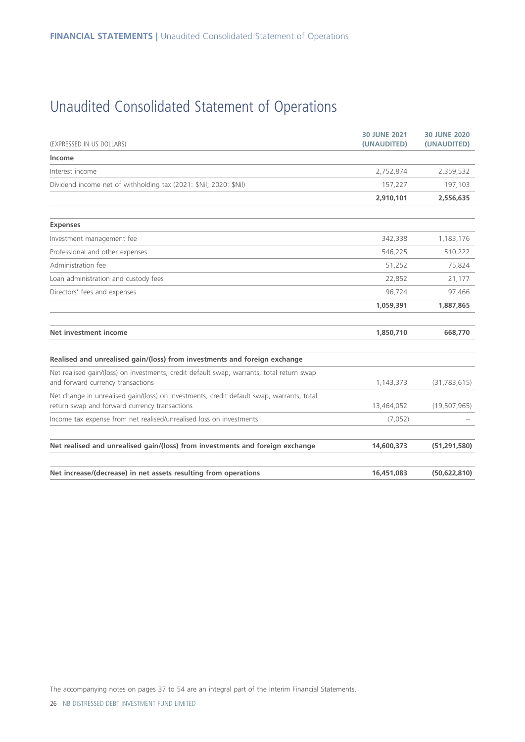# Unaudited Consolidated Statement of Operations

| (EXPRESSED IN US DOLLARS) | 30 JUNE 2021 (UNAUDITED) | 30 JUNE 2020 (UNAUDITED) |
|---|---|---|
| **Income** | | |
| Interest income | 2,752,874 | 2,359,532 |
| Dividend income net of withholding tax (2021: $Nil; 2020: $Nil) | 157,227 | 197,103 |
| | **2,910,101** | **2,556,635** |
| **Expenses** | | |
| Investment management fee | 342,338 | 1,183,176 |
| Professional and other expenses | 546,225 | 510,222 |
| Administration fee | 51,252 | 75,824 |
| Loan administration and custody fees | 22,852 | 21,177 |
| Directors' fees and expenses | 96,724 | 97,466 |
| | **1,059,391** | **1,887,865** |
| **Net investment income** | **1,850,710** | **668,770** |
| **Realised and unrealised gain/(loss) from investments and foreign exchange** | | |
| Net realised gain/(loss) on investments, credit default swap, warrants, total return swap and forward currency transactions | 1,143,373 | (31,783,615) |
| Net change in unrealised gain/(loss) on investments, credit default swap, warrants, total return swap and forward currency transactions | 13,464,052 | (19,507,965) |
| Income tax expense from net realised/unrealised loss on investments | (7,052) | – |
| **Net realised and unrealised gain/(loss) from investments and foreign exchange** | **14,600,373** | **(51,291,580)** |
| **Net increase/(decrease) in net assets resulting from operations** | **16,451,083** | **(50,622,810)** |

The accompanying notes on pages 37 to 54 are an integral part of the Interim Financial Statements.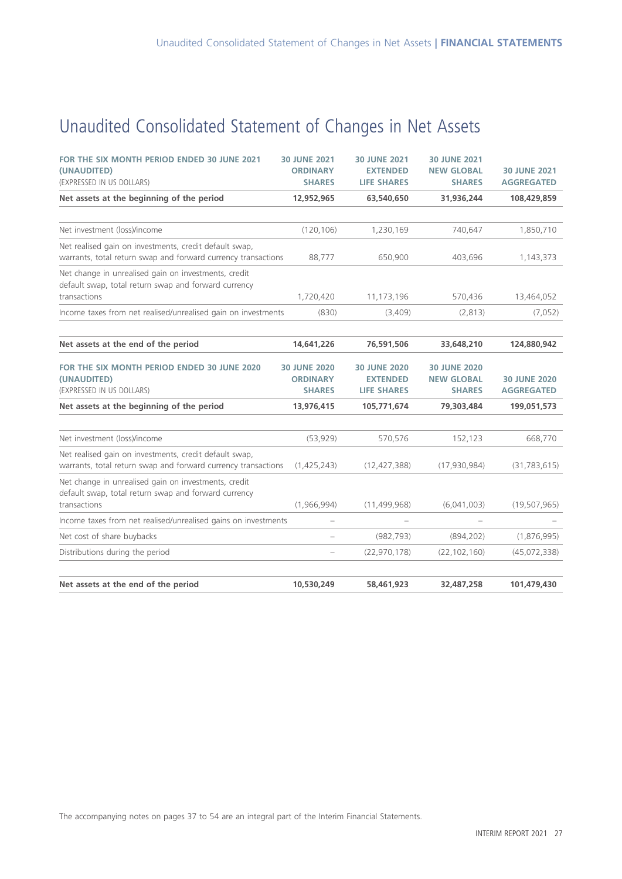# Unaudited Consolidated Statement of Changes in Net Assets

| FOR THE SIX MONTH PERIOD ENDED 30 JUNE 2021 (UNAUDITED) (EXPRESSED IN US DOLLARS) | 30 JUNE 2021 ORDINARY SHARES | 30 JUNE 2021 EXTENDED LIFE SHARES | 30 JUNE 2021 NEW GLOBAL SHARES | 30 JUNE 2021 AGGREGATED |
|---|---|---|---|---|
| **Net assets at the beginning of the period** | **12,952,965** | **63,540,650** | **31,936,244** | **108,429,859** |
| Net investment (loss)/income | (120,106) | 1,230,169 | 740,647 | 1,850,710 |
| Net realised gain on investments, credit default swap, warrants, total return swap and forward currency transactions | 88,777 | 650,900 | 403,696 | 1,143,373 |
| Net change in unrealised gain on investments, credit default swap, total return swap and forward currency transactions | 1,720,420 | 11,173,196 | 570,436 | 13,464,052 |
| Income taxes from net realised/unrealised gain on investments | (830) | (3,409) | (2,813) | (7,052) |
| **Net assets at the end of the period** | **14,641,226** | **76,591,506** | **33,648,210** | **124,880,942** |

| FOR THE SIX MONTH PERIOD ENDED 30 JUNE 2020 (UNAUDITED) (EXPRESSED IN US DOLLARS) | 30 JUNE 2020 ORDINARY SHARES | 30 JUNE 2020 EXTENDED LIFE SHARES | 30 JUNE 2020 NEW GLOBAL SHARES | 30 JUNE 2020 AGGREGATED |
|---|---|---|---|---|
| **Net assets at the beginning of the period** | **13,976,415** | **105,771,674** | **79,303,484** | **199,051,573** |
| Net investment (loss)/income | (53,929) | 570,576 | 152,123 | 668,770 |
| Net realised gain on investments, credit default swap, warrants, total return swap and forward currency transactions | (1,425,243) | (12,427,388) | (17,930,984) | (31,783,615) |
| Net change in unrealised gain on investments, credit default swap, total return swap and forward currency transactions | (1,966,994) | (11,499,968) | (6,041,003) | (19,507,965) |
| Income taxes from net realised/unrealised gains on investments | – | – | – | – |
| Net cost of share buybacks | – | (982,793) | (894,202) | (1,876,995) |
| Distributions during the period | – | (22,970,178) | (22,102,160) | (45,072,338) |
| **Net assets at the end of the period** | **10,530,249** | **58,461,923** | **32,487,258** | **101,479,430** |

The accompanying notes on pages 37 to 54 are an integral part of the Interim Financial Statements.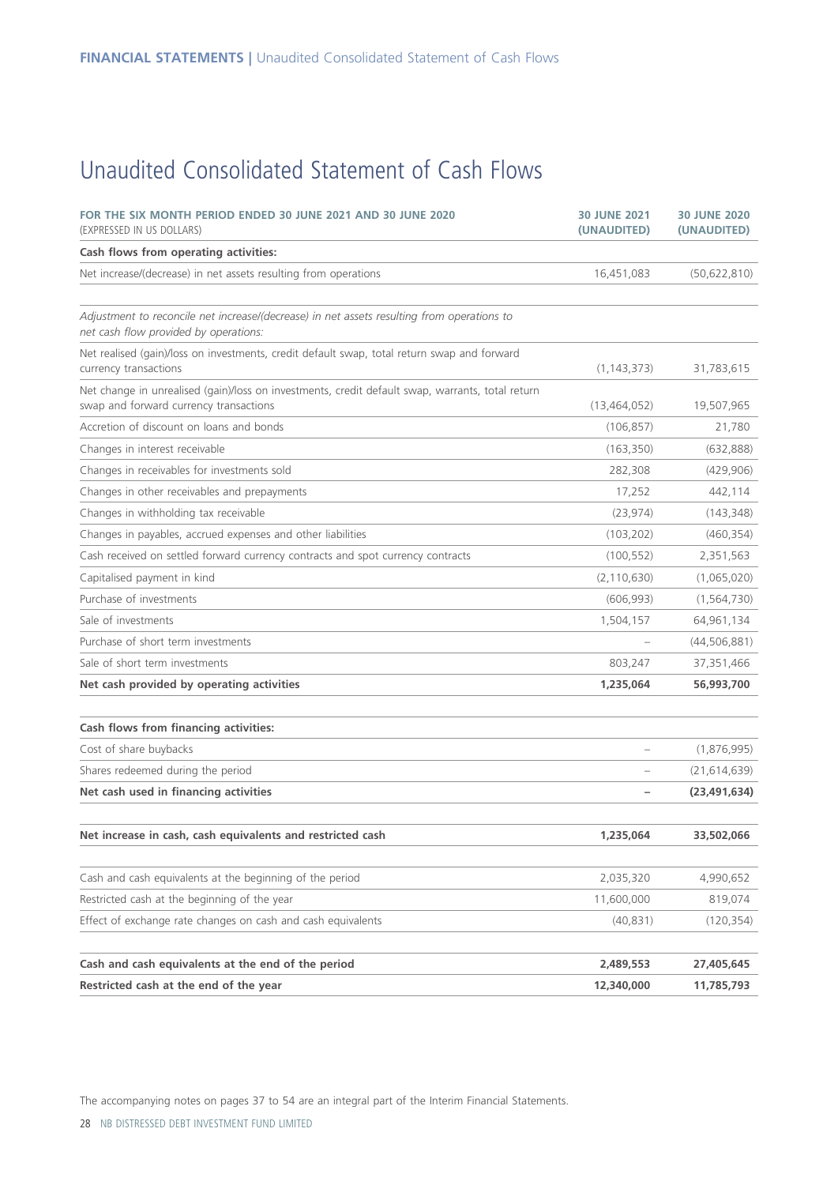# Unaudited Consolidated Statement of Cash Flows

| FOR THE SIX MONTH PERIOD ENDED 30 JUNE 2021 AND 30 JUNE 2020 (EXPRESSED IN US DOLLARS) | 30 JUNE 2021 (UNAUDITED) | 30 JUNE 2020 (UNAUDITED) |
|---|---|---|
| **Cash flows from operating activities:** | | |
| Net increase/(decrease) in net assets resulting from operations | 16,451,083 | (50,622,810) |
| *Adjustment to reconcile net increase/(decrease) in net assets resulting from operations to net cash flow provided by operations:* | | |
| Net realised (gain)/loss on investments, credit default swap, total return swap and forward currency transactions | (1,143,373) | 31,783,615 |
| Net change in unrealised (gain)/loss on investments, credit default swap, warrants, total return swap and forward currency transactions | (13,464,052) | 19,507,965 |
| Accretion of discount on loans and bonds | (106,857) | 21,780 |
| Changes in interest receivable | (163,350) | (632,888) |
| Changes in receivables for investments sold | 282,308 | (429,906) |
| Changes in other receivables and prepayments | 17,252 | 442,114 |
| Changes in withholding tax receivable | (23,974) | (143,348) |
| Changes in payables, accrued expenses and other liabilities | (103,202) | (460,354) |
| Cash received on settled forward currency contracts and spot currency contracts | (100,552) | 2,351,563 |
| Capitalised payment in kind | (2,110,630) | (1,065,020) |
| Purchase of investments | (606,993) | (1,564,730) |
| Sale of investments | 1,504,157 | 64,961,134 |
| Purchase of short term investments | – | (44,506,881) |
| Sale of short term investments | 803,247 | 37,351,466 |
| **Net cash provided by operating activities** | **1,235,064** | **56,993,700** |
| **Cash flows from financing activities:** | | |
| Cost of share buybacks | – | (1,876,995) |
| Shares redeemed during the period | – | (21,614,639) |
| **Net cash used in financing activities** | **–** | **(23,491,634)** |
| **Net increase in cash, cash equivalents and restricted cash** | **1,235,064** | **33,502,066** |
| Cash and cash equivalents at the beginning of the period | 2,035,320 | 4,990,652 |
| Restricted cash at the beginning of the year | 11,600,000 | 819,074 |
| Effect of exchange rate changes on cash and cash equivalents | (40,831) | (120,354) |
| **Cash and cash equivalents at the end of the period** | **2,489,553** | **27,405,645** |
| **Restricted cash at the end of the year** | **12,340,000** | **11,785,793** |

The accompanying notes on pages 37 to 54 are an integral part of the Interim Financial Statements.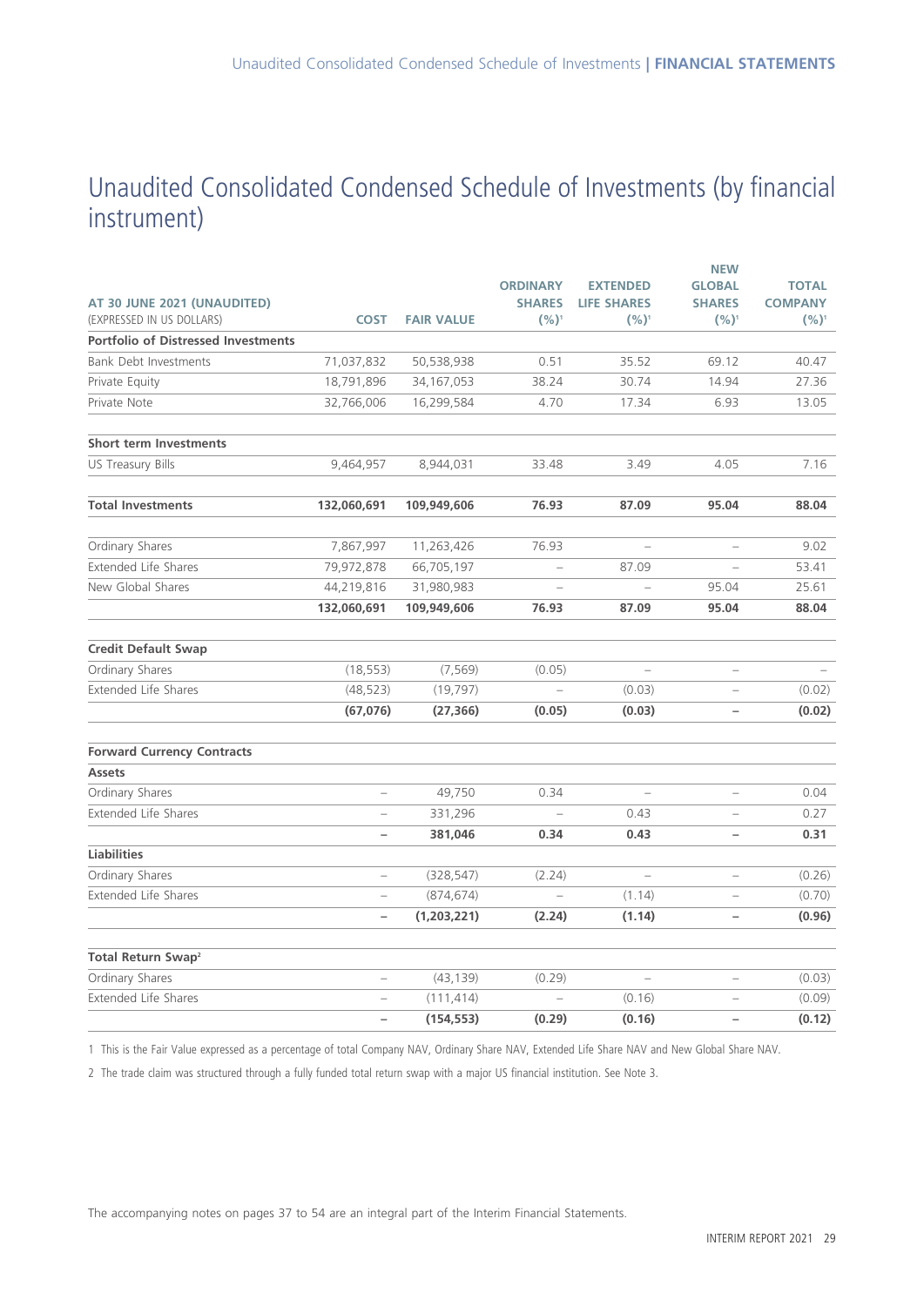# Unaudited Consolidated Condensed Schedule of Investments (by financial instrument)

| AT 30 JUNE 2021 (UNAUDITED) (EXPRESSED IN US DOLLARS) | COST | FAIR VALUE | ORDINARY SHARES (%)[1] | EXTENDED LIFE SHARES (%)[1] | NEW GLOBAL SHARES (%)[1] | TOTAL COMPANY (%)[1] |
|---|---|---|---|---|---|---|
| **Portfolio of Distressed Investments** | | | | | | |
| Bank Debt Investments | 71,037,832 | 50,538,938 | 0.51 | 35.52 | 69.12 | 40.47 |
| Private Equity | 18,791,896 | 34,167,053 | 38.24 | 30.74 | 14.94 | 27.36 |
| Private Note | 32,766,006 | 16,299,584 | 4.70 | 17.34 | 6.93 | 13.05 |
| **Short term Investments** | | | | | | |
| US Treasury Bills | 9,464,957 | 8,944,031 | 33.48 | 3.49 | 4.05 | 7.16 |
| **Total Investments** | **132,060,691** | **109,949,606** | **76.93** | **87.09** | **95.04** | **88.04** |
| Ordinary Shares | 7,867,997 | 11,263,426 | 76.93 | – | – | 9.02 |
| Extended Life Shares | 79,972,878 | 66,705,197 | – | 87.09 | – | 53.41 |
| New Global Shares | 44,219,816 | 31,980,983 | – | – | 95.04 | 25.61 |
| | **132,060,691** | **109,949,606** | **76.93** | **87.09** | **95.04** | **88.04** |
| **Credit Default Swap** | | | | | | |
| Ordinary Shares | (18,553) | (7,569) | (0.05) | – | – | – |
| Extended Life Shares | (48,523) | (19,797) | – | (0.03) | – | (0.02) |
| | **(67,076)** | **(27,366)** | **(0.05)** | **(0.03)** | **–** | **(0.02)** |
| **Forward Currency Contracts** | | | | | | |
| **Assets** | | | | | | |
| Ordinary Shares | – | 49,750 | 0.34 | – | – | 0.04 |
| Extended Life Shares | – | 331,296 | – | 0.43 | – | 0.27 |
| | **–** | **381,046** | **0.34** | **0.43** | **–** | **0.31** |
| **Liabilities** | | | | | | |
| Ordinary Shares | – | (328,547) | (2.24) | – | – | (0.26) |
| Extended Life Shares | – | (874,674) | – | (1.14) | – | (0.70) |
| | **–** | **(1,203,221)** | **(2.24)** | **(1.14)** | **–** | **(0.96)** |
| **Total Return Swap**[2] | | | | | | |
| Ordinary Shares | – | (43,139) | (0.29) | – | – | (0.03) |
| Extended Life Shares | – | (111,414) | – | (0.16) | – | (0.09) |
| | **–** | **(154,553)** | **(0.29)** | **(0.16)** | **–** | **(0.12)** |

1 This is the Fair Value expressed as a percentage of total Company NAV, Ordinary Share NAV, Extended Life Share NAV and New Global Share NAV.

2 The trade claim was structured through a fully funded total return swap with a major US financial institution. See Note 3.

The accompanying notes on pages 37 to 54 are an integral part of the Interim Financial Statements.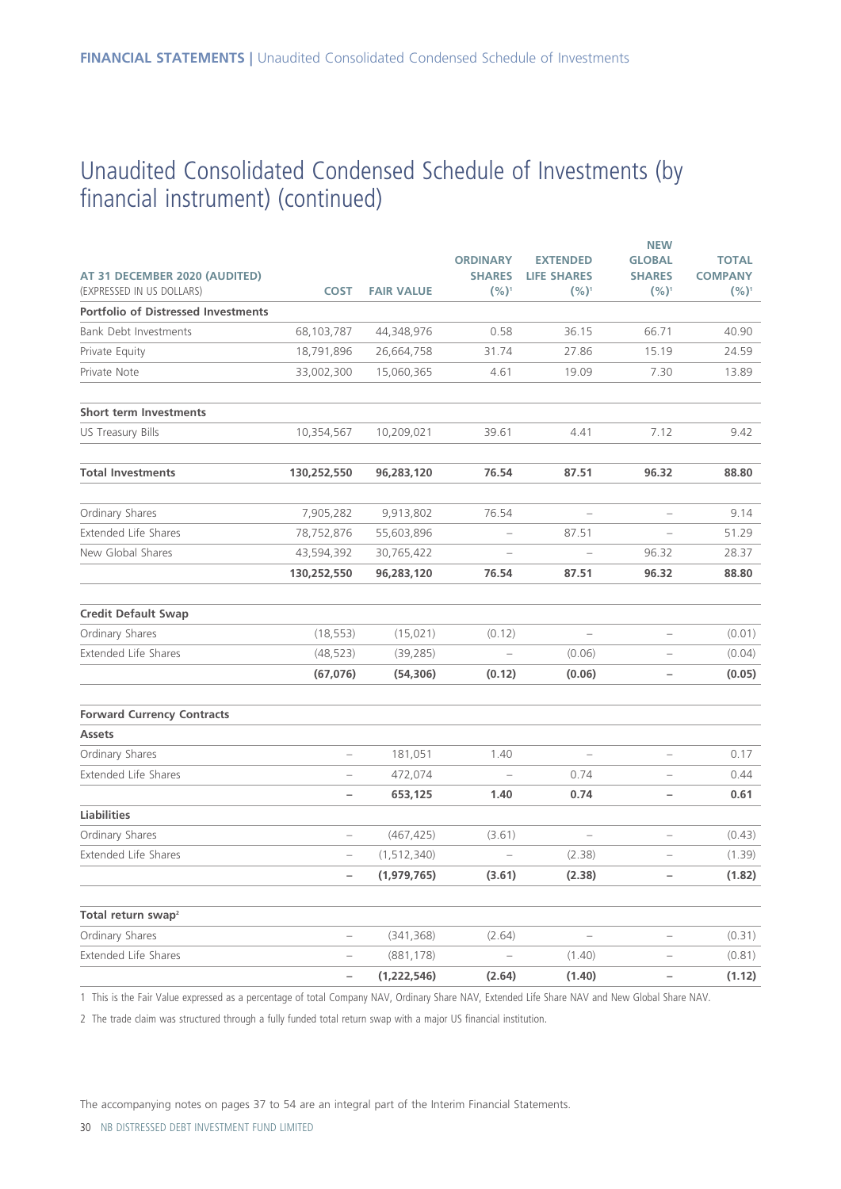# Unaudited Consolidated Condensed Schedule of Investments (by financial instrument) (continued)

| AT 31 DECEMBER 2020 (AUDITED) (EXPRESSED IN US DOLLARS) | COST | FAIR VALUE | ORDINARY SHARES (%)[1] | EXTENDED LIFE SHARES (%)[1] | NEW GLOBAL SHARES (%)[1] | TOTAL COMPANY (%)[1] |
|---|---|---|---|---|---|---|
| **Portfolio of Distressed Investments** | | | | | | |
| Bank Debt Investments | 68,103,787 | 44,348,976 | 0.58 | 36.15 | 66.71 | 40.90 |
| Private Equity | 18,791,896 | 26,664,758 | 31.74 | 27.86 | 15.19 | 24.59 |
| Private Note | 33,002,300 | 15,060,365 | 4.61 | 19.09 | 7.30 | 13.89 |
| **Short term Investments** | | | | | | |
| US Treasury Bills | 10,354,567 | 10,209,021 | 39.61 | 4.41 | 7.12 | 9.42 |
| **Total Investments** | **130,252,550** | **96,283,120** | **76.54** | **87.51** | **96.32** | **88.80** |
| Ordinary Shares | 7,905,282 | 9,913,802 | 76.54 | – | – | 9.14 |
| Extended Life Shares | 78,752,876 | 55,603,896 | – | 87.51 | – | 51.29 |
| New Global Shares | 43,594,392 | 30,765,422 | – | – | 96.32 | 28.37 |
| | **130,252,550** | **96,283,120** | **76.54** | **87.51** | **96.32** | **88.80** |
| **Credit Default Swap** | | | | | | |
| Ordinary Shares | (18,553) | (15,021) | (0.12) | – | – | (0.01) |
| Extended Life Shares | (48,523) | (39,285) | – | (0.06) | – | (0.04) |
| | **(67,076)** | **(54,306)** | **(0.12)** | **(0.06)** | **–** | **(0.05)** |
| **Forward Currency Contracts** | | | | | | |
| **Assets** | | | | | | |
| Ordinary Shares | – | 181,051 | 1.40 | – | – | 0.17 |
| Extended Life Shares | – | 472,074 | – | 0.74 | – | 0.44 |
| | **–** | **653,125** | **1.40** | **0.74** | **–** | **0.61** |
| **Liabilities** | | | | | | |
| Ordinary Shares | – | (467,425) | (3.61) | – | – | (0.43) |
| Extended Life Shares | – | (1,512,340) | – | (2.38) | – | (1.39) |
| | **–** | **(1,979,765)** | **(3.61)** | **(2.38)** | **–** | **(1.82)** |
| **Total return swap**[2] | | | | | | |
| Ordinary Shares | – | (341,368) | (2.64) | – | – | (0.31) |
| Extended Life Shares | – | (881,178) | – | (1.40) | – | (0.81) |
| | **–** | **(1,222,546)** | **(2.64)** | **(1.40)** | **–** | **(1.12)** |

1 This is the Fair Value expressed as a percentage of total Company NAV, Ordinary Share NAV, Extended Life Share NAV and New Global Share NAV.

2 The trade claim was structured through a fully funded total return swap with a major US financial institution.

The accompanying notes on pages 37 to 54 are an integral part of the Interim Financial Statements.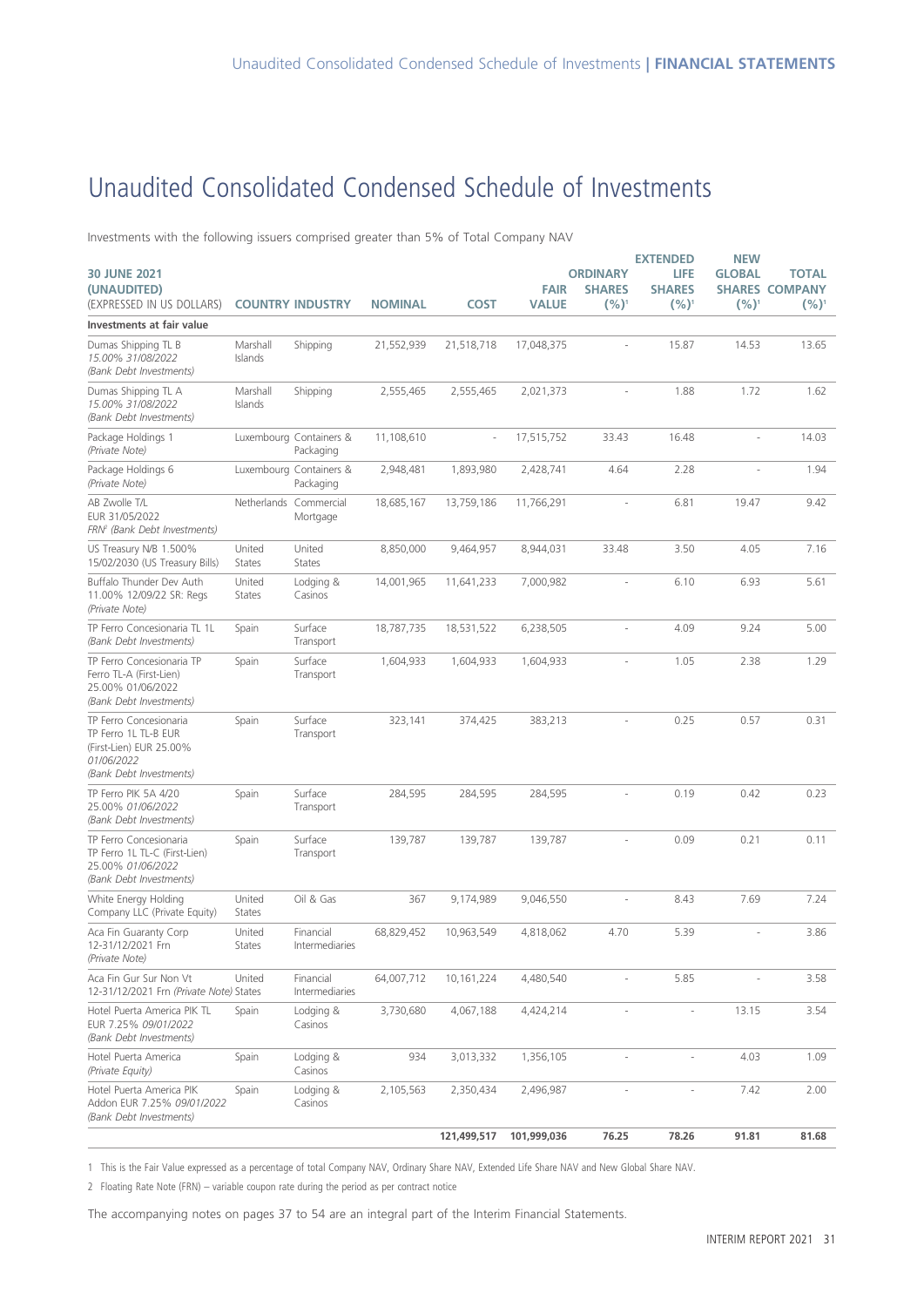# Unaudited Consolidated Condensed Schedule of Investments

Investments with the following issuers comprised greater than 5% of Total Company NAV

| 30 JUNE 2021 (UNAUDITED) (EXPRESSED IN US DOLLARS) | COUNTRY | INDUSTRY | NOMINAL | COST | FAIR VALUE | ORDINARY SHARES (%)[1] | EXTENDED LIFE SHARES (%)[1] | NEW GLOBAL SHARES (%)[1] | TOTAL COMPANY (%)[1] |
|---|---|---|---|---|---|---|---|---|---|
| **Investments at fair value** | | | | | | | | | |
| Dumas Shipping TL B *15.00% 31/08/2022 (Bank Debt Investments)* | Marshall Islands | Shipping | 21,552,939 | 21,518,718 | 17,048,375 | - | 15.87 | 14.53 | 13.65 |
| Dumas Shipping TL A *15.00% 31/08/2022 (Bank Debt Investments)* | Marshall Islands | Shipping | 2,555,465 | 2,555,465 | 2,021,373 | - | 1.88 | 1.72 | 1.62 |
| Package Holdings 1 *(Private Note)* | Luxembourg | Containers & Packaging | 11,108,610 | - | 17,515,752 | 33.43 | 16.48 | - | 14.03 |
| Package Holdings 6 *(Private Note)* | Luxembourg | Containers & Packaging | 2,948,481 | 1,893,980 | 2,428,741 | 4.64 | 2.28 | - | 1.94 |
| AB Zwolle T/L EUR 31/05/2022 *FRN[2] (Bank Debt Investments)* | Netherlands | Commercial Mortgage | 18,685,167 | 13,759,186 | 11,766,291 | - | 6.81 | 19.47 | 9.42 |
| US Treasury N/B 1.500% 15/02/2030 (US Treasury Bills) | United States | United States | 8,850,000 | 9,464,957 | 8,944,031 | 33.48 | 3.50 | 4.05 | 7.16 |
| Buffalo Thunder Dev Auth 11.00% 12/09/22 SR: Regs *(Private Note)* | United States | Lodging & Casinos | 14,001,965 | 11,641,233 | 7,000,982 | - | 6.10 | 6.93 | 5.61 |
| TP Ferro Concesionaria TL 1L *(Bank Debt Investments)* | Spain | Surface Transport | 18,787,735 | 18,531,522 | 6,238,505 | - | 4.09 | 9.24 | 5.00 |
| TP Ferro Concesionaria TP Ferro TL-A (First-Lien) 25.00% 01/06/2022 *(Bank Debt Investments)* | Spain | Surface Transport | 1,604,933 | 1,604,933 | 1,604,933 | - | 1.05 | 2.38 | 1.29 |
| TP Ferro Concesionaria TP Ferro 1L TL-B EUR (First-Lien) EUR 25.00% *01/06/2022 (Bank Debt Investments)* | Spain | Surface Transport | 323,141 | 374,425 | 383,213 | - | 0.25 | 0.57 | 0.31 |
| TP Ferro PIK 5A 4/20 25.00% *01/06/2022 (Bank Debt Investments)* | Spain | Surface Transport | 284,595 | 284,595 | 284,595 | - | 0.19 | 0.42 | 0.23 |
| TP Ferro Concesionaria TP Ferro 1L TL-C (First-Lien) 25.00% *01/06/2022 (Bank Debt Investments)* | Spain | Surface Transport | 139,787 | 139,787 | 139,787 | - | 0.09 | 0.21 | 0.11 |
| White Energy Holding Company LLC (Private Equity) | United States | Oil & Gas | 367 | 9,174,989 | 9,046,550 | - | 8.43 | 7.69 | 7.24 |
| Aca Fin Guaranty Corp 12-31/12/2021 Frn *(Private Note)* | United States | Financial Intermediaries | 68,829,452 | 10,963,549 | 4,818,062 | 4.70 | 5.39 | - | 3.86 |
| Aca Fin Gur Sur Non Vt 12-31/12/2021 Frn *(Private Note)* | United States | Financial Intermediaries | 64,007,712 | 10,161,224 | 4,480,540 | - | 5.85 | - | 3.58 |
| Hotel Puerta America PIK TL EUR 7.25% *09/01/2022 (Bank Debt Investments)* | Spain | Lodging & Casinos | 3,730,680 | 4,067,188 | 4,424,214 | - | - | 13.15 | 3.54 |
| Hotel Puerta America *(Private Equity)* | Spain | Lodging & Casinos | 934 | 3,013,332 | 1,356,105 | - | - | 4.03 | 1.09 |
| Hotel Puerta America PIK Addon EUR 7.25% *09/01/2022 (Bank Debt Investments)* | Spain | Lodging & Casinos | 2,105,563 | 2,350,434 | 2,496,987 | - | - | 7.42 | 2.00 |
| | | | | **121,499,517** | **101,999,036** | **76.25** | **78.26** | **91.81** | **81.68** |

1 This is the Fair Value expressed as a percentage of total Company NAV, Ordinary Share NAV, Extended Life Share NAV and New Global Share NAV.

2 Floating Rate Note (FRN) – variable coupon rate during the period as per contract notice

The accompanying notes on pages 37 to 54 are an integral part of the Interim Financial Statements.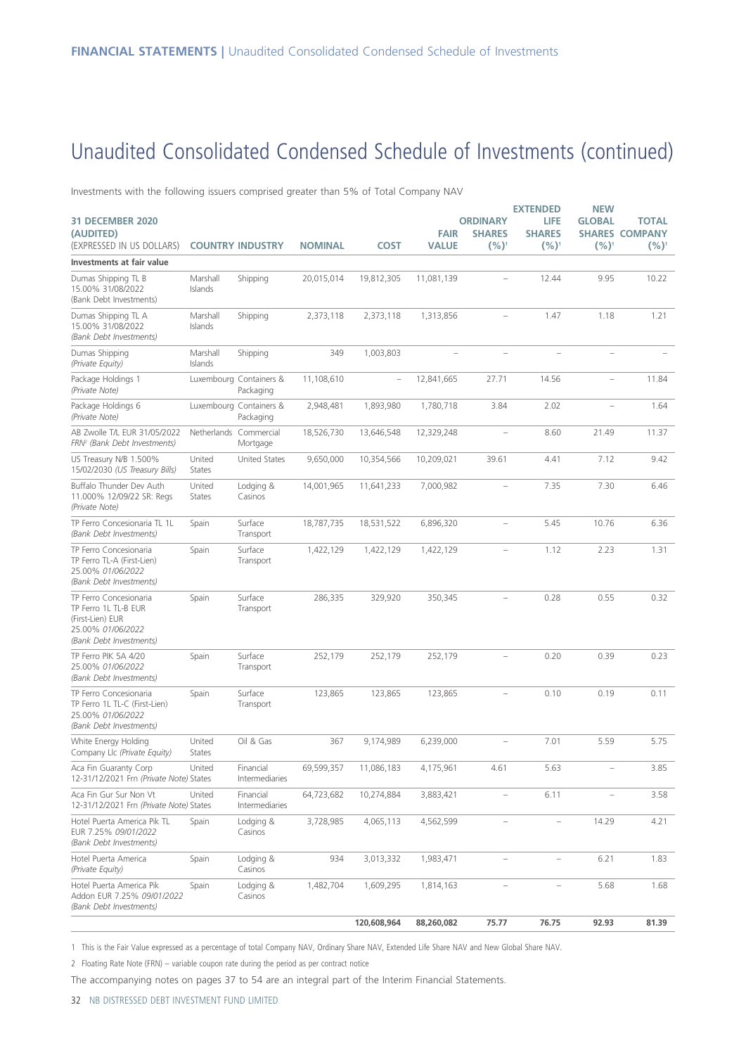# Unaudited Consolidated Condensed Schedule of Investments (continued)

Investments with the following issuers comprised greater than 5% of Total Company NAV

| 31 DECEMBER 2020 (AUDITED) (EXPRESSED IN US DOLLARS) | COUNTRY | INDUSTRY | NOMINAL | COST | FAIR VALUE | ORDINARY SHARES (%)[1] | EXTENDED LIFE SHARES (%)[1] | NEW GLOBAL SHARES (%)[1] | TOTAL COMPANY (%)[1] |
|---|---|---|---|---|---|---|---|---|---|
| **Investments at fair value** | | | | | | | | | |
| Dumas Shipping TL B 15.00% 31/08/2022 (Bank Debt Investments) | Marshall Islands | Shipping | 20,015,014 | 19,812,305 | 11,081,139 | – | 12.44 | 9.95 | 10.22 |
| Dumas Shipping TL A 15.00% 31/08/2022 *(Bank Debt Investments)* | Marshall Islands | Shipping | 2,373,118 | 2,373,118 | 1,313,856 | – | 1.47 | 1.18 | 1.21 |
| Dumas Shipping *(Private Equity)* | Marshall Islands | Shipping | 349 | 1,003,803 | – | – | – | – | – |
| Package Holdings 1 *(Private Note)* | Luxembourg | Containers & Packaging | 11,108,610 | – | 12,841,665 | 27.71 | 14.56 | – | 11.84 |
| Package Holdings 6 *(Private Note)* | Luxembourg | Containers & Packaging | 2,948,481 | 1,893,980 | 1,780,718 | 3.84 | 2.02 | – | 1.64 |
| AB Zwolle T/L EUR 31/05/2022 *FRN[2] (Bank Debt Investments)* | Netherlands | Commercial Mortgage | 18,526,730 | 13,646,548 | 12,329,248 | – | 8.60 | 21.49 | 11.37 |
| US Treasury N/B 1.500% 15/02/2030 *(US Treasury Bills)* | United States | United States | 9,650,000 | 10,354,566 | 10,209,021 | 39.61 | 4.41 | 7.12 | 9.42 |
| Buffalo Thunder Dev Auth 11.000% 12/09/22 SR: Regs *(Private Note)* | United States | Lodging & Casinos | 14,001,965 | 11,641,233 | 7,000,982 | – | 7.35 | 7.30 | 6.46 |
| TP Ferro Concesionaria TL 1L *(Bank Debt Investments)* | Spain | Surface Transport | 18,787,735 | 18,531,522 | 6,896,320 | – | 5.45 | 10.76 | 6.36 |
| TP Ferro Concesionaria TP Ferro TL-A (First-Lien) 25.00% *01/06/2022* *(Bank Debt Investments)* | Spain | Surface Transport | 1,422,129 | 1,422,129 | 1,422,129 | – | 1.12 | 2.23 | 1.31 |
| TP Ferro Concesionaria TP Ferro 1L TL-B EUR (First-Lien) EUR 25.00% *01/06/2022* *(Bank Debt Investments)* | Spain | Surface Transport | 286,335 | 329,920 | 350,345 | – | 0.28 | 0.55 | 0.32 |
| TP Ferro PIK 5A 4/20 25.00% *01/06/2022* *(Bank Debt Investments)* | Spain | Surface Transport | 252,179 | 252,179 | 252,179 | – | 0.20 | 0.39 | 0.23 |
| TP Ferro Concesionaria TP Ferro 1L TL-C (First-Lien) 25.00% *01/06/2022* *(Bank Debt Investments)* | Spain | Surface Transport | 123,865 | 123,865 | 123,865 | – | 0.10 | 0.19 | 0.11 |
| White Energy Holding Company Llc *(Private Equity)* | United States | Oil & Gas | 367 | 9,174,989 | 6,239,000 | – | 7.01 | 5.59 | 5.75 |
| Aca Fin Guaranty Corp 12-31/12/2021 Frn *(Private Note)* | United States | Financial Intermediaries | 69,599,357 | 11,086,183 | 4,175,961 | 4.61 | 5.63 | – | 3.85 |
| Aca Fin Gur Sur Non Vt 12-31/12/2021 Frn *(Private Note)* | United States | Financial Intermediaries | 64,723,682 | 10,274,884 | 3,883,421 | – | 6.11 | – | 3.58 |
| Hotel Puerta America Pik TL EUR 7.25% *09/01/2022* *(Bank Debt Investments)* | Spain | Lodging & Casinos | 3,728,985 | 4,065,113 | 4,562,599 | – | – | 14.29 | 4.21 |
| Hotel Puerta America *(Private Equity)* | Spain | Lodging & Casinos | 934 | 3,013,332 | 1,983,471 | – | – | 6.21 | 1.83 |
| Hotel Puerta America Pik Addon EUR 7.25% *09/01/2022* *(Bank Debt Investments)* | Spain | Lodging & Casinos | 1,482,704 | 1,609,295 | 1,814,163 | – | – | 5.68 | 1.68 |
| | | | | **120,608,964** | **88,260,082** | **75.77** | **76.75** | **92.93** | **81.39** |

1 This is the Fair Value expressed as a percentage of total Company NAV, Ordinary Share NAV, Extended Life Share NAV and New Global Share NAV.

2 Floating Rate Note (FRN) – variable coupon rate during the period as per contract notice

The accompanying notes on pages 37 to 54 are an integral part of the Interim Financial Statements.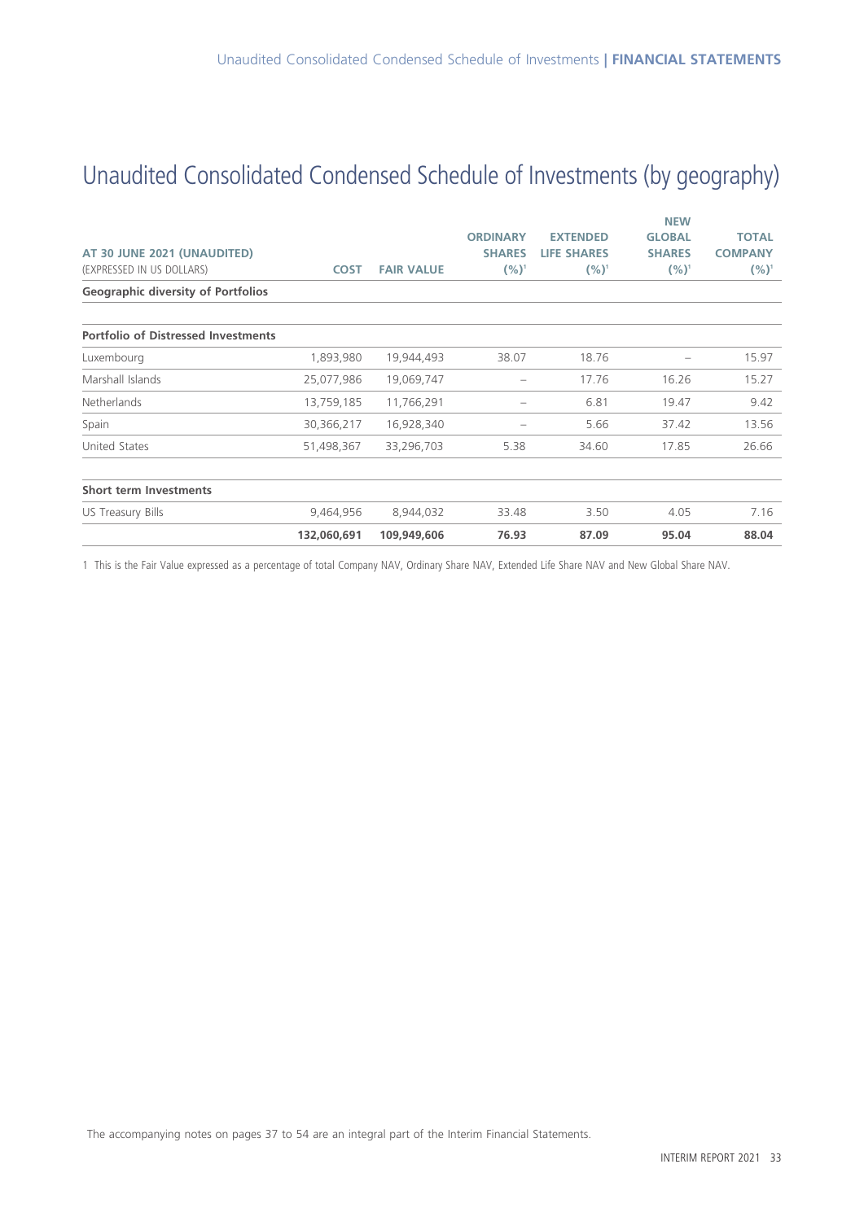# Unaudited Consolidated Condensed Schedule of Investments (by geography)

| AT 30 JUNE 2021 (UNAUDITED) (EXPRESSED IN US DOLLARS) | COST | FAIR VALUE | ORDINARY SHARES (%)[1] | EXTENDED LIFE SHARES (%)[1] | NEW GLOBAL SHARES (%)[1] | TOTAL COMPANY (%)[1] |
|---|---|---|---|---|---|---|
| **Geographic diversity of Portfolios** | | | | | | |
| **Portfolio of Distressed Investments** | | | | | | |
| Luxembourg | 1,893,980 | 19,944,493 | 38.07 | 18.76 | – | 15.97 |
| Marshall Islands | 25,077,986 | 19,069,747 | – | 17.76 | 16.26 | 15.27 |
| Netherlands | 13,759,185 | 11,766,291 | – | 6.81 | 19.47 | 9.42 |
| Spain | 30,366,217 | 16,928,340 | – | 5.66 | 37.42 | 13.56 |
| United States | 51,498,367 | 33,296,703 | 5.38 | 34.60 | 17.85 | 26.66 |
| **Short term Investments** | | | | | | |
| US Treasury Bills | 9,464,956 | 8,944,032 | 33.48 | 3.50 | 4.05 | 7.16 |
| | **132,060,691** | **109,949,606** | **76.93** | **87.09** | **95.04** | **88.04** |

1 This is the Fair Value expressed as a percentage of total Company NAV, Ordinary Share NAV, Extended Life Share NAV and New Global Share NAV.

The accompanying notes on pages 37 to 54 are an integral part of the Interim Financial Statements.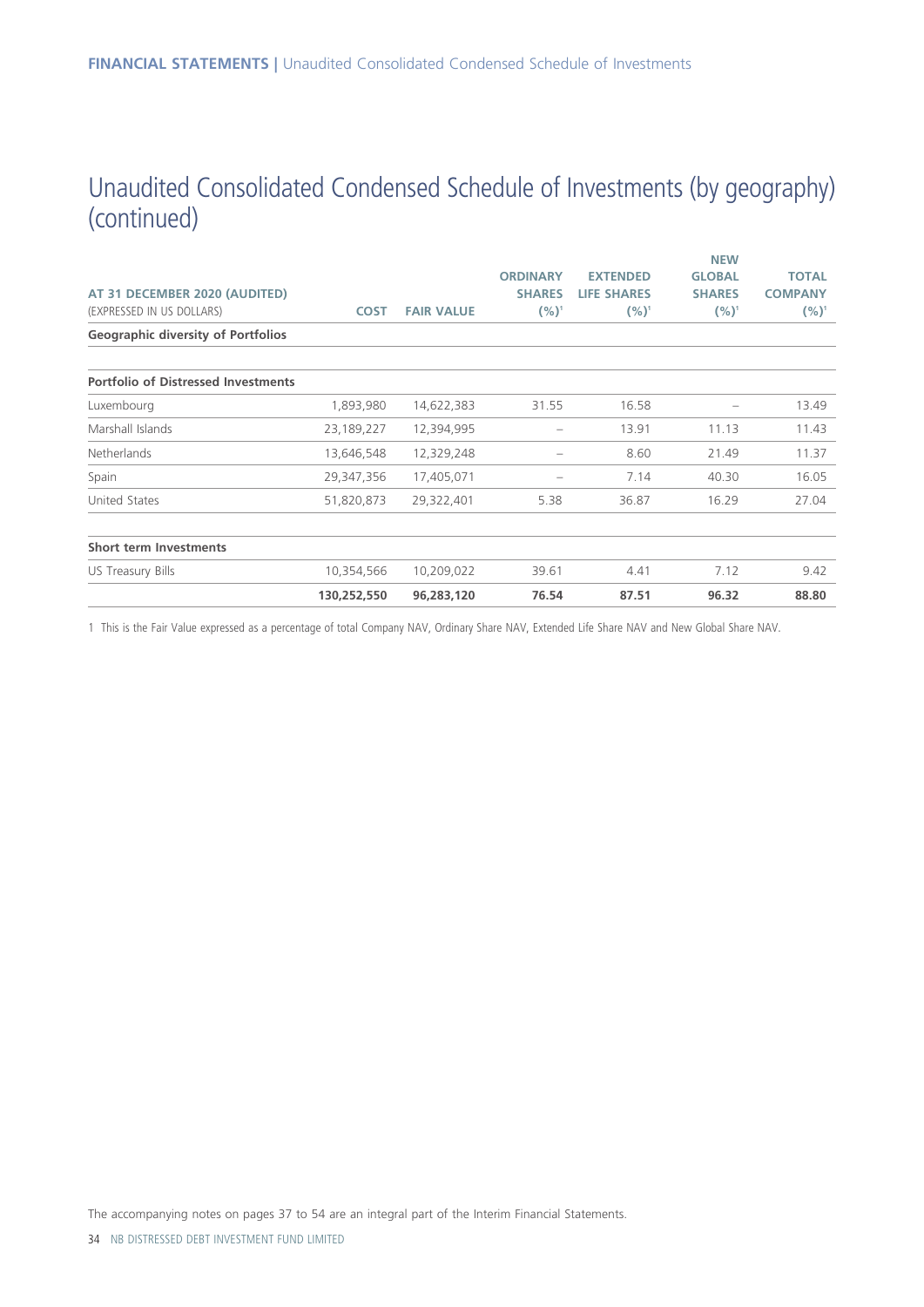# Unaudited Consolidated Condensed Schedule of Investments (by geography) (continued)

| AT 31 DECEMBER 2020 (AUDITED) (EXPRESSED IN US DOLLARS) | COST | FAIR VALUE | ORDINARY SHARES (%)[1] | EXTENDED LIFE SHARES (%)[1] | NEW GLOBAL SHARES (%)[1] | TOTAL COMPANY (%)[1] |
|---|---|---|---|---|---|---|
| **Geographic diversity of Portfolios** | | | | | | |
| **Portfolio of Distressed Investments** | | | | | | |
| Luxembourg | 1,893,980 | 14,622,383 | 31.55 | 16.58 | – | 13.49 |
| Marshall Islands | 23,189,227 | 12,394,995 | – | 13.91 | 11.13 | 11.43 |
| Netherlands | 13,646,548 | 12,329,248 | – | 8.60 | 21.49 | 11.37 |
| Spain | 29,347,356 | 17,405,071 | – | 7.14 | 40.30 | 16.05 |
| United States | 51,820,873 | 29,322,401 | 5.38 | 36.87 | 16.29 | 27.04 |
| **Short term Investments** | | | | | | |
| US Treasury Bills | 10,354,566 | 10,209,022 | 39.61 | 4.41 | 7.12 | 9.42 |
| | **130,252,550** | **96,283,120** | **76.54** | **87.51** | **96.32** | **88.80** |

1 This is the Fair Value expressed as a percentage of total Company NAV, Ordinary Share NAV, Extended Life Share NAV and New Global Share NAV.

The accompanying notes on pages 37 to 54 are an integral part of the Interim Financial Statements.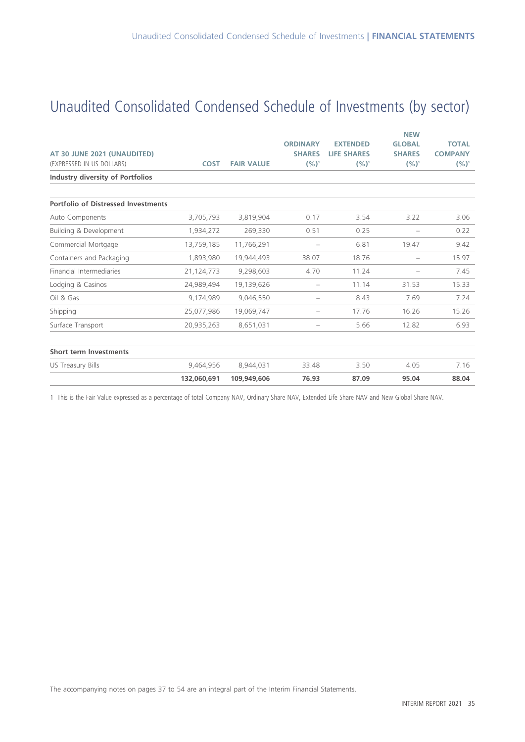# Unaudited Consolidated Condensed Schedule of Investments (by sector)

| AT 30 JUNE 2021 (UNAUDITED) (EXPRESSED IN US DOLLARS) | COST | FAIR VALUE | ORDINARY SHARES (%)[1] | EXTENDED LIFE SHARES (%)[1] | NEW GLOBAL SHARES (%)[1] | TOTAL COMPANY (%)[1] |
|---|---|---|---|---|---|---|
| **Industry diversity of Portfolios** | | | | | | |
| **Portfolio of Distressed Investments** | | | | | | |
| Auto Components | 3,705,793 | 3,819,904 | 0.17 | 3.54 | 3.22 | 3.06 |
| Building & Development | 1,934,272 | 269,330 | 0.51 | 0.25 | – | 0.22 |
| Commercial Mortgage | 13,759,185 | 11,766,291 | – | 6.81 | 19.47 | 9.42 |
| Containers and Packaging | 1,893,980 | 19,944,493 | 38.07 | 18.76 | – | 15.97 |
| Financial Intermediaries | 21,124,773 | 9,298,603 | 4.70 | 11.24 | – | 7.45 |
| Lodging & Casinos | 24,989,494 | 19,139,626 | – | 11.14 | 31.53 | 15.33 |
| Oil & Gas | 9,174,989 | 9,046,550 | – | 8.43 | 7.69 | 7.24 |
| Shipping | 25,077,986 | 19,069,747 | – | 17.76 | 16.26 | 15.26 |
| Surface Transport | 20,935,263 | 8,651,031 | – | 5.66 | 12.82 | 6.93 |
| **Short term Investments** | | | | | | |
| US Treasury Bills | 9,464,956 | 8,944,031 | 33.48 | 3.50 | 4.05 | 7.16 |
| | **132,060,691** | **109,949,606** | **76.93** | **87.09** | **95.04** | **88.04** |

1 This is the Fair Value expressed as a percentage of total Company NAV, Ordinary Share NAV, Extended Life Share NAV and New Global Share NAV.

The accompanying notes on pages 37 to 54 are an integral part of the Interim Financial Statements.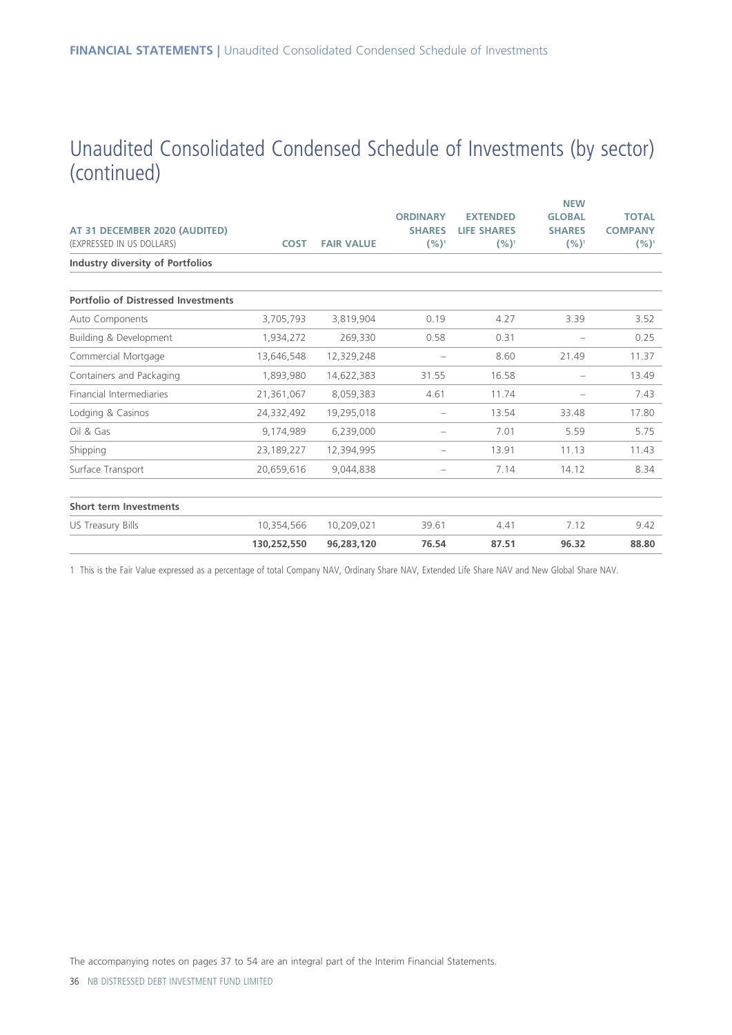# Unaudited Consolidated Condensed Schedule of Investments (by sector) (continued)

| AT 31 DECEMBER 2020 (AUDITED) (EXPRESSED IN US DOLLARS) | COST | FAIR VALUE | ORDINARY SHARES (%)[1] | EXTENDED LIFE SHARES (%)[1] | NEW GLOBAL SHARES (%)[1] | TOTAL COMPANY (%)[1] |
|---|---|---|---|---|---|---|
| **Industry diversity of Portfolios** | | | | | | |
| **Portfolio of Distressed Investments** | | | | | | |
| Auto Components | 3,705,793 | 3,819,904 | 0.19 | 4.27 | 3.39 | 3.52 |
| Building & Development | 1,934,272 | 269,330 | 0.58 | 0.31 | – | 0.25 |
| Commercial Mortgage | 13,646,548 | 12,329,248 | – | 8.60 | 21.49 | 11.37 |
| Containers and Packaging | 1,893,980 | 14,622,383 | 31.55 | 16.58 | – | 13.49 |
| Financial Intermediaries | 21,361,067 | 8,059,383 | 4.61 | 11.74 | – | 7.43 |
| Lodging & Casinos | 24,332,492 | 19,295,018 | – | 13.54 | 33.48 | 17.80 |
| Oil & Gas | 9,174,989 | 6,239,000 | – | 7.01 | 5.59 | 5.75 |
| Shipping | 23,189,227 | 12,394,995 | – | 13.91 | 11.13 | 11.43 |
| Surface Transport | 20,659,616 | 9,044,838 | – | 7.14 | 14.12 | 8.34 |
| **Short term Investments** | | | | | | |
| US Treasury Bills | 10,354,566 | 10,209,021 | 39.61 | 4.41 | 7.12 | 9.42 |
| | **130,252,550** | **96,283,120** | **76.54** | **87.51** | **96.32** | **88.80** |

1 This is the Fair Value expressed as a percentage of total Company NAV, Ordinary Share NAV, Extended Life Share NAV and New Global Share NAV.

The accompanying notes on pages 37 to 54 are an integral part of the Interim Financial Statements.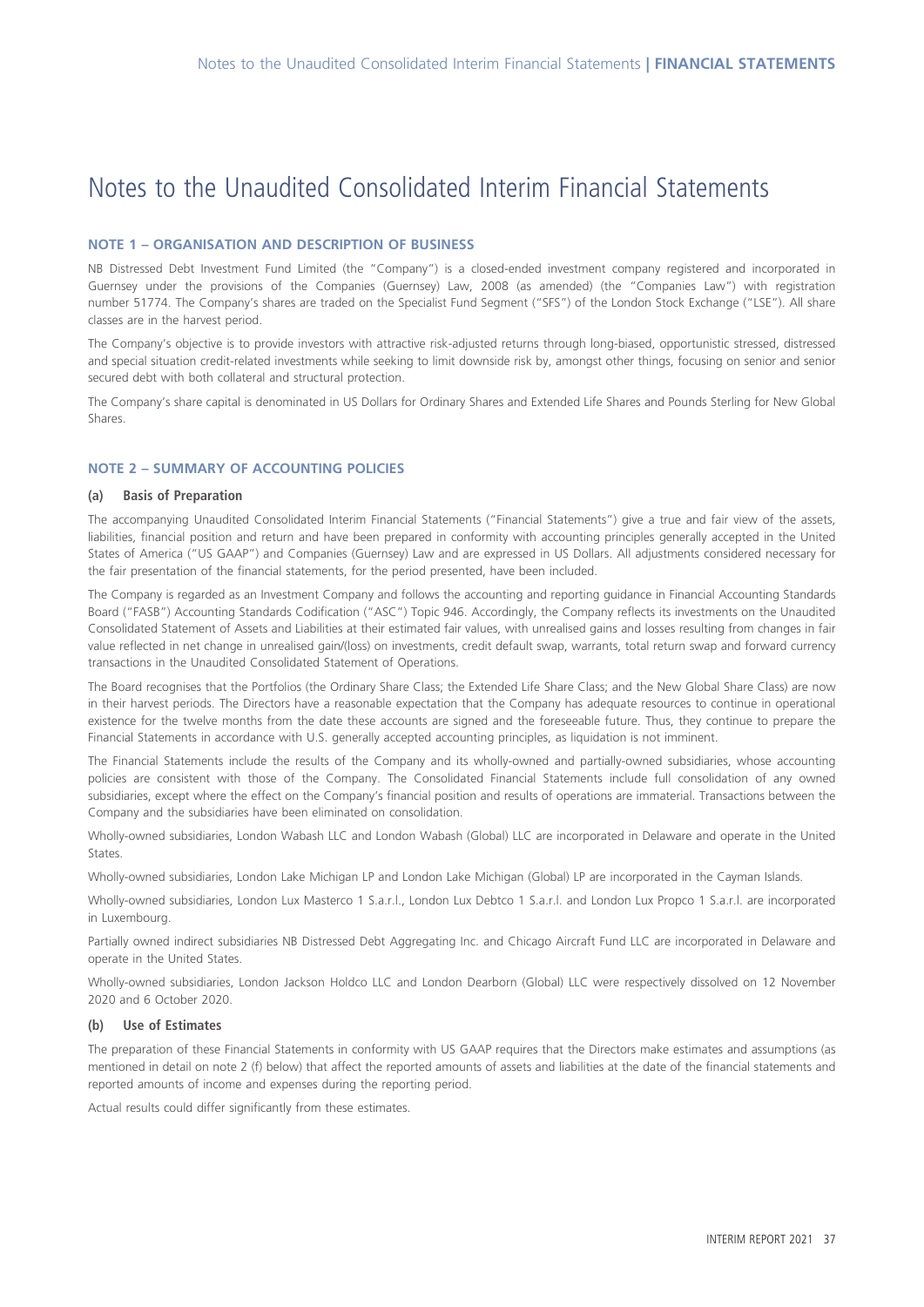# Notes to the Unaudited Consolidated Interim Financial Statements

### NOTE 1 – ORGANISATION AND DESCRIPTION OF BUSINESS

NB Distressed Debt Investment Fund Limited (the "Company") is a closed-ended investment company registered and incorporated in Guernsey under the provisions of the Companies (Guernsey) Law, 2008 (as amended) (the "Companies Law") with registration number 51774. The Company's shares are traded on the Specialist Fund Segment ("SFS") of the London Stock Exchange ("LSE"). All share classes are in the harvest period.

The Company's objective is to provide investors with attractive risk-adjusted returns through long-biased, opportunistic stressed, distressed and special situation credit-related investments while seeking to limit downside risk by, amongst other things, focusing on senior and senior secured debt with both collateral and structural protection.

The Company's share capital is denominated in US Dollars for Ordinary Shares and Extended Life Shares and Pounds Sterling for New Global Shares.

### NOTE 2 – SUMMARY OF ACCOUNTING POLICIES

#### (a) Basis of Preparation

The accompanying Unaudited Consolidated Interim Financial Statements ("Financial Statements") give a true and fair view of the assets, liabilities, financial position and return and have been prepared in conformity with accounting principles generally accepted in the United States of America ("US GAAP") and Companies (Guernsey) Law and are expressed in US Dollars. All adjustments considered necessary for the fair presentation of the financial statements, for the period presented, have been included.

The Company is regarded as an Investment Company and follows the accounting and reporting guidance in Financial Accounting Standards Board ("FASB") Accounting Standards Codification ("ASC") Topic 946. Accordingly, the Company reflects its investments on the Unaudited Consolidated Statement of Assets and Liabilities at their estimated fair values, with unrealised gains and losses resulting from changes in fair value reflected in net change in unrealised gain/(loss) on investments, credit default swap, warrants, total return swap and forward currency transactions in the Unaudited Consolidated Statement of Operations.

The Board recognises that the Portfolios (the Ordinary Share Class; the Extended Life Share Class; and the New Global Share Class) are now in their harvest periods. The Directors have a reasonable expectation that the Company has adequate resources to continue in operational existence for the twelve months from the date these accounts are signed and the foreseeable future. Thus, they continue to prepare the Financial Statements in accordance with U.S. generally accepted accounting principles, as liquidation is not imminent.

The Financial Statements include the results of the Company and its wholly-owned and partially-owned subsidiaries, whose accounting policies are consistent with those of the Company. The Consolidated Financial Statements include full consolidation of any owned subsidiaries, except where the effect on the Company's financial position and results of operations are immaterial. Transactions between the Company and the subsidiaries have been eliminated on consolidation.

Wholly-owned subsidiaries, London Wabash LLC and London Wabash (Global) LLC are incorporated in Delaware and operate in the United States.

Wholly-owned subsidiaries, London Lake Michigan LP and London Lake Michigan (Global) LP are incorporated in the Cayman Islands.

Wholly-owned subsidiaries, London Lux Masterco 1 S.a.r.l., London Lux Debtco 1 S.a.r.l. and London Lux Propco 1 S.a.r.l. are incorporated in Luxembourg.

Partially owned indirect subsidiaries NB Distressed Debt Aggregating Inc. and Chicago Aircraft Fund LLC are incorporated in Delaware and operate in the United States.

Wholly-owned subsidiaries, London Jackson Holdco LLC and London Dearborn (Global) LLC were respectively dissolved on 12 November 2020 and 6 October 2020.

#### (b) Use of Estimates

The preparation of these Financial Statements in conformity with US GAAP requires that the Directors make estimates and assumptions (as mentioned in detail on note 2 (f) below) that affect the reported amounts of assets and liabilities at the date of the financial statements and reported amounts of income and expenses during the reporting period.

Actual results could differ significantly from these estimates.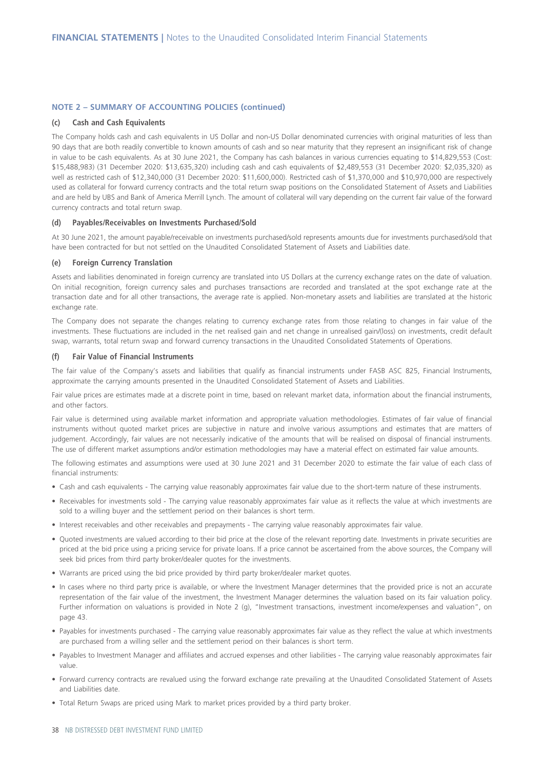## NOTE 2 – SUMMARY OF ACCOUNTING POLICIES (continued)

### (c) Cash and Cash Equivalents

The Company holds cash and cash equivalents in US Dollar and non-US Dollar denominated currencies with original maturities of less than 90 days that are both readily convertible to known amounts of cash and so near maturity that they represent an insignificant risk of change in value to be cash equivalents. As at 30 June 2021, the Company has cash balances in various currencies equating to $14,829,553 (Cost: $15,488,983) (31 December 2020: $13,635,320) including cash and cash equivalents of $2,489,553 (31 December 2020: $2,035,320) as well as restricted cash of $12,340,000 (31 December 2020: $11,600,000). Restricted cash of $1,370,000 and $10,970,000 are respectively used as collateral for forward currency contracts and the total return swap positions on the Consolidated Statement of Assets and Liabilities and are held by UBS and Bank of America Merrill Lynch. The amount of collateral will vary depending on the current fair value of the forward currency contracts and total return swap.

### (d) Payables/Receivables on Investments Purchased/Sold

At 30 June 2021, the amount payable/receivable on investments purchased/sold represents amounts due for investments purchased/sold that have been contracted for but not settled on the Unaudited Consolidated Statement of Assets and Liabilities date.

### (e) Foreign Currency Translation

Assets and liabilities denominated in foreign currency are translated into US Dollars at the currency exchange rates on the date of valuation. On initial recognition, foreign currency sales and purchases transactions are recorded and translated at the spot exchange rate at the transaction date and for all other transactions, the average rate is applied. Non-monetary assets and liabilities are translated at the historic exchange rate.

The Company does not separate the changes relating to currency exchange rates from those relating to changes in fair value of the investments. These fluctuations are included in the net realised gain and net change in unrealised gain/(loss) on investments, credit default swap, warrants, total return swap and forward currency transactions in the Unaudited Consolidated Statements of Operations.

### (f) Fair Value of Financial Instruments

The fair value of the Company's assets and liabilities that qualify as financial instruments under FASB ASC 825, Financial Instruments, approximate the carrying amounts presented in the Unaudited Consolidated Statement of Assets and Liabilities.

Fair value prices are estimates made at a discrete point in time, based on relevant market data, information about the financial instruments, and other factors.

Fair value is determined using available market information and appropriate valuation methodologies. Estimates of fair value of financial instruments without quoted market prices are subjective in nature and involve various assumptions and estimates that are matters of judgement. Accordingly, fair values are not necessarily indicative of the amounts that will be realised on disposal of financial instruments. The use of different market assumptions and/or estimation methodologies may have a material effect on estimated fair value amounts.

The following estimates and assumptions were used at 30 June 2021 and 31 December 2020 to estimate the fair value of each class of financial instruments:

- Cash and cash equivalents - The carrying value reasonably approximates fair value due to the short-term nature of these instruments.
- Receivables for investments sold - The carrying value reasonably approximates fair value as it reflects the value at which investments are sold to a willing buyer and the settlement period on their balances is short term.
- Interest receivables and other receivables and prepayments - The carrying value reasonably approximates fair value.
- Quoted investments are valued according to their bid price at the close of the relevant reporting date. Investments in private securities are priced at the bid price using a pricing service for private loans. If a price cannot be ascertained from the above sources, the Company will seek bid prices from third party broker/dealer quotes for the investments.
- Warrants are priced using the bid price provided by third party broker/dealer market quotes.
- In cases where no third party price is available, or where the Investment Manager determines that the provided price is not an accurate representation of the fair value of the investment, the Investment Manager determines the valuation based on its fair valuation policy. Further information on valuations is provided in Note 2 (g), "Investment transactions, investment income/expenses and valuation", on page 43.
- Payables for investments purchased - The carrying value reasonably approximates fair value as they reflect the value at which investments are purchased from a willing seller and the settlement period on their balances is short term.
- Payables to Investment Manager and affiliates and accrued expenses and other liabilities - The carrying value reasonably approximates fair value.
- Forward currency contracts are revalued using the forward exchange rate prevailing at the Unaudited Consolidated Statement of Assets and Liabilities date.
- Total Return Swaps are priced using Mark to market prices provided by a third party broker.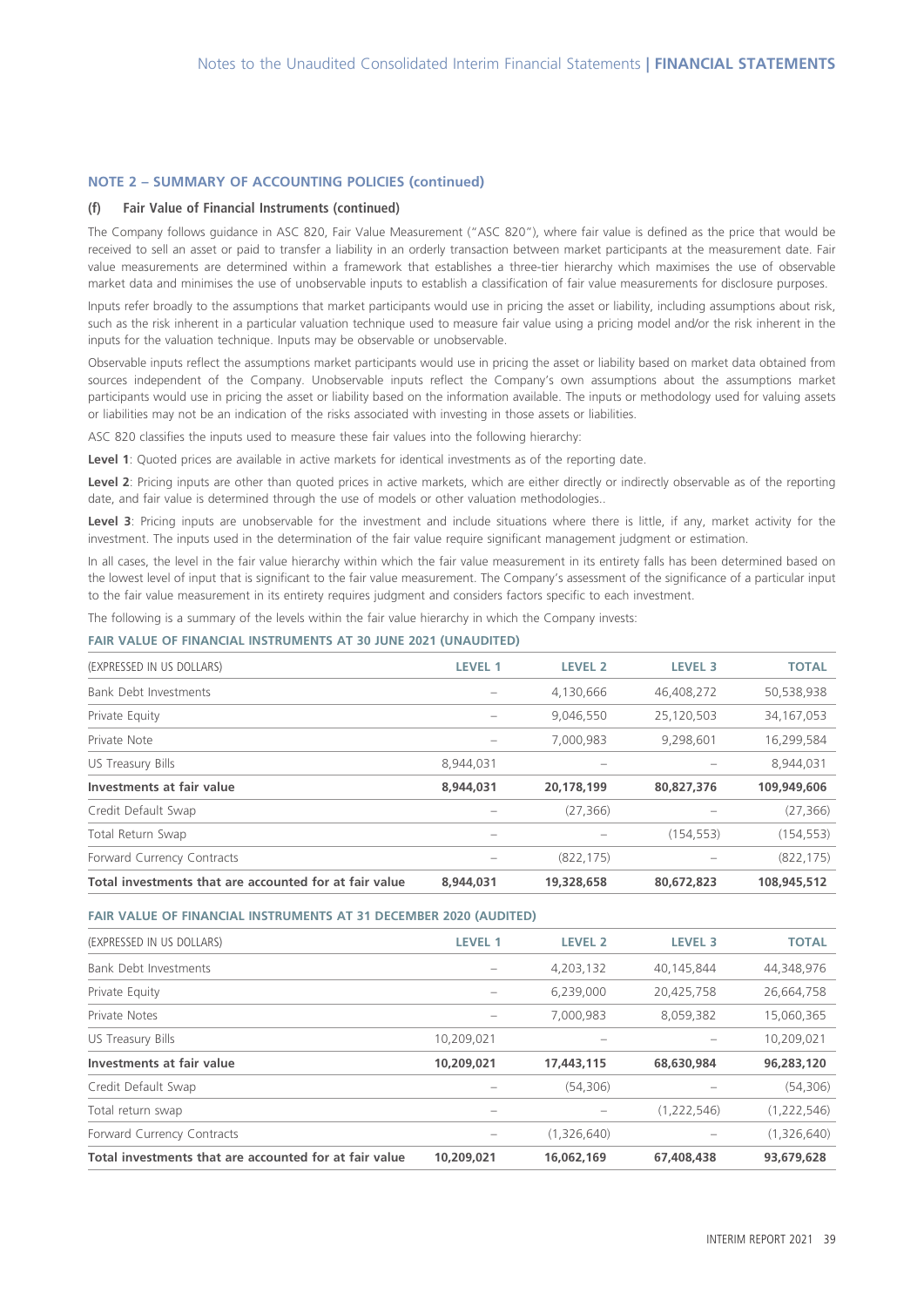### NOTE 2 – SUMMARY OF ACCOUNTING POLICIES (continued)

#### (f) Fair Value of Financial Instruments (continued)

The Company follows guidance in ASC 820, Fair Value Measurement ("ASC 820"), where fair value is defined as the price that would be received to sell an asset or paid to transfer a liability in an orderly transaction between market participants at the measurement date. Fair value measurements are determined within a framework that establishes a three-tier hierarchy which maximises the use of observable market data and minimises the use of unobservable inputs to establish a classification of fair value measurements for disclosure purposes.

Inputs refer broadly to the assumptions that market participants would use in pricing the asset or liability, including assumptions about risk, such as the risk inherent in a particular valuation technique used to measure fair value using a pricing model and/or the risk inherent in the inputs for the valuation technique. Inputs may be observable or unobservable.

Observable inputs reflect the assumptions market participants would use in pricing the asset or liability based on market data obtained from sources independent of the Company. Unobservable inputs reflect the Company's own assumptions about the assumptions market participants would use in pricing the asset or liability based on the information available. The inputs or methodology used for valuing assets or liabilities may not be an indication of the risks associated with investing in those assets or liabilities.

ASC 820 classifies the inputs used to measure these fair values into the following hierarchy:

**Level 1**: Quoted prices are available in active markets for identical investments as of the reporting date.

**Level 2**: Pricing inputs are other than quoted prices in active markets, which are either directly or indirectly observable as of the reporting date, and fair value is determined through the use of models or other valuation methodologies..

**Level 3**: Pricing inputs are unobservable for the investment and include situations where there is little, if any, market activity for the investment. The inputs used in the determination of the fair value require significant management judgment or estimation.

In all cases, the level in the fair value hierarchy within which the fair value measurement in its entirety falls has been determined based on the lowest level of input that is significant to the fair value measurement. The Company's assessment of the significance of a particular input to the fair value measurement in its entirety requires judgment and considers factors specific to each investment.

The following is a summary of the levels within the fair value hierarchy in which the Company invests:

**FAIR VALUE OF FINANCIAL INSTRUMENTS AT 30 JUNE 2021 (UNAUDITED)**

| (EXPRESSED IN US DOLLARS) | LEVEL 1 | LEVEL 2 | LEVEL 3 | TOTAL |
|---|---|---|---|---|
| Bank Debt Investments | – | 4,130,666 | 46,408,272 | 50,538,938 |
| Private Equity | – | 9,046,550 | 25,120,503 | 34,167,053 |
| Private Note | – | 7,000,983 | 9,298,601 | 16,299,584 |
| US Treasury Bills | 8,944,031 | – | – | 8,944,031 |
| **Investments at fair value** | **8,944,031** | **20,178,199** | **80,827,376** | **109,949,606** |
| Credit Default Swap | – | (27,366) | – | (27,366) |
| Total Return Swap | – | – | (154,553) | (154,553) |
| Forward Currency Contracts | – | (822,175) | – | (822,175) |
| **Total investments that are accounted for at fair value** | **8,944,031** | **19,328,658** | **80,672,823** | **108,945,512** |

**FAIR VALUE OF FINANCIAL INSTRUMENTS AT 31 DECEMBER 2020 (AUDITED)**

| (EXPRESSED IN US DOLLARS) | LEVEL 1 | LEVEL 2 | LEVEL 3 | TOTAL |
|---|---|---|---|---|
| Bank Debt Investments | – | 4,203,132 | 40,145,844 | 44,348,976 |
| Private Equity | – | 6,239,000 | 20,425,758 | 26,664,758 |
| Private Notes | – | 7,000,983 | 8,059,382 | 15,060,365 |
| US Treasury Bills | 10,209,021 | – | – | 10,209,021 |
| **Investments at fair value** | **10,209,021** | **17,443,115** | **68,630,984** | **96,283,120** |
| Credit Default Swap | – | (54,306) | – | (54,306) |
| Total return swap | – | – | (1,222,546) | (1,222,546) |
| Forward Currency Contracts | – | (1,326,640) | – | (1,326,640) |
| **Total investments that are accounted for at fair value** | **10,209,021** | **16,062,169** | **67,408,438** | **93,679,628** |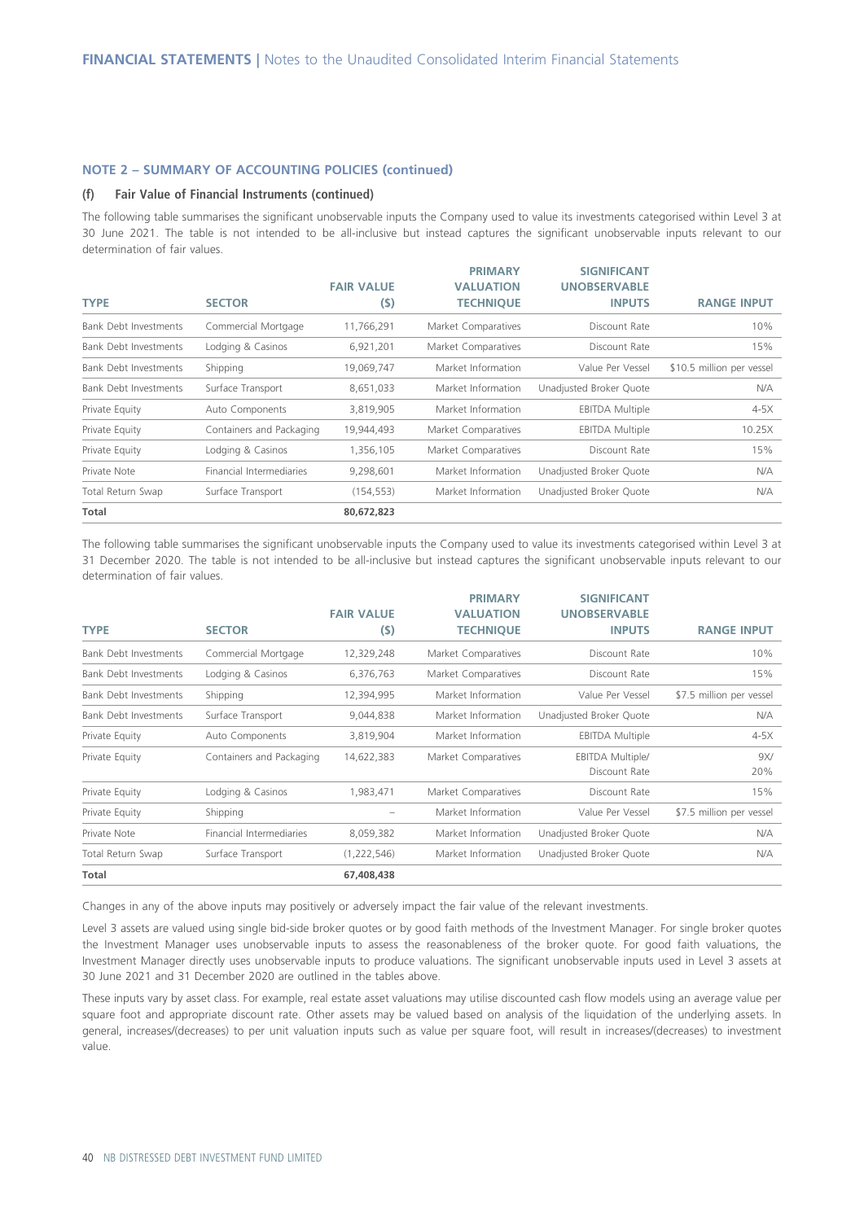### NOTE 2 – SUMMARY OF ACCOUNTING POLICIES (continued)

#### (f) Fair Value of Financial Instruments (continued)

The following table summarises the significant unobservable inputs the Company used to value its investments categorised within Level 3 at 30 June 2021. The table is not intended to be all-inclusive but instead captures the significant unobservable inputs relevant to our determination of fair values.

| TYPE | SECTOR | FAIR VALUE ($) | PRIMARY VALUATION TECHNIQUE | SIGNIFICANT UNOBSERVABLE INPUTS | RANGE INPUT |
|---|---|---|---|---|---|
| Bank Debt Investments | Commercial Mortgage | 11,766,291 | Market Comparatives | Discount Rate | 10% |
| Bank Debt Investments | Lodging & Casinos | 6,921,201 | Market Comparatives | Discount Rate | 15% |
| Bank Debt Investments | Shipping | 19,069,747 | Market Information | Value Per Vessel | $10.5 million per vessel |
| Bank Debt Investments | Surface Transport | 8,651,033 | Market Information | Unadjusted Broker Quote | N/A |
| Private Equity | Auto Components | 3,819,905 | Market Information | EBITDA Multiple | 4-5X |
| Private Equity | Containers and Packaging | 19,944,493 | Market Comparatives | EBITDA Multiple | 10.25X |
| Private Equity | Lodging & Casinos | 1,356,105 | Market Comparatives | Discount Rate | 15% |
| Private Note | Financial Intermediaries | 9,298,601 | Market Information | Unadjusted Broker Quote | N/A |
| Total Return Swap | Surface Transport | (154,553) | Market Information | Unadjusted Broker Quote | N/A |
| **Total** | | **80,672,823** | | | |

The following table summarises the significant unobservable inputs the Company used to value its investments categorised within Level 3 at 31 December 2020. The table is not intended to be all-inclusive but instead captures the significant unobservable inputs relevant to our determination of fair values.

| TYPE | SECTOR | FAIR VALUE ($) | PRIMARY VALUATION TECHNIQUE | SIGNIFICANT UNOBSERVABLE INPUTS | RANGE INPUT |
|---|---|---|---|---|---|
| Bank Debt Investments | Commercial Mortgage | 12,329,248 | Market Comparatives | Discount Rate | 10% |
| Bank Debt Investments | Lodging & Casinos | 6,376,763 | Market Comparatives | Discount Rate | 15% |
| Bank Debt Investments | Shipping | 12,394,995 | Market Information | Value Per Vessel | $7.5 million per vessel |
| Bank Debt Investments | Surface Transport | 9,044,838 | Market Information | Unadjusted Broker Quote | N/A |
| Private Equity | Auto Components | 3,819,904 | Market Information | EBITDA Multiple | 4-5X |
| Private Equity | Containers and Packaging | 14,622,383 | Market Comparatives | EBITDA Multiple/ Discount Rate | 9X/ 20% |
| Private Equity | Lodging & Casinos | 1,983,471 | Market Comparatives | Discount Rate | 15% |
| Private Equity | Shipping | – | Market Information | Value Per Vessel | $7.5 million per vessel |
| Private Note | Financial Intermediaries | 8,059,382 | Market Information | Unadjusted Broker Quote | N/A |
| Total Return Swap | Surface Transport | (1,222,546) | Market Information | Unadjusted Broker Quote | N/A |
| **Total** | | **67,408,438** | | | |

Changes in any of the above inputs may positively or adversely impact the fair value of the relevant investments.

Level 3 assets are valued using single bid-side broker quotes or by good faith methods of the Investment Manager. For single broker quotes the Investment Manager uses unobservable inputs to assess the reasonableness of the broker quote. For good faith valuations, the Investment Manager directly uses unobservable inputs to produce valuations. The significant unobservable inputs used in Level 3 assets at 30 June 2021 and 31 December 2020 are outlined in the tables above.

These inputs vary by asset class. For example, real estate asset valuations may utilise discounted cash flow models using an average value per square foot and appropriate discount rate. Other assets may be valued based on analysis of the liquidation of the underlying assets. In general, increases/(decreases) to per unit valuation inputs such as value per square foot, will result in increases/(decreases) to investment value.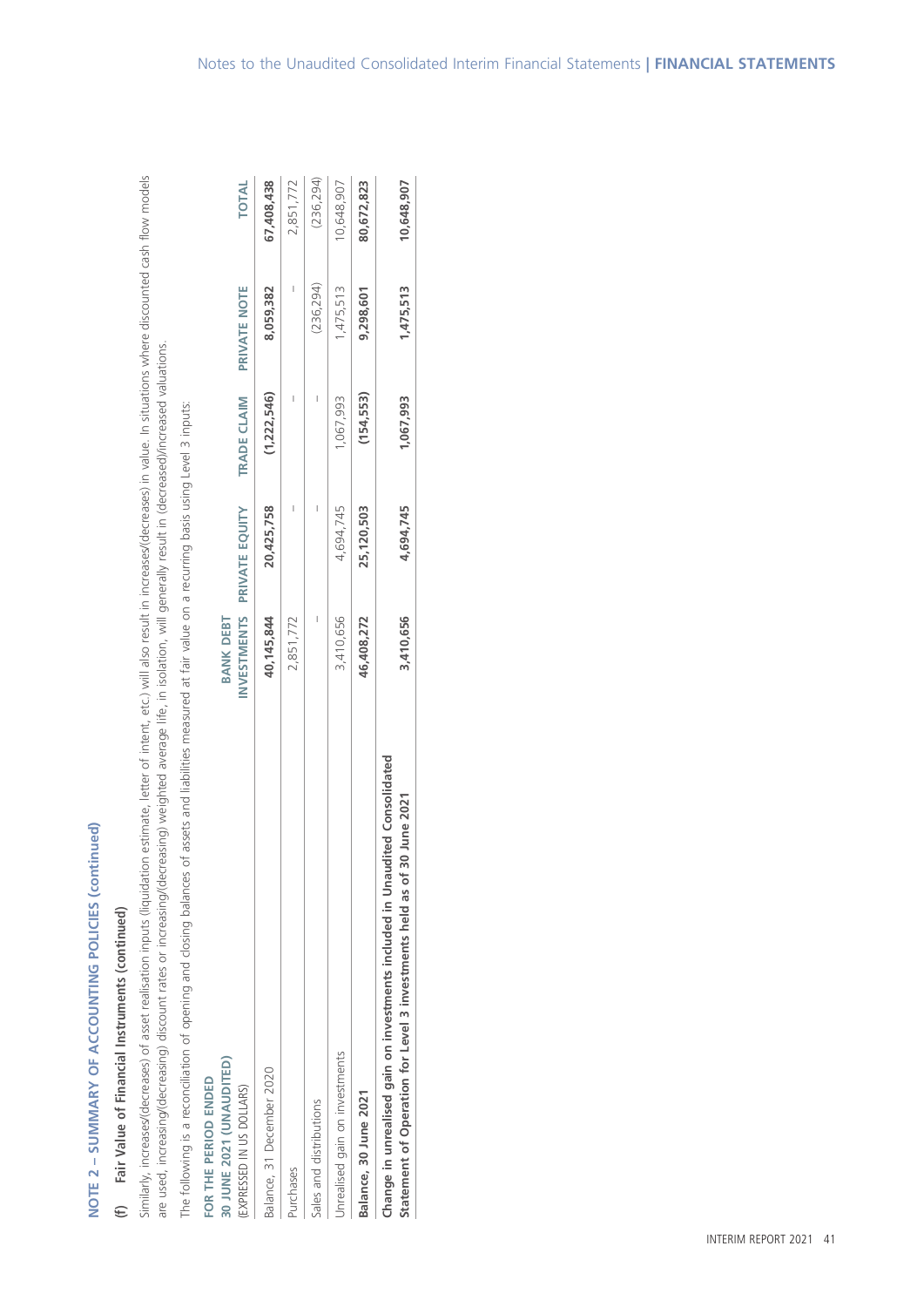## NOTE 2 – SUMMARY OF ACCOUNTING POLICIES (continued)

### (f) Fair Value of Financial Instruments (continued)

Similarly, increases/(decreases) of asset realisation inputs (liquidation estimate, letter of intent, etc.) will also result in increases/(decreases) in value. In situations where discounted cash flow models are used, increasing/(decreasing) discount rates or increasing/(decreasing) weighted average life, in isolation, will generally result in (decreased)/increased valuations.

The following is a reconciliation of opening and closing balances of assets and liabilities measured at fair value on a recurring basis using Level 3 inputs:

| FOR THE PERIOD ENDED 30 JUNE 2021 (UNAUDITED) (EXPRESSED IN US DOLLARS) | BANK DEBT INVESTMENTS | PRIVATE EQUITY | TRADE CLAIM | PRIVATE NOTE | TOTAL |
|---|---|---|---|---|---|
| Balance, 31 December 2020 | **40,145,844** | **20,425,758** | **(1,222,546)** | **8,059,382** | **67,408,438** |
| Purchases | 2,851,772 | – | – | – | 2,851,772 |
| Sales and distributions | – | – | – | (236,294) | (236,294) |
| Unrealised gain on investments | 3,410,656 | 4,694,745 | 1,067,993 | 1,475,513 | 10,648,907 |
| **Balance, 30 June 2021** | **46,408,272** | **25,120,503** | **(154,553)** | **9,298,601** | **80,672,823** |
| **Change in unrealised gain on investments included in Unaudited Consolidated Statement of Operation for Level 3 investments held as of 30 June 2021** | **3,410,656** | **4,694,745** | **1,067,993** | **1,475,513** | **10,648,907** |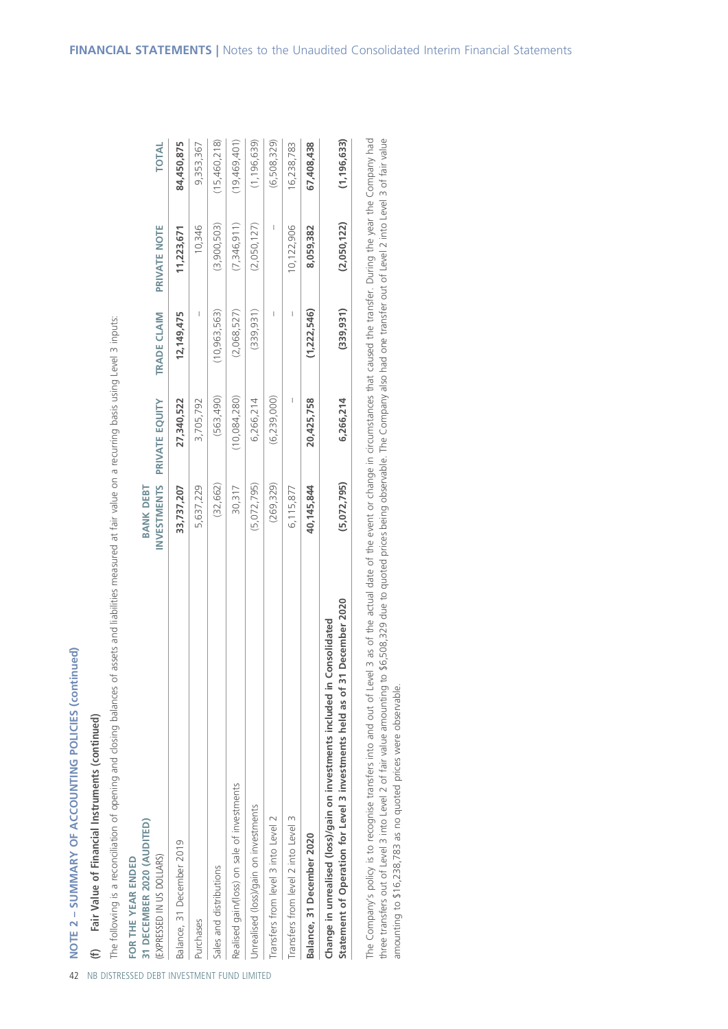## NOTE 2 – SUMMARY OF ACCOUNTING POLICIES (continued)

### (f) Fair Value of Financial Instruments (continued)

The following is a reconciliation of opening and closing balances of assets and liabilities measured at fair value on a recurring basis using Level 3 inputs:

| FOR THE YEAR ENDED 31 DECEMBER 2020 (AUDITED) (EXPRESSED IN US DOLLARS) | BANK DEBT INVESTMENTS | PRIVATE EQUITY | TRADE CLAIM | PRIVATE NOTE | TOTAL |
|---|---|---|---|---|---|
| **Balance, 31 December 2019** | **33,737,207** | **27,340,522** | **12,149,475** | **11,223,671** | **84,450,875** |
| Purchases | 5,637,229 | 3,705,792 | – | 10,346 | 9,353,367 |
| Sales and distributions | (32,662) | (563,490) | (10,963,563) | (3,900,503) | (15,460,218) |
| Realised gain/(loss) on sale of investments | 30,317 | (10,084,280) | (2,068,527) | (7,346,911) | (19,469,401) |
| Unrealised (loss)/gain on investments | (5,072,795) | 6,266,214 | (339,931) | (2,050,127) | (1,196,639) |
| Transfers from level 3 into Level 2 | (269,329) | (6,239,000) | – | – | (6,508,329) |
| Transfers from level 2 into Level 3 | 6,115,877 | – | – | 10,122,906 | 16,238,783 |
| **Balance, 31 December 2020** | **40,145,844** | **20,425,758** | **(1,222,546)** | **8,059,382** | **67,408,438** |
| **Change in unrealised (loss)/gain on investments included in Consolidated Statement of Operation for Level 3 investments held as of 31 December 2020** | **(5,072,795)** | **6,266,214** | **(339,931)** | **(2,050,122)** | **(1,196,633)** |

The Company's policy is to recognise transfers into and out of Level 3 as of the actual date of the event or change in circumstances that caused the transfer. During the year the Company had three transfers out of Level 3 into Level 2 of fair value amounting to $6,508,329 due to quoted prices being observable. The Company also had one transfer out of Level 2 into Level 3 of fair value amounting to $16,238,783 as no quoted prices were observable.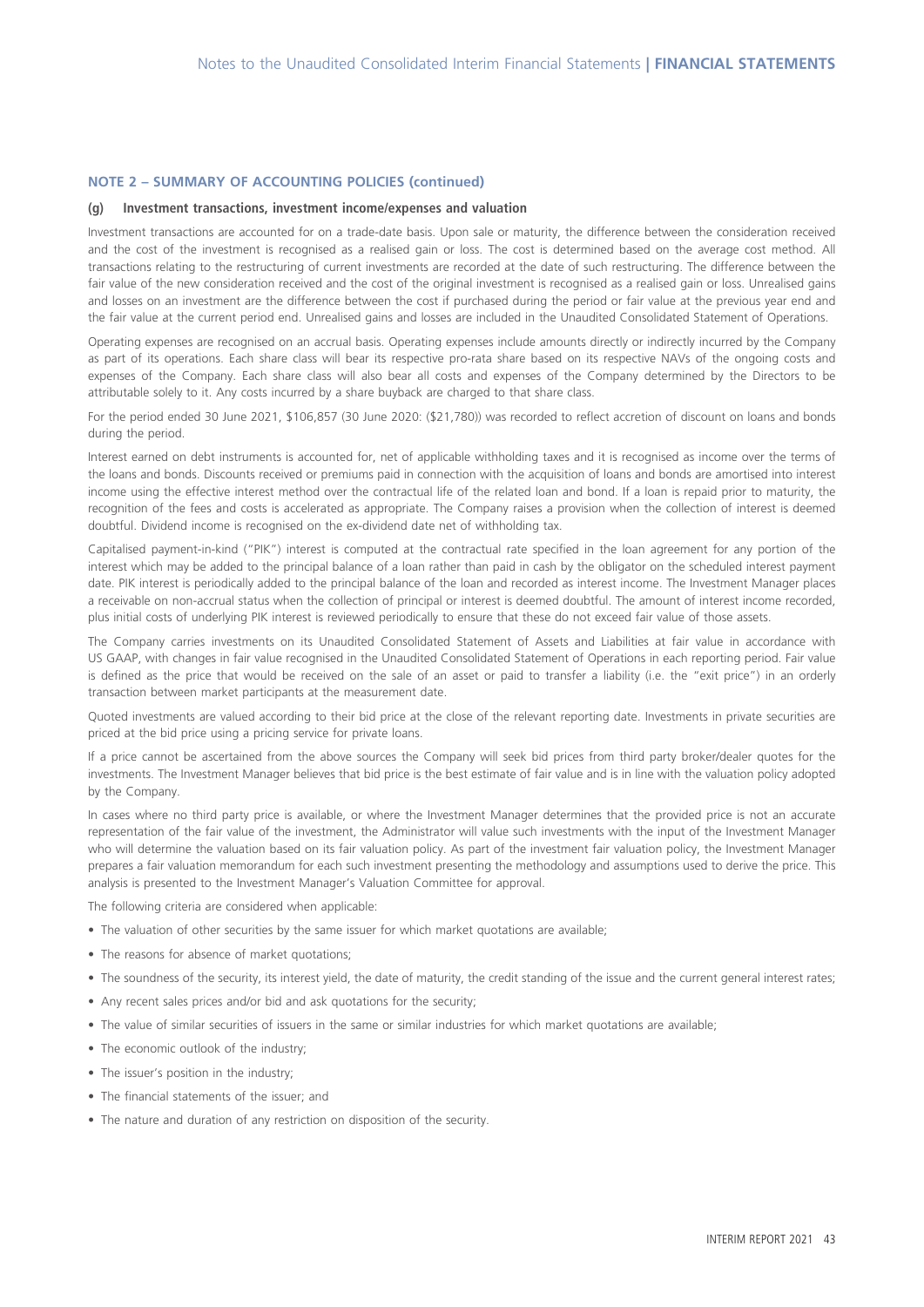## NOTE 2 – SUMMARY OF ACCOUNTING POLICIES (continued)

### (g) Investment transactions, investment income/expenses and valuation

Investment transactions are accounted for on a trade-date basis. Upon sale or maturity, the difference between the consideration received and the cost of the investment is recognised as a realised gain or loss. The cost is determined based on the average cost method. All transactions relating to the restructuring of current investments are recorded at the date of such restructuring. The difference between the fair value of the new consideration received and the cost of the original investment is recognised as a realised gain or loss. Unrealised gains and losses on an investment are the difference between the cost if purchased during the period or fair value at the previous year end and the fair value at the current period end. Unrealised gains and losses are included in the Unaudited Consolidated Statement of Operations.

Operating expenses are recognised on an accrual basis. Operating expenses include amounts directly or indirectly incurred by the Company as part of its operations. Each share class will bear its respective pro-rata share based on its respective NAVs of the ongoing costs and expenses of the Company. Each share class will also bear all costs and expenses of the Company determined by the Directors to be attributable solely to it. Any costs incurred by a share buyback are charged to that share class.

For the period ended 30 June 2021, $106,857 (30 June 2020: ($21,780)) was recorded to reflect accretion of discount on loans and bonds during the period.

Interest earned on debt instruments is accounted for, net of applicable withholding taxes and it is recognised as income over the terms of the loans and bonds. Discounts received or premiums paid in connection with the acquisition of loans and bonds are amortised into interest income using the effective interest method over the contractual life of the related loan and bond. If a loan is repaid prior to maturity, the recognition of the fees and costs is accelerated as appropriate. The Company raises a provision when the collection of interest is deemed doubtful. Dividend income is recognised on the ex-dividend date net of withholding tax.

Capitalised payment-in-kind ("PIK") interest is computed at the contractual rate specified in the loan agreement for any portion of the interest which may be added to the principal balance of a loan rather than paid in cash by the obligator on the scheduled interest payment date. PIK interest is periodically added to the principal balance of the loan and recorded as interest income. The Investment Manager places a receivable on non-accrual status when the collection of principal or interest is deemed doubtful. The amount of interest income recorded, plus initial costs of underlying PIK interest is reviewed periodically to ensure that these do not exceed fair value of those assets.

The Company carries investments on its Unaudited Consolidated Statement of Assets and Liabilities at fair value in accordance with US GAAP, with changes in fair value recognised in the Unaudited Consolidated Statement of Operations in each reporting period. Fair value is defined as the price that would be received on the sale of an asset or paid to transfer a liability (i.e. the "exit price") in an orderly transaction between market participants at the measurement date.

Quoted investments are valued according to their bid price at the close of the relevant reporting date. Investments in private securities are priced at the bid price using a pricing service for private loans.

If a price cannot be ascertained from the above sources the Company will seek bid prices from third party broker/dealer quotes for the investments. The Investment Manager believes that bid price is the best estimate of fair value and is in line with the valuation policy adopted by the Company.

In cases where no third party price is available, or where the Investment Manager determines that the provided price is not an accurate representation of the fair value of the investment, the Administrator will value such investments with the input of the Investment Manager who will determine the valuation based on its fair valuation policy. As part of the investment fair valuation policy, the Investment Manager prepares a fair valuation memorandum for each such investment presenting the methodology and assumptions used to derive the price. This analysis is presented to the Investment Manager's Valuation Committee for approval.

The following criteria are considered when applicable:

- The valuation of other securities by the same issuer for which market quotations are available;
- The reasons for absence of market quotations;
- The soundness of the security, its interest yield, the date of maturity, the credit standing of the issue and the current general interest rates;
- Any recent sales prices and/or bid and ask quotations for the security;
- The value of similar securities of issuers in the same or similar industries for which market quotations are available;
- The economic outlook of the industry;
- The issuer's position in the industry;
- The financial statements of the issuer; and
- The nature and duration of any restriction on disposition of the security.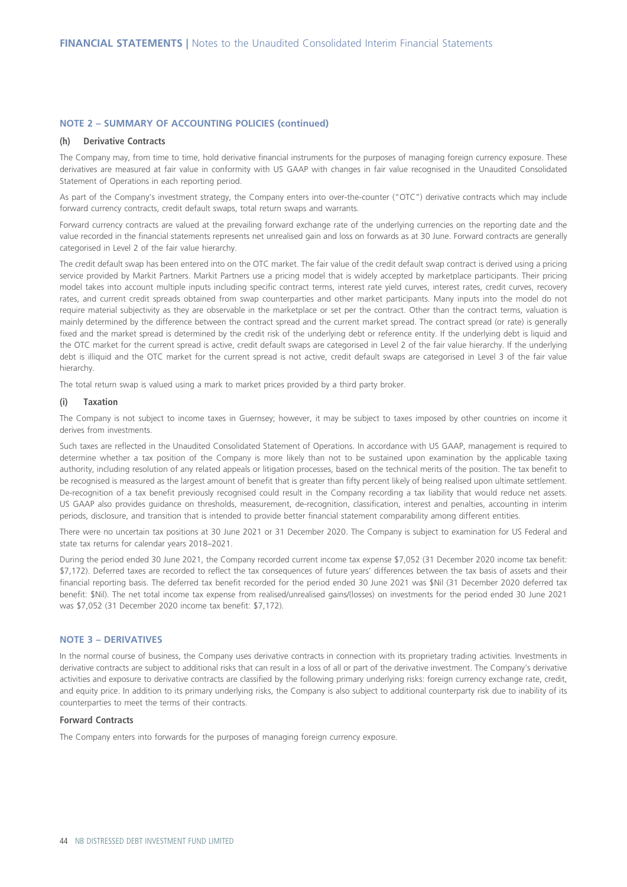## NOTE 2 – SUMMARY OF ACCOUNTING POLICIES (continued)

### (h) Derivative Contracts

The Company may, from time to time, hold derivative financial instruments for the purposes of managing foreign currency exposure. These derivatives are measured at fair value in conformity with US GAAP with changes in fair value recognised in the Unaudited Consolidated Statement of Operations in each reporting period.

As part of the Company's investment strategy, the Company enters into over-the-counter ("OTC") derivative contracts which may include forward currency contracts, credit default swaps, total return swaps and warrants.

Forward currency contracts are valued at the prevailing forward exchange rate of the underlying currencies on the reporting date and the value recorded in the financial statements represents net unrealised gain and loss on forwards as at 30 June. Forward contracts are generally categorised in Level 2 of the fair value hierarchy.

The credit default swap has been entered into on the OTC market. The fair value of the credit default swap contract is derived using a pricing service provided by Markit Partners. Markit Partners use a pricing model that is widely accepted by marketplace participants. Their pricing model takes into account multiple inputs including specific contract terms, interest rate yield curves, interest rates, credit curves, recovery rates, and current credit spreads obtained from swap counterparties and other market participants. Many inputs into the model do not require material subjectivity as they are observable in the marketplace or set per the contract. Other than the contract terms, valuation is mainly determined by the difference between the contract spread and the current market spread. The contract spread (or rate) is generally fixed and the market spread is determined by the credit risk of the underlying debt or reference entity. If the underlying debt is liquid and the OTC market for the current spread is active, credit default swaps are categorised in Level 2 of the fair value hierarchy. If the underlying debt is illiquid and the OTC market for the current spread is not active, credit default swaps are categorised in Level 3 of the fair value hierarchy.

The total return swap is valued using a mark to market prices provided by a third party broker.

### (i) Taxation

The Company is not subject to income taxes in Guernsey; however, it may be subject to taxes imposed by other countries on income it derives from investments.

Such taxes are reflected in the Unaudited Consolidated Statement of Operations. In accordance with US GAAP, management is required to determine whether a tax position of the Company is more likely than not to be sustained upon examination by the applicable taxing authority, including resolution of any related appeals or litigation processes, based on the technical merits of the position. The tax benefit to be recognised is measured as the largest amount of benefit that is greater than fifty percent likely of being realised upon ultimate settlement. De-recognition of a tax benefit previously recognised could result in the Company recording a tax liability that would reduce net assets. US GAAP also provides guidance on thresholds, measurement, de-recognition, classification, interest and penalties, accounting in interim periods, disclosure, and transition that is intended to provide better financial statement comparability among different entities.

There were no uncertain tax positions at 30 June 2021 or 31 December 2020. The Company is subject to examination for US Federal and state tax returns for calendar years 2018–2021.

During the period ended 30 June 2021, the Company recorded current income tax expense $7,052 (31 December 2020 income tax benefit: $7,172). Deferred taxes are recorded to reflect the tax consequences of future years' differences between the tax basis of assets and their financial reporting basis. The deferred tax benefit recorded for the period ended 30 June 2021 was $Nil (31 December 2020 deferred tax benefit: $Nil). The net total income tax expense from realised/unrealised gains/(losses) on investments for the period ended 30 June 2021 was $7,052 (31 December 2020 income tax benefit: $7,172).

## NOTE 3 – DERIVATIVES

In the normal course of business, the Company uses derivative contracts in connection with its proprietary trading activities. Investments in derivative contracts are subject to additional risks that can result in a loss of all or part of the derivative investment. The Company's derivative activities and exposure to derivative contracts are classified by the following primary underlying risks: foreign currency exchange rate, credit, and equity price. In addition to its primary underlying risks, the Company is also subject to additional counterparty risk due to inability of its counterparties to meet the terms of their contracts.

### Forward Contracts

The Company enters into forwards for the purposes of managing foreign currency exposure.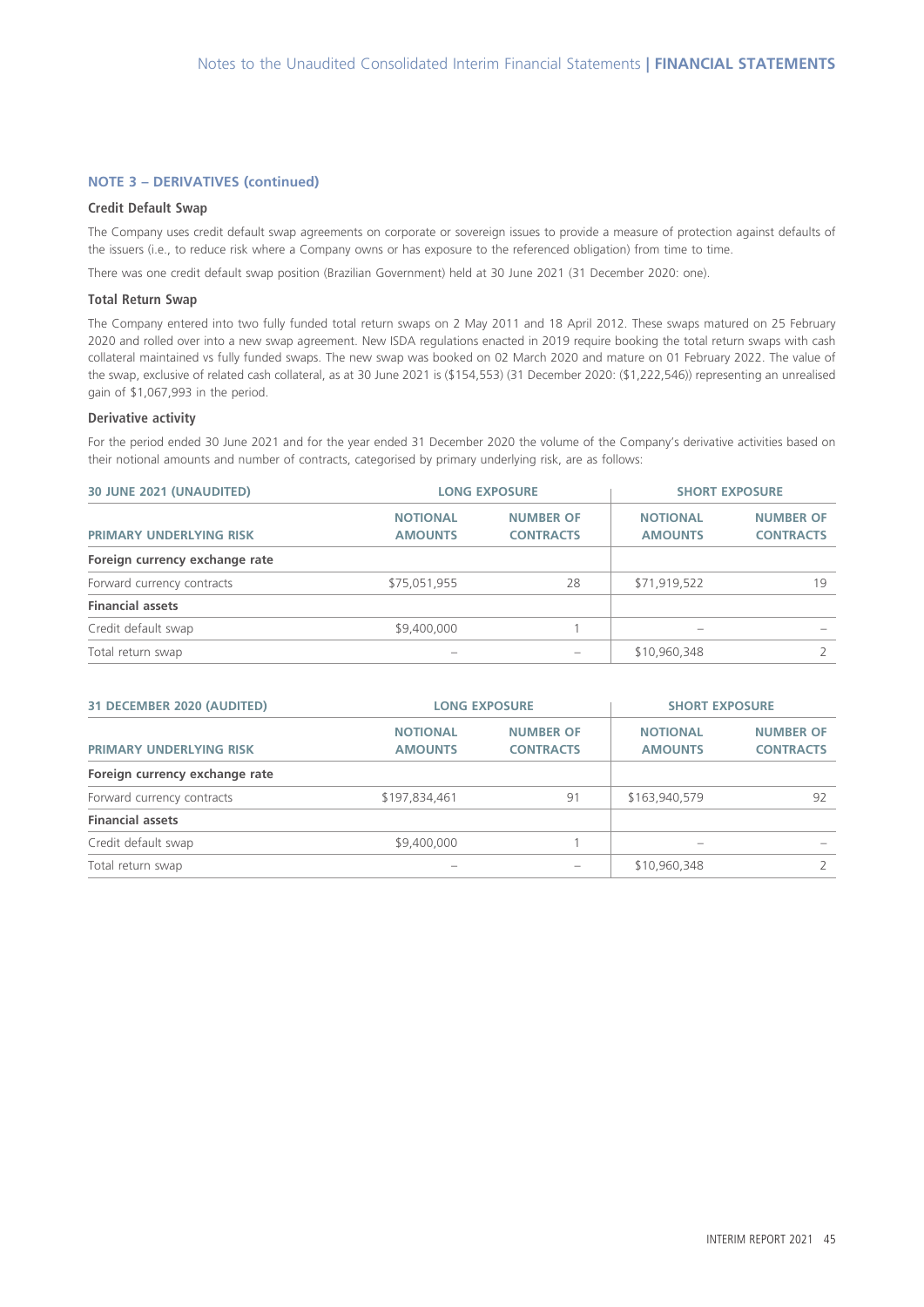## NOTE 3 – DERIVATIVES (continued)

### Credit Default Swap

The Company uses credit default swap agreements on corporate or sovereign issues to provide a measure of protection against defaults of the issuers (i.e., to reduce risk where a Company owns or has exposure to the referenced obligation) from time to time.

There was one credit default swap position (Brazilian Government) held at 30 June 2021 (31 December 2020: one).

### Total Return Swap

The Company entered into two fully funded total return swaps on 2 May 2011 and 18 April 2012. These swaps matured on 25 February 2020 and rolled over into a new swap agreement. New ISDA regulations enacted in 2019 require booking the total return swaps with cash collateral maintained vs fully funded swaps. The new swap was booked on 02 March 2020 and mature on 01 February 2022. The value of the swap, exclusive of related cash collateral, as at 30 June 2021 is ($154,553) (31 December 2020: ($1,222,546)) representing an unrealised gain of $1,067,993 in the period.

### Derivative activity

For the period ended 30 June 2021 and for the year ended 31 December 2020 the volume of the Company's derivative activities based on their notional amounts and number of contracts, categorised by primary underlying risk, are as follows:

| 30 JUNE 2021 (UNAUDITED) | LONG EXPOSURE | | SHORT EXPOSURE | |
|---|---|---|---|---|
| PRIMARY UNDERLYING RISK | NOTIONAL AMOUNTS | NUMBER OF CONTRACTS | NOTIONAL AMOUNTS | NUMBER OF CONTRACTS |
| **Foreign currency exchange rate** | | | | |
| Forward currency contracts | $75,051,955 | 28 | $71,919,522 | 19 |
| **Financial assets** | | | | |
| Credit default swap | $9,400,000 | 1 | – | – |
| Total return swap | – | – | $10,960,348 | 2 |

| 31 DECEMBER 2020 (AUDITED) | LONG EXPOSURE | | SHORT EXPOSURE | |
|---|---|---|---|---|
| PRIMARY UNDERLYING RISK | NOTIONAL AMOUNTS | NUMBER OF CONTRACTS | NOTIONAL AMOUNTS | NUMBER OF CONTRACTS |
| **Foreign currency exchange rate** | | | | |
| Forward currency contracts | $197,834,461 | 91 | $163,940,579 | 92 |
| **Financial assets** | | | | |
| Credit default swap | $9,400,000 | 1 | – | – |
| Total return swap | – | – | $10,960,348 | 2 |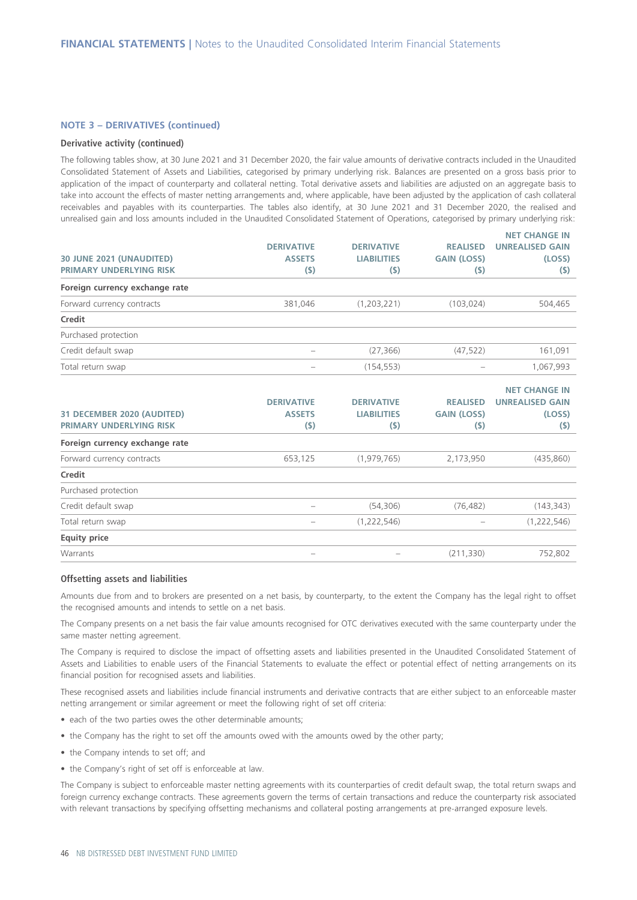### NOTE 3 – DERIVATIVES (continued)

#### Derivative activity (continued)

The following tables show, at 30 June 2021 and 31 December 2020, the fair value amounts of derivative contracts included in the Unaudited Consolidated Statement of Assets and Liabilities, categorised by primary underlying risk. Balances are presented on a gross basis prior to application of the impact of counterparty and collateral netting. Total derivative assets and liabilities are adjusted on an aggregate basis to take into account the effects of master netting arrangements and, where applicable, have been adjusted by the application of cash collateral receivables and payables with its counterparties. The tables also identify, at 30 June 2021 and 31 December 2020, the realised and unrealised gain and loss amounts included in the Unaudited Consolidated Statement of Operations, categorised by primary underlying risk:

| 30 JUNE 2021 (UNAUDITED) PRIMARY UNDERLYING RISK | DERIVATIVE ASSETS ($) | DERIVATIVE LIABILITIES ($) | REALISED GAIN (LOSS) ($) | NET CHANGE IN UNREALISED GAIN (LOSS) ($) |
|---|---|---|---|---|
| **Foreign currency exchange rate** | | | | |
| Forward currency contracts | 381,046 | (1,203,221) | (103,024) | 504,465 |
| **Credit** | | | | |
| Purchased protection | | | | |
| Credit default swap | – | (27,366) | (47,522) | 161,091 |
| Total return swap | – | (154,553) | – | 1,067,993 |

| 31 DECEMBER 2020 (AUDITED) PRIMARY UNDERLYING RISK | DERIVATIVE ASSETS ($) | DERIVATIVE LIABILITIES ($) | REALISED GAIN (LOSS) ($) | NET CHANGE IN UNREALISED GAIN (LOSS) ($) |
|---|---|---|---|---|
| **Foreign currency exchange rate** | | | | |
| Forward currency contracts | 653,125 | (1,979,765) | 2,173,950 | (435,860) |
| **Credit** | | | | |
| Purchased protection | | | | |
| Credit default swap | – | (54,306) | (76,482) | (143,343) |
| Total return swap | – | (1,222,546) | – | (1,222,546) |
| **Equity price** | | | | |
| Warrants | – | – | (211,330) | 752,802 |

#### Offsetting assets and liabilities

Amounts due from and to brokers are presented on a net basis, by counterparty, to the extent the Company has the legal right to offset the recognised amounts and intends to settle on a net basis.

The Company presents on a net basis the fair value amounts recognised for OTC derivatives executed with the same counterparty under the same master netting agreement.

The Company is required to disclose the impact of offsetting assets and liabilities presented in the Unaudited Consolidated Statement of Assets and Liabilities to enable users of the Financial Statements to evaluate the effect or potential effect of netting arrangements on its financial position for recognised assets and liabilities.

These recognised assets and liabilities include financial instruments and derivative contracts that are either subject to an enforceable master netting arrangement or similar agreement or meet the following right of set off criteria:

- each of the two parties owes the other determinable amounts;
- the Company has the right to set off the amounts owed with the amounts owed by the other party;
- the Company intends to set off; and
- the Company's right of set off is enforceable at law.

The Company is subject to enforceable master netting agreements with its counterparties of credit default swap, the total return swaps and foreign currency exchange contracts. These agreements govern the terms of certain transactions and reduce the counterparty risk associated with relevant transactions by specifying offsetting mechanisms and collateral posting arrangements at pre-arranged exposure levels.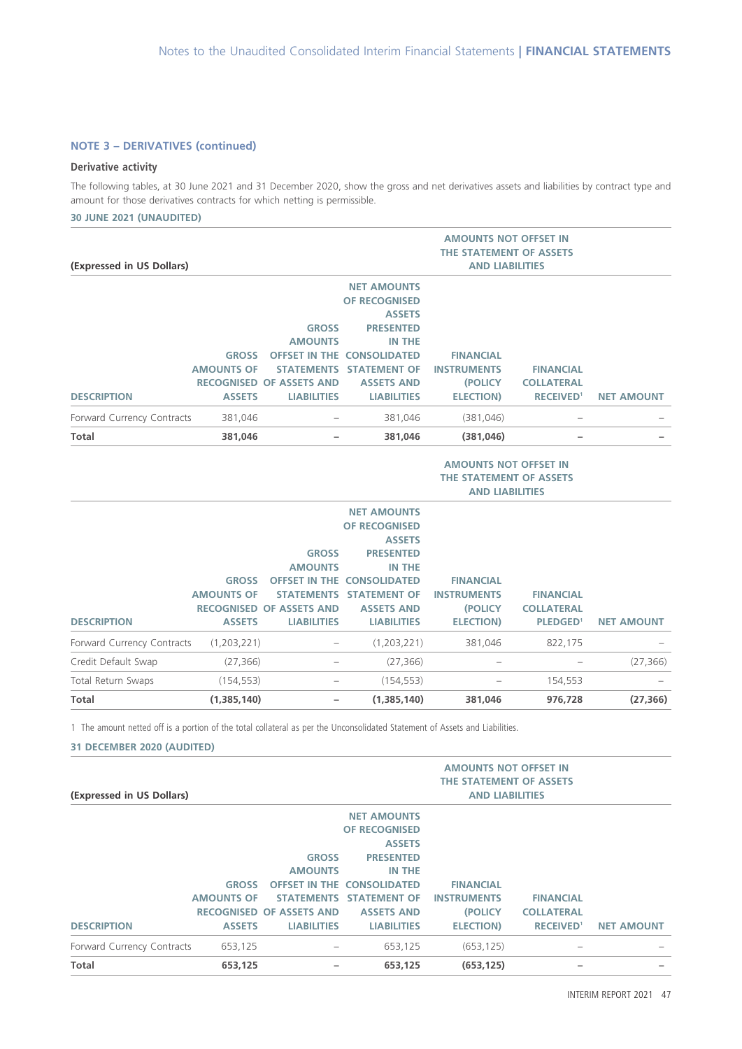### NOTE 3 – DERIVATIVES (continued)

**Derivative activity**

The following tables, at 30 June 2021 and 31 December 2020, show the gross and net derivatives assets and liabilities by contract type and amount for those derivatives contracts for which netting is permissible.

**30 JUNE 2021 (UNAUDITED)**

| (Expressed in US Dollars) | | | | AMOUNTS NOT OFFSET IN THE STATEMENT OF ASSETS AND LIABILITIES | | |
|---|---|---|---|---|---|---|
| DESCRIPTION | GROSS AMOUNTS OF RECOGNISED ASSETS | GROSS AMOUNTS OFFSET IN THE STATEMENTS OF ASSETS AND LIABILITIES | NET AMOUNTS OF RECOGNISED ASSETS PRESENTED IN THE CONSOLIDATED STATEMENT OF ASSETS AND LIABILITIES | FINANCIAL INSTRUMENTS (POLICY ELECTION) | FINANCIAL COLLATERAL RECEIVED[1] | NET AMOUNT |
| Forward Currency Contracts | 381,046 | – | 381,046 | (381,046) | – | – |
| **Total** | **381,046** | **–** | **381,046** | **(381,046)** | **–** | **–** |

| | | | | AMOUNTS NOT OFFSET IN THE STATEMENT OF ASSETS AND LIABILITIES | | |
|---|---|---|---|---|---|---|
| DESCRIPTION | GROSS AMOUNTS OF RECOGNISED ASSETS | GROSS AMOUNTS OFFSET IN THE STATEMENTS OF ASSETS AND LIABILITIES | NET AMOUNTS OF RECOGNISED ASSETS PRESENTED IN THE CONSOLIDATED STATEMENT OF ASSETS AND LIABILITIES | FINANCIAL INSTRUMENTS (POLICY ELECTION) | FINANCIAL COLLATERAL PLEDGED[1] | NET AMOUNT |
| Forward Currency Contracts | (1,203,221) | – | (1,203,221) | 381,046 | 822,175 | – |
| Credit Default Swap | (27,366) | – | (27,366) | – | – | (27,366) |
| Total Return Swaps | (154,553) | – | (154,553) | – | 154,553 | – |
| **Total** | **(1,385,140)** | **–** | **(1,385,140)** | **381,046** | **976,728** | **(27,366)** |

1 The amount netted off is a portion of the total collateral as per the Unconsolidated Statement of Assets and Liabilities.

**31 DECEMBER 2020 (AUDITED)**

| (Expressed in US Dollars) | | | | AMOUNTS NOT OFFSET IN THE STATEMENT OF ASSETS AND LIABILITIES | | |
|---|---|---|---|---|---|---|
| DESCRIPTION | GROSS AMOUNTS OF RECOGNISED ASSETS | GROSS AMOUNTS OFFSET IN THE STATEMENTS OF ASSETS AND LIABILITIES | NET AMOUNTS OF RECOGNISED ASSETS PRESENTED IN THE CONSOLIDATED STATEMENT OF ASSETS AND LIABILITIES | FINANCIAL INSTRUMENTS (POLICY ELECTION) | FINANCIAL COLLATERAL RECEIVED[1] | NET AMOUNT |
| Forward Currency Contracts | 653,125 | – | 653,125 | (653,125) | – | – |
| **Total** | **653,125** | **–** | **653,125** | **(653,125)** | **–** | **–** |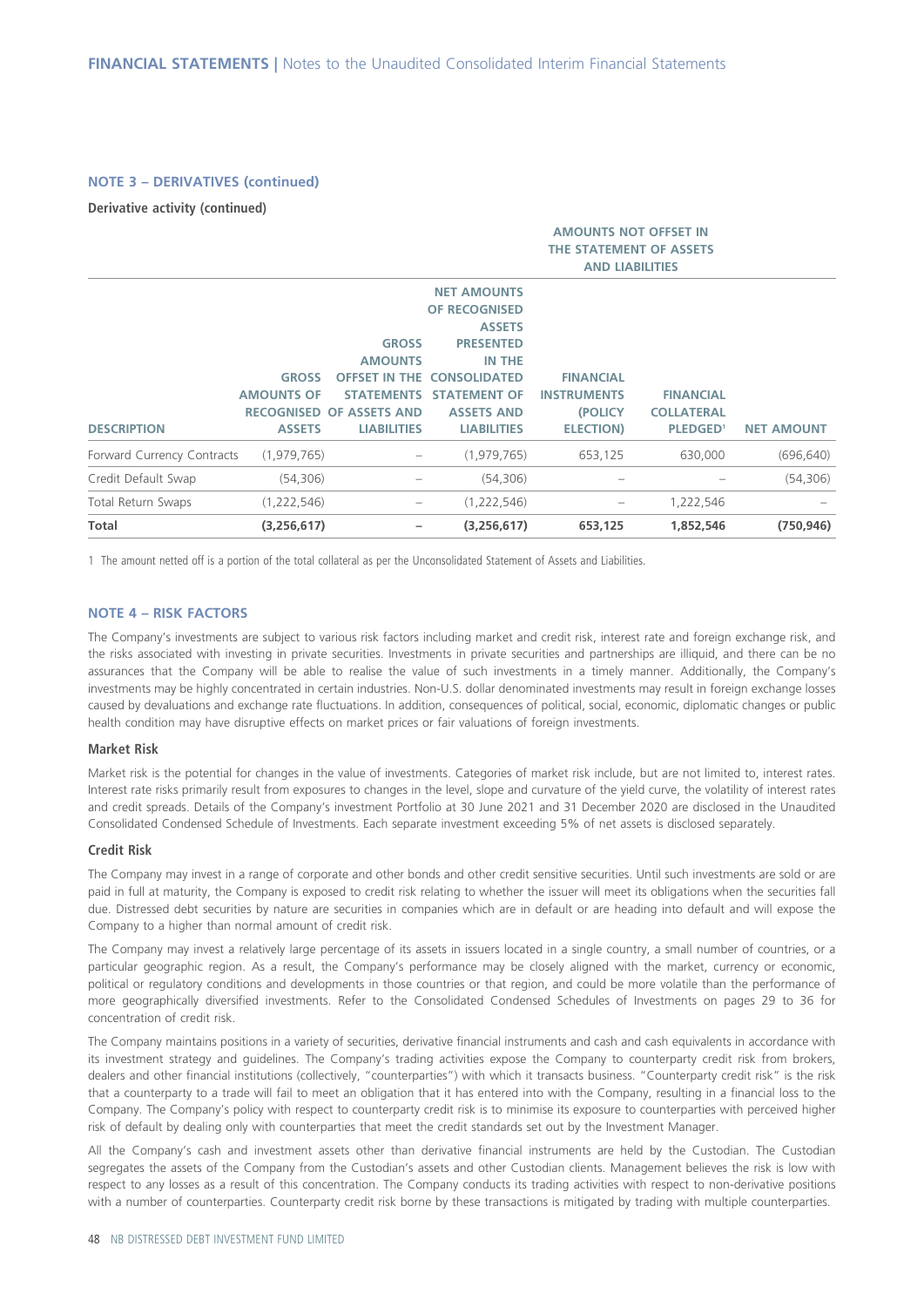## NOTE 3 – DERIVATIVES (continued)

**Derivative activity (continued)**

| | | | | AMOUNTS NOT OFFSET IN THE STATEMENT OF ASSETS AND LIABILITIES | | |
|---|---|---|---|---|---|---|
| DESCRIPTION | GROSS AMOUNTS OF RECOGNISED ASSETS | GROSS AMOUNTS OFFSET IN THE STATEMENTS OF ASSETS AND LIABILITIES | NET AMOUNTS OF RECOGNISED ASSETS PRESENTED IN THE CONSOLIDATED STATEMENT OF ASSETS AND LIABILITIES | FINANCIAL INSTRUMENTS (POLICY ELECTION) | FINANCIAL COLLATERAL PLEDGED[1] | NET AMOUNT |
| Forward Currency Contracts | (1,979,765) | – | (1,979,765) | 653,125 | 630,000 | (696,640) |
| Credit Default Swap | (54,306) | – | (54,306) | – | – | (54,306) |
| Total Return Swaps | (1,222,546) | – | (1,222,546) | – | 1,222,546 | – |
| **Total** | **(3,256,617)** | **–** | **(3,256,617)** | **653,125** | **1,852,546** | **(750,946)** |

1 The amount netted off is a portion of the total collateral as per the Unconsolidated Statement of Assets and Liabilities.

## NOTE 4 – RISK FACTORS

The Company's investments are subject to various risk factors including market and credit risk, interest rate and foreign exchange risk, and the risks associated with investing in private securities. Investments in private securities and partnerships are illiquid, and there can be no assurances that the Company will be able to realise the value of such investments in a timely manner. Additionally, the Company's investments may be highly concentrated in certain industries. Non-U.S. dollar denominated investments may result in foreign exchange losses caused by devaluations and exchange rate fluctuations. In addition, consequences of political, social, economic, diplomatic changes or public health condition may have disruptive effects on market prices or fair valuations of foreign investments.

### Market Risk

Market risk is the potential for changes in the value of investments. Categories of market risk include, but are not limited to, interest rates. Interest rate risks primarily result from exposures to changes in the level, slope and curvature of the yield curve, the volatility of interest rates and credit spreads. Details of the Company's investment Portfolio at 30 June 2021 and 31 December 2020 are disclosed in the Unaudited Consolidated Condensed Schedule of Investments. Each separate investment exceeding 5% of net assets is disclosed separately.

### Credit Risk

The Company may invest in a range of corporate and other bonds and other credit sensitive securities. Until such investments are sold or are paid in full at maturity, the Company is exposed to credit risk relating to whether the issuer will meet its obligations when the securities fall due. Distressed debt securities by nature are securities in companies which are in default or are heading into default and will expose the Company to a higher than normal amount of credit risk.

The Company may invest a relatively large percentage of its assets in issuers located in a single country, a small number of countries, or a particular geographic region. As a result, the Company's performance may be closely aligned with the market, currency or economic, political or regulatory conditions and developments in those countries or that region, and could be more volatile than the performance of more geographically diversified investments. Refer to the Consolidated Condensed Schedules of Investments on pages 29 to 36 for concentration of credit risk.

The Company maintains positions in a variety of securities, derivative financial instruments and cash and cash equivalents in accordance with its investment strategy and guidelines. The Company's trading activities expose the Company to counterparty credit risk from brokers, dealers and other financial institutions (collectively, "counterparties") with which it transacts business. "Counterparty credit risk" is the risk that a counterparty to a trade will fail to meet an obligation that it has entered into with the Company, resulting in a financial loss to the Company. The Company's policy with respect to counterparty credit risk is to minimise its exposure to counterparties with perceived higher risk of default by dealing only with counterparties that meet the credit standards set out by the Investment Manager.

All the Company's cash and investment assets other than derivative financial instruments are held by the Custodian. The Custodian segregates the assets of the Company from the Custodian's assets and other Custodian clients. Management believes the risk is low with respect to any losses as a result of this concentration. The Company conducts its trading activities with respect to non-derivative positions with a number of counterparties. Counterparty credit risk borne by these transactions is mitigated by trading with multiple counterparties.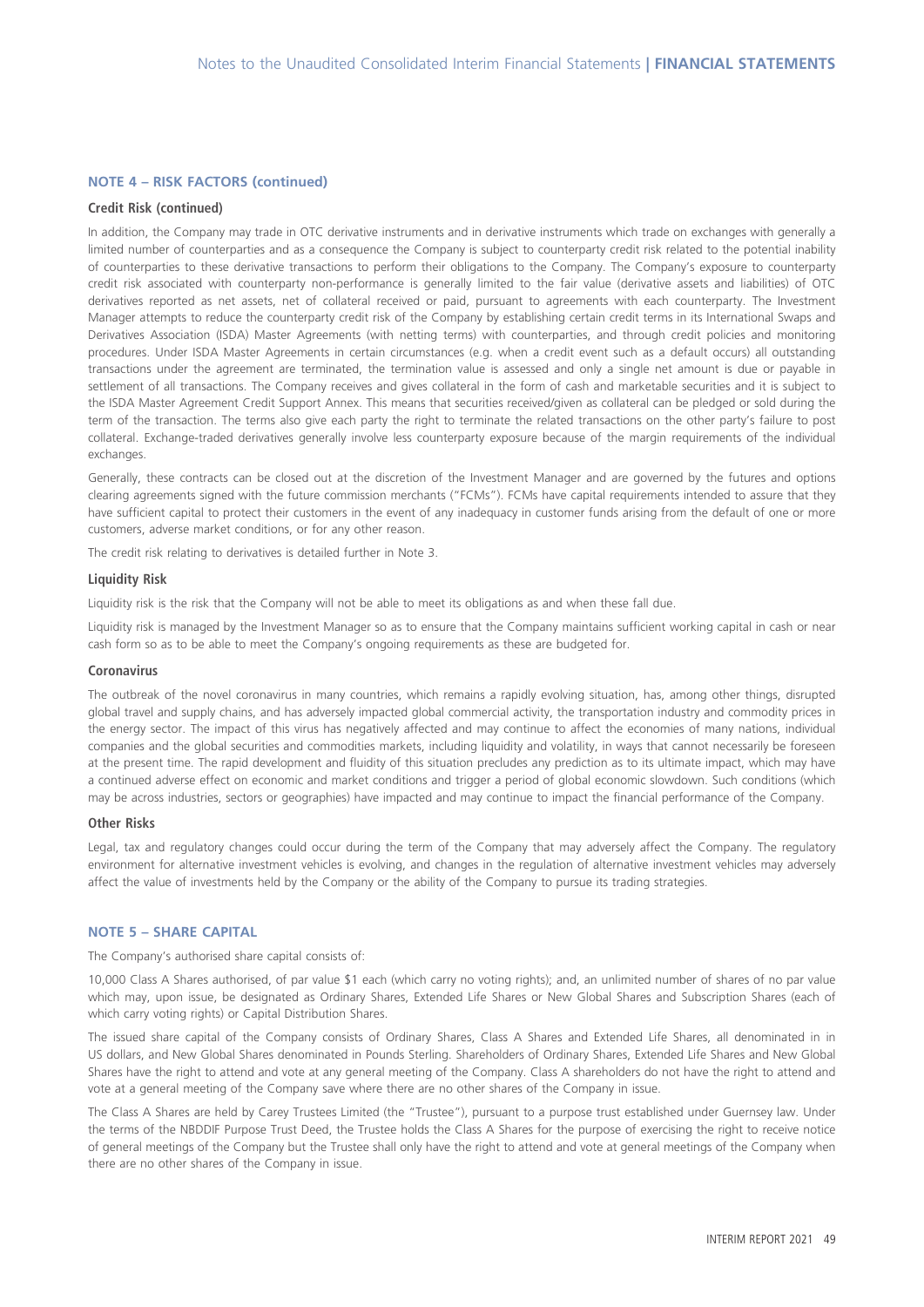### NOTE 4 – RISK FACTORS (continued)

**Credit Risk (continued)**

In addition, the Company may trade in OTC derivative instruments and in derivative instruments which trade on exchanges with generally a limited number of counterparties and as a consequence the Company is subject to counterparty credit risk related to the potential inability of counterparties to these derivative transactions to perform their obligations to the Company. The Company's exposure to counterparty credit risk associated with counterparty non-performance is generally limited to the fair value (derivative assets and liabilities) of OTC derivatives reported as net assets, net of collateral received or paid, pursuant to agreements with each counterparty. The Investment Manager attempts to reduce the counterparty credit risk of the Company by establishing certain credit terms in its International Swaps and Derivatives Association (ISDA) Master Agreements (with netting terms) with counterparties, and through credit policies and monitoring procedures. Under ISDA Master Agreements in certain circumstances (e.g. when a credit event such as a default occurs) all outstanding transactions under the agreement are terminated, the termination value is assessed and only a single net amount is due or payable in settlement of all transactions. The Company receives and gives collateral in the form of cash and marketable securities and it is subject to the ISDA Master Agreement Credit Support Annex. This means that securities received/given as collateral can be pledged or sold during the term of the transaction. The terms also give each party the right to terminate the related transactions on the other party's failure to post collateral. Exchange-traded derivatives generally involve less counterparty exposure because of the margin requirements of the individual exchanges.

Generally, these contracts can be closed out at the discretion of the Investment Manager and are governed by the futures and options clearing agreements signed with the future commission merchants ("FCMs"). FCMs have capital requirements intended to assure that they have sufficient capital to protect their customers in the event of any inadequacy in customer funds arising from the default of one or more customers, adverse market conditions, or for any other reason.

The credit risk relating to derivatives is detailed further in Note 3.

**Liquidity Risk**

Liquidity risk is the risk that the Company will not be able to meet its obligations as and when these fall due.

Liquidity risk is managed by the Investment Manager so as to ensure that the Company maintains sufficient working capital in cash or near cash form so as to be able to meet the Company's ongoing requirements as these are budgeted for.

**Coronavirus**

The outbreak of the novel coronavirus in many countries, which remains a rapidly evolving situation, has, among other things, disrupted global travel and supply chains, and has adversely impacted global commercial activity, the transportation industry and commodity prices in the energy sector. The impact of this virus has negatively affected and may continue to affect the economies of many nations, individual companies and the global securities and commodities markets, including liquidity and volatility, in ways that cannot necessarily be foreseen at the present time. The rapid development and fluidity of this situation precludes any prediction as to its ultimate impact, which may have a continued adverse effect on economic and market conditions and trigger a period of global economic slowdown. Such conditions (which may be across industries, sectors or geographies) have impacted and may continue to impact the financial performance of the Company.

**Other Risks**

Legal, tax and regulatory changes could occur during the term of the Company that may adversely affect the Company. The regulatory environment for alternative investment vehicles is evolving, and changes in the regulation of alternative investment vehicles may adversely affect the value of investments held by the Company or the ability of the Company to pursue its trading strategies.

### NOTE 5 – SHARE CAPITAL

The Company's authorised share capital consists of:

10,000 Class A Shares authorised, of par value $1 each (which carry no voting rights); and, an unlimited number of shares of no par value which may, upon issue, be designated as Ordinary Shares, Extended Life Shares or New Global Shares and Subscription Shares (each of which carry voting rights) or Capital Distribution Shares.

The issued share capital of the Company consists of Ordinary Shares, Class A Shares and Extended Life Shares, all denominated in in US dollars, and New Global Shares denominated in Pounds Sterling. Shareholders of Ordinary Shares, Extended Life Shares and New Global Shares have the right to attend and vote at any general meeting of the Company. Class A shareholders do not have the right to attend and vote at a general meeting of the Company save where there are no other shares of the Company in issue.

The Class A Shares are held by Carey Trustees Limited (the "Trustee"), pursuant to a purpose trust established under Guernsey law. Under the terms of the NBDDIF Purpose Trust Deed, the Trustee holds the Class A Shares for the purpose of exercising the right to receive notice of general meetings of the Company but the Trustee shall only have the right to attend and vote at general meetings of the Company when there are no other shares of the Company in issue.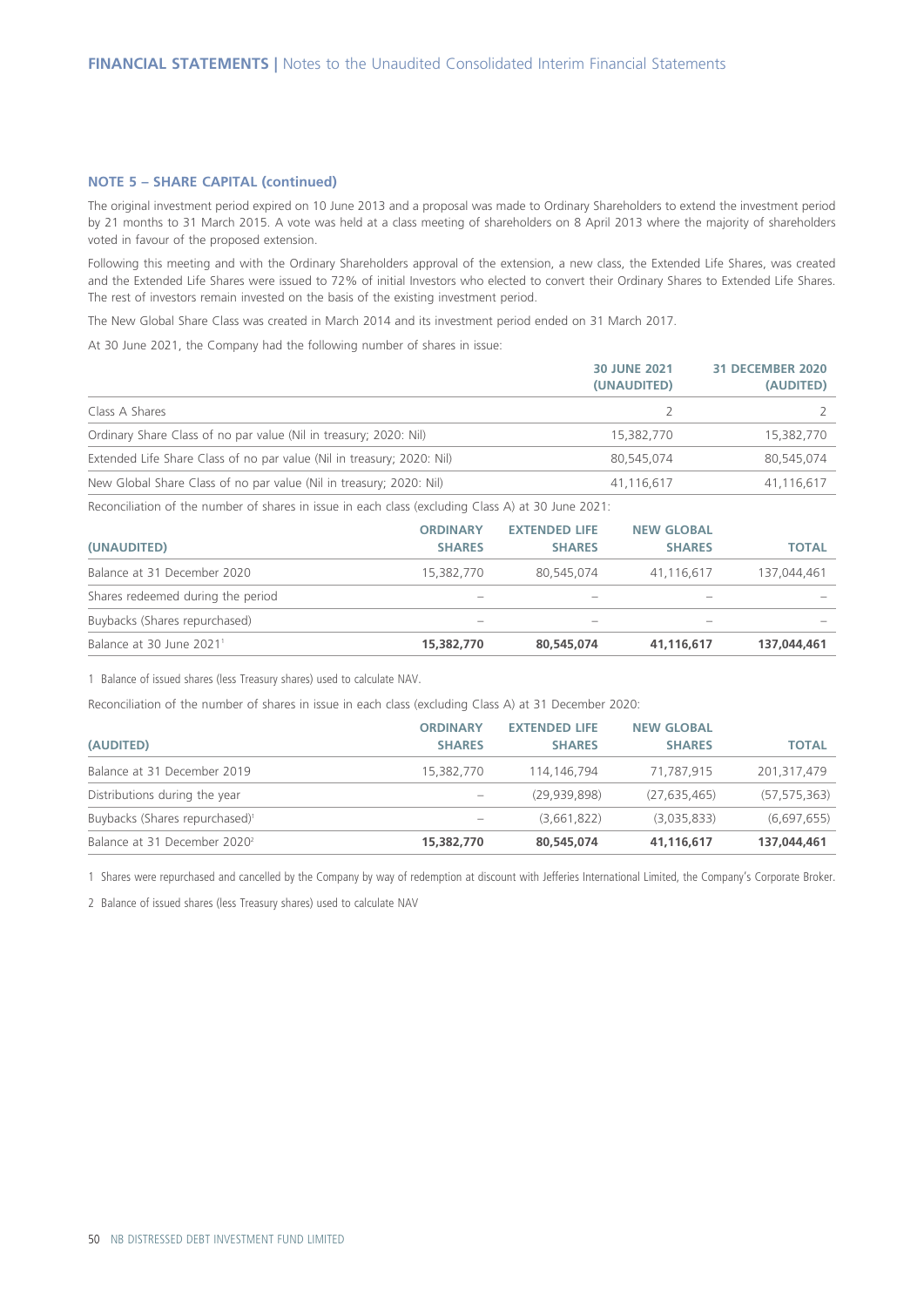### NOTE 5 – SHARE CAPITAL (continued)

The original investment period expired on 10 June 2013 and a proposal was made to Ordinary Shareholders to extend the investment period by 21 months to 31 March 2015. A vote was held at a class meeting of shareholders on 8 April 2013 where the majority of shareholders voted in favour of the proposed extension.

Following this meeting and with the Ordinary Shareholders approval of the extension, a new class, the Extended Life Shares, was created and the Extended Life Shares were issued to 72% of initial Investors who elected to convert their Ordinary Shares to Extended Life Shares. The rest of investors remain invested on the basis of the existing investment period.

The New Global Share Class was created in March 2014 and its investment period ended on 31 March 2017.

At 30 June 2021, the Company had the following number of shares in issue:

| | 30 JUNE 2021 (UNAUDITED) | 31 DECEMBER 2020 (AUDITED) |
|---|---|---|
| Class A Shares | 2 | 2 |
| Ordinary Share Class of no par value (Nil in treasury; 2020: Nil) | 15,382,770 | 15,382,770 |
| Extended Life Share Class of no par value (Nil in treasury; 2020: Nil) | 80,545,074 | 80,545,074 |
| New Global Share Class of no par value (Nil in treasury; 2020: Nil) | 41,116,617 | 41,116,617 |

Reconciliation of the number of shares in issue in each class (excluding Class A) at 30 June 2021:

| (UNAUDITED) | ORDINARY SHARES | EXTENDED LIFE SHARES | NEW GLOBAL SHARES | TOTAL |
|---|---|---|---|---|
| Balance at 31 December 2020 | 15,382,770 | 80,545,074 | 41,116,617 | 137,044,461 |
| Shares redeemed during the period | – | – | – | – |
| Buybacks (Shares repurchased) | – | – | – | – |
| Balance at 30 June 2021[1] | **15,382,770** | **80,545,074** | **41,116,617** | **137,044,461** |

1 Balance of issued shares (less Treasury shares) used to calculate NAV.

Reconciliation of the number of shares in issue in each class (excluding Class A) at 31 December 2020:

| (AUDITED) | ORDINARY SHARES | EXTENDED LIFE SHARES | NEW GLOBAL SHARES | TOTAL |
|---|---|---|---|---|
| Balance at 31 December 2019 | 15,382,770 | 114,146,794 | 71,787,915 | 201,317,479 |
| Distributions during the year | – | (29,939,898) | (27,635,465) | (57,575,363) |
| Buybacks (Shares repurchased)[1] | – | (3,661,822) | (3,035,833) | (6,697,655) |
| Balance at 31 December 2020[2] | **15,382,770** | **80,545,074** | **41,116,617** | **137,044,461** |

1 Shares were repurchased and cancelled by the Company by way of redemption at discount with Jefferies International Limited, the Company's Corporate Broker.

2 Balance of issued shares (less Treasury shares) used to calculate NAV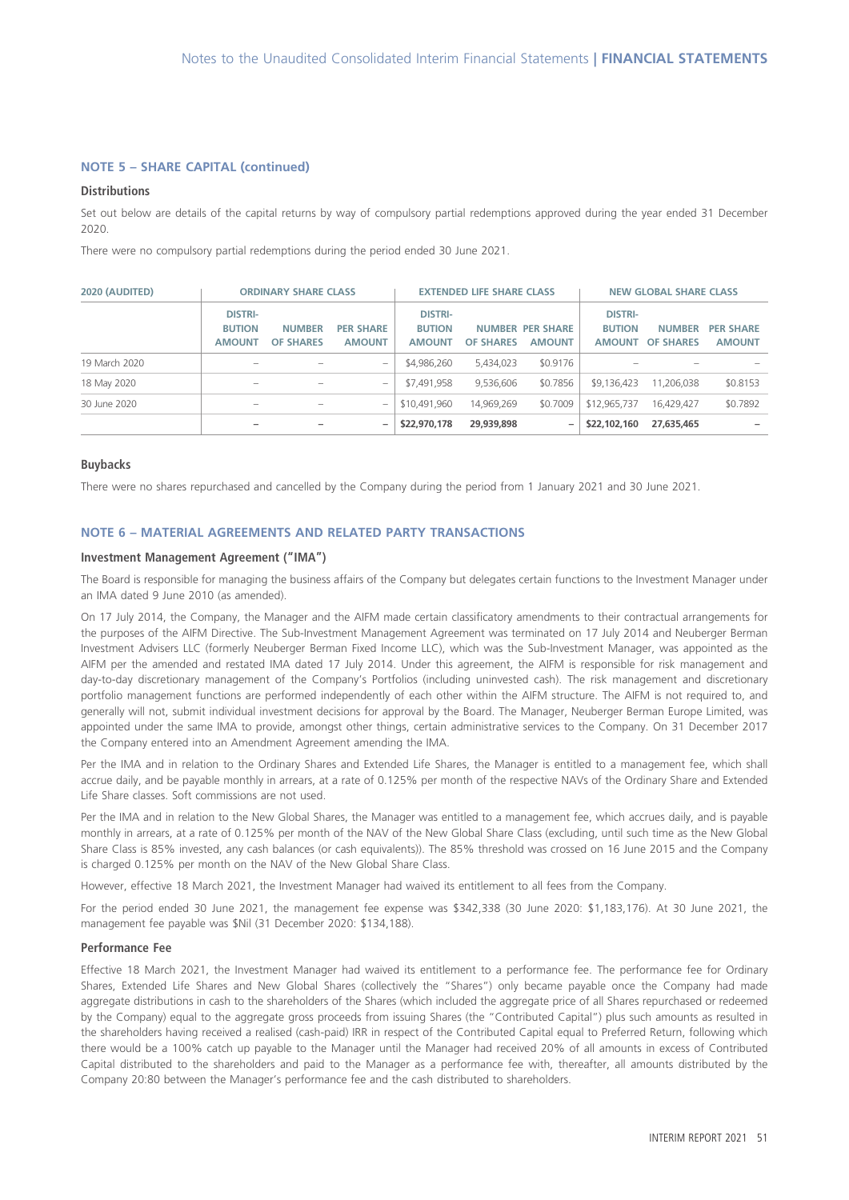### NOTE 5 – SHARE CAPITAL (continued)

**Distributions**

Set out below are details of the capital returns by way of compulsory partial redemptions approved during the year ended 31 December 2020.

There were no compulsory partial redemptions during the period ended 30 June 2021.

| 2020 (AUDITED) | ORDINARY SHARE CLASS | | | EXTENDED LIFE SHARE CLASS | | | NEW GLOBAL SHARE CLASS | | |
|---|---|---|---|---|---|---|---|---|---|
| | DISTRIBUTION AMOUNT | NUMBER OF SHARES | PER SHARE AMOUNT | DISTRIBUTION AMOUNT | NUMBER OF SHARES | PER SHARE AMOUNT | DISTRIBUTION AMOUNT | NUMBER OF SHARES | PER SHARE AMOUNT |
| 19 March 2020 | – | – | – | $4,986,260 | 5,434,023 | $0.9176 | – | – | – |
| 18 May 2020 | – | – | – | $7,491,958 | 9,536,606 | $0.7856 | $9,136,423 | 11,206,038 | $0.8153 |
| 30 June 2020 | – | – | – | $10,491,960 | 14,969,269 | $0.7009 | $12,965,737 | 16,429,427 | $0.7892 |
| | **–** | **–** | **–** | **$22,970,178** | **29,939,898** | **–** | **$22,102,160** | **27,635,465** | **–** |

**Buybacks**

There were no shares repurchased and cancelled by the Company during the period from 1 January 2021 and 30 June 2021.

### NOTE 6 – MATERIAL AGREEMENTS AND RELATED PARTY TRANSACTIONS

**Investment Management Agreement ("IMA")**

The Board is responsible for managing the business affairs of the Company but delegates certain functions to the Investment Manager under an IMA dated 9 June 2010 (as amended).

On 17 July 2014, the Company, the Manager and the AIFM made certain classificatory amendments to their contractual arrangements for the purposes of the AIFM Directive. The Sub-Investment Management Agreement was terminated on 17 July 2014 and Neuberger Berman Investment Advisers LLC (formerly Neuberger Berman Fixed Income LLC), which was the Sub-Investment Manager, was appointed as the AIFM per the amended and restated IMA dated 17 July 2014. Under this agreement, the AIFM is responsible for risk management and day-to-day discretionary management of the Company's Portfolios (including uninvested cash). The risk management and discretionary portfolio management functions are performed independently of each other within the AIFM structure. The AIFM is not required to, and generally will not, submit individual investment decisions for approval by the Board. The Manager, Neuberger Berman Europe Limited, was appointed under the same IMA to provide, amongst other things, certain administrative services to the Company. On 31 December 2017 the Company entered into an Amendment Agreement amending the IMA.

Per the IMA and in relation to the Ordinary Shares and Extended Life Shares, the Manager is entitled to a management fee, which shall accrue daily, and be payable monthly in arrears, at a rate of 0.125% per month of the respective NAVs of the Ordinary Share and Extended Life Share classes. Soft commissions are not used.

Per the IMA and in relation to the New Global Shares, the Manager was entitled to a management fee, which accrues daily, and is payable monthly in arrears, at a rate of 0.125% per month of the NAV of the New Global Share Class (excluding, until such time as the New Global Share Class is 85% invested, any cash balances (or cash equivalents)). The 85% threshold was crossed on 16 June 2015 and the Company is charged 0.125% per month on the NAV of the New Global Share Class.

However, effective 18 March 2021, the Investment Manager had waived its entitlement to all fees from the Company.

For the period ended 30 June 2021, the management fee expense was $342,338 (30 June 2020: $1,183,176). At 30 June 2021, the management fee payable was $Nil (31 December 2020: $134,188).

**Performance Fee**

Effective 18 March 2021, the Investment Manager had waived its entitlement to a performance fee. The performance fee for Ordinary Shares, Extended Life Shares and New Global Shares (collectively the "Shares") only became payable once the Company had made aggregate distributions in cash to the shareholders of the Shares (which included the aggregate price of all Shares repurchased or redeemed by the Company) equal to the aggregate gross proceeds from issuing Shares (the "Contributed Capital") plus such amounts as resulted in the shareholders having received a realised (cash-paid) IRR in respect of the Contributed Capital equal to Preferred Return, following which there would be a 100% catch up payable to the Manager until the Manager had received 20% of all amounts in excess of Contributed Capital distributed to the shareholders and paid to the Manager as a performance fee with, thereafter, all amounts distributed by the Company 20:80 between the Manager's performance fee and the cash distributed to shareholders.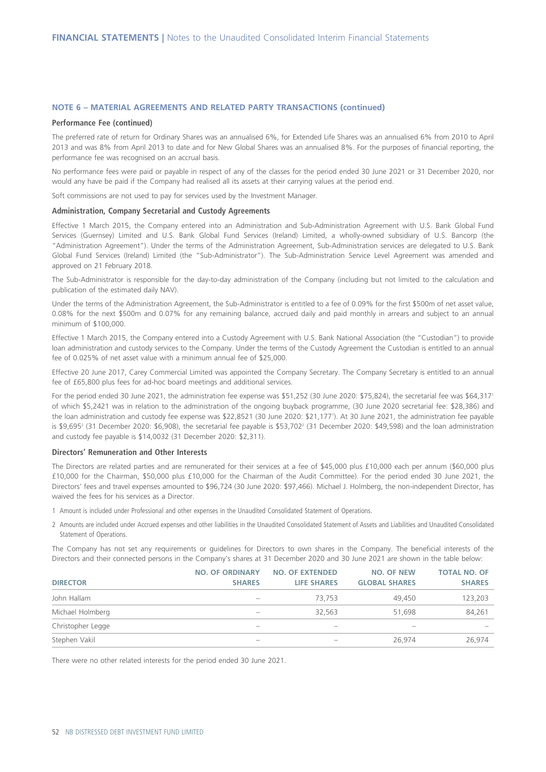## NOTE 6 – MATERIAL AGREEMENTS AND RELATED PARTY TRANSACTIONS (continued)

### Performance Fee (continued)

The preferred rate of return for Ordinary Shares was an annualised 6%, for Extended Life Shares was an annualised 6% from 2010 to April 2013 and was 8% from April 2013 to date and for New Global Shares was an annualised 8%. For the purposes of financial reporting, the performance fee was recognised on an accrual basis.

No performance fees were paid or payable in respect of any of the classes for the period ended 30 June 2021 or 31 December 2020, nor would any have be paid if the Company had realised all its assets at their carrying values at the period end.

Soft commissions are not used to pay for services used by the Investment Manager.

### Administration, Company Secretarial and Custody Agreements

Effective 1 March 2015, the Company entered into an Administration and Sub-Administration Agreement with U.S. Bank Global Fund Services (Guernsey) Limited and U.S. Bank Global Fund Services (Ireland) Limited, a wholly-owned subsidiary of U.S. Bancorp (the "Administration Agreement"). Under the terms of the Administration Agreement, Sub-Administration services are delegated to U.S. Bank Global Fund Services (Ireland) Limited (the "Sub-Administrator"). The Sub-Administration Service Level Agreement was amended and approved on 21 February 2018.

The Sub-Administrator is responsible for the day-to-day administration of the Company (including but not limited to the calculation and publication of the estimated daily NAV).

Under the terms of the Administration Agreement, the Sub-Administrator is entitled to a fee of 0.09% for the first $500m of net asset value, 0.08% for the next $500m and 0.07% for any remaining balance, accrued daily and paid monthly in arrears and subject to an annual minimum of $100,000.

Effective 1 March 2015, the Company entered into a Custody Agreement with U.S. Bank National Association (the "Custodian") to provide loan administration and custody services to the Company. Under the terms of the Custody Agreement the Custodian is entitled to an annual fee of 0.025% of net asset value with a minimum annual fee of $25,000.

Effective 20 June 2017, Carey Commercial Limited was appointed the Company Secretary. The Company Secretary is entitled to an annual fee of £65,800 plus fees for ad-hoc board meetings and additional services.

For the period ended 30 June 2021, the administration fee expense was $51,252 (30 June 2020: $75,824), the secretarial fee was $64,317[1] of which $5,2421 was in relation to the administration of the ongoing buyback programme, (30 June 2020 secretarial fee: $28,386) and the loan administration and custody fee expense was $22,8521 (30 June 2020: $21,177[1]). At 30 June 2021, the administration fee payable is $9,695[2] (31 December 2020: $6,908), the secretarial fee payable is $53,702[2] (31 December 2020: $49,598) and the loan administration and custody fee payable is $14,0032 (31 December 2020: $2,311).

### Directors' Remuneration and Other Interests

The Directors are related parties and are remunerated for their services at a fee of $45,000 plus £10,000 each per annum ($60,000 plus £10,000 for the Chairman, $50,000 plus £10,000 for the Chairman of the Audit Committee). For the period ended 30 June 2021, the Directors' fees and travel expenses amounted to $96,724 (30 June 2020: $97,466). Michael J. Holmberg, the non-independent Director, has waived the fees for his services as a Director.

1 Amount is included under Professional and other expenses in the Unaudited Consolidated Statement of Operations.

2 Amounts are included under Accrued expenses and other liabilities in the Unaudited Consolidated Statement of Assets and Liabilities and Unaudited Consolidated Statement of Operations.

The Company has not set any requirements or guidelines for Directors to own shares in the Company. The beneficial interests of the Directors and their connected persons in the Company's shares at 31 December 2020 and 30 June 2021 are shown in the table below:

| DIRECTOR | NO. OF ORDINARY SHARES | NO. OF EXTENDED LIFE SHARES | NO. OF NEW GLOBAL SHARES | TOTAL NO. OF SHARES |
|---|---|---|---|---|
| John Hallam | – | 73,753 | 49,450 | 123,203 |
| Michael Holmberg | – | 32,563 | 51,698 | 84,261 |
| Christopher Legge | – | – | – | – |
| Stephen Vakil | – | – | 26,974 | 26,974 |

There were no other related interests for the period ended 30 June 2021.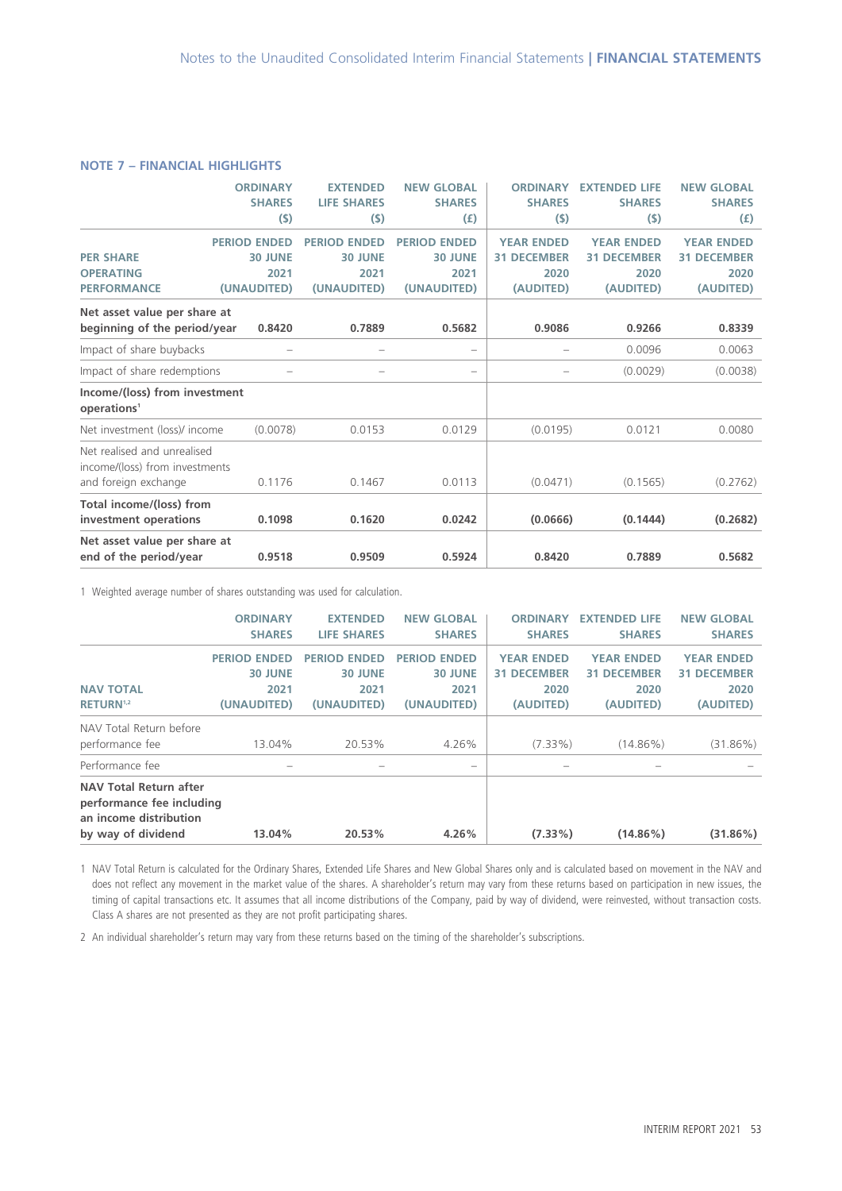## NOTE 7 – FINANCIAL HIGHLIGHTS

| PER SHARE OPERATING PERFORMANCE | ORDINARY SHARES ($) PERIOD ENDED 30 JUNE 2021 (UNAUDITED) | EXTENDED LIFE SHARES ($) PERIOD ENDED 30 JUNE 2021 (UNAUDITED) | NEW GLOBAL SHARES (£) PERIOD ENDED 30 JUNE 2021 (UNAUDITED) | ORDINARY SHARES ($) YEAR ENDED 31 DECEMBER 2020 (AUDITED) | EXTENDED LIFE SHARES ($) YEAR ENDED 31 DECEMBER 2020 (AUDITED) | NEW GLOBAL SHARES (£) YEAR ENDED 31 DECEMBER 2020 (AUDITED) |
|---|---|---|---|---|---|---|
| **Net asset value per share at beginning of the period/year** | **0.8420** | **0.7889** | **0.5682** | **0.9086** | **0.9266** | **0.8339** |
| Impact of share buybacks | – | – | – | – | 0.0096 | 0.0063 |
| Impact of share redemptions | – | – | – | – | (0.0029) | (0.0038) |
| **Income/(loss) from investment operations**[1] | | | | | | |
| Net investment (loss)/ income | (0.0078) | 0.0153 | 0.0129 | (0.0195) | 0.0121 | 0.0080 |
| Net realised and unrealised income/(loss) from investments and foreign exchange | 0.1176 | 0.1467 | 0.0113 | (0.0471) | (0.1565) | (0.2762) |
| **Total income/(loss) from investment operations** | **0.1098** | **0.1620** | **0.0242** | **(0.0666)** | **(0.1444)** | **(0.2682)** |
| **Net asset value per share at end of the period/year** | **0.9518** | **0.9509** | **0.5924** | **0.8420** | **0.7889** | **0.5682** |

1 Weighted average number of shares outstanding was used for calculation.

| NAV TOTAL RETURN[1,2] | ORDINARY SHARES PERIOD ENDED 30 JUNE 2021 (UNAUDITED) | EXTENDED LIFE SHARES PERIOD ENDED 30 JUNE 2021 (UNAUDITED) | NEW GLOBAL SHARES PERIOD ENDED 30 JUNE 2021 (UNAUDITED) | ORDINARY SHARES YEAR ENDED 31 DECEMBER 2020 (AUDITED) | EXTENDED LIFE SHARES YEAR ENDED 31 DECEMBER 2020 (AUDITED) | NEW GLOBAL SHARES YEAR ENDED 31 DECEMBER 2020 (AUDITED) |
|---|---|---|---|---|---|---|
| NAV Total Return before performance fee | 13.04% | 20.53% | 4.26% | (7.33%) | (14.86%) | (31.86%) |
| Performance fee | – | – | – | – | – | – |
| **NAV Total Return after performance fee including an income distribution by way of dividend** | **13.04%** | **20.53%** | **4.26%** | **(7.33%)** | **(14.86%)** | **(31.86%)** |

1 NAV Total Return is calculated for the Ordinary Shares, Extended Life Shares and New Global Shares only and is calculated based on movement in the NAV and does not reflect any movement in the market value of the shares. A shareholder's return may vary from these returns based on participation in new issues, the timing of capital transactions etc. It assumes that all income distributions of the Company, paid by way of dividend, were reinvested, without transaction costs. Class A shares are not presented as they are not profit participating shares.

2 An individual shareholder's return may vary from these returns based on the timing of the shareholder's subscriptions.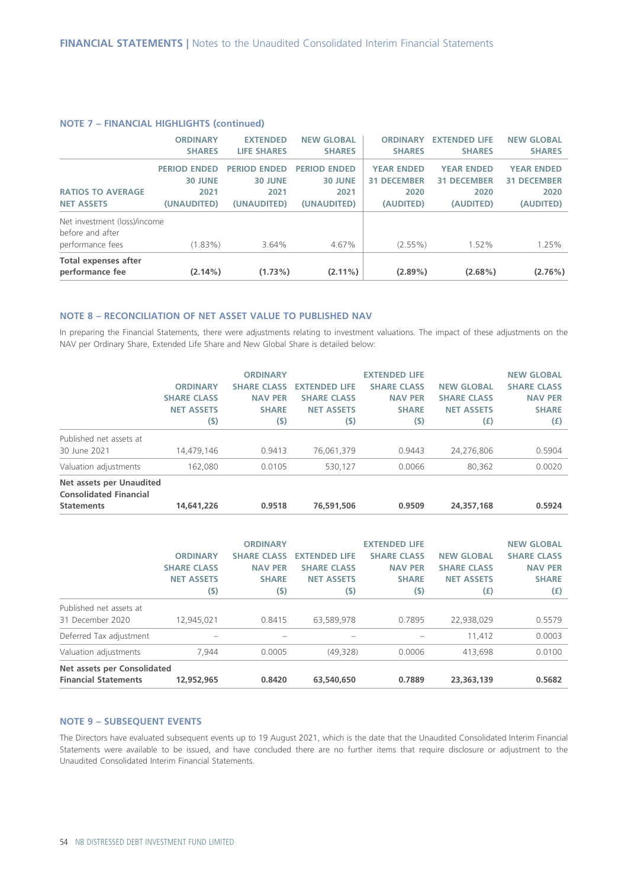### NOTE 7 – FINANCIAL HIGHLIGHTS (continued)

| RATIOS TO AVERAGE NET ASSETS | ORDINARY SHARES PERIOD ENDED 30 JUNE 2021 (UNAUDITED) | EXTENDED LIFE SHARES PERIOD ENDED 30 JUNE 2021 (UNAUDITED) | NEW GLOBAL SHARES PERIOD ENDED 30 JUNE 2021 (UNAUDITED) | ORDINARY SHARES YEAR ENDED 31 DECEMBER 2020 (AUDITED) | EXTENDED LIFE SHARES YEAR ENDED 31 DECEMBER 2020 (AUDITED) | NEW GLOBAL SHARES YEAR ENDED 31 DECEMBER 2020 (AUDITED) |
|---|---|---|---|---|---|---|
| Net investment (loss)/income before and after performance fees | (1.83%) | 3.64% | 4.67% | (2.55%) | 1.52% | 1.25% |
| **Total expenses after performance fee** | **(2.14%)** | **(1.73%)** | **(2.11%)** | **(2.89%)** | **(2.68%)** | **(2.76%)** |

### NOTE 8 – RECONCILIATION OF NET ASSET VALUE TO PUBLISHED NAV

In preparing the Financial Statements, there were adjustments relating to investment valuations. The impact of these adjustments on the NAV per Ordinary Share, Extended Life Share and New Global Share is detailed below:

| | ORDINARY SHARE CLASS NET ASSETS ($) | ORDINARY SHARE CLASS NAV PER SHARE ($) | EXTENDED LIFE SHARE CLASS NET ASSETS ($) | EXTENDED LIFE SHARE CLASS NAV PER SHARE ($) | NEW GLOBAL SHARE CLASS NET ASSETS (£) | NEW GLOBAL SHARE CLASS NAV PER SHARE (£) |
|---|---|---|---|---|---|---|
| Published net assets at 30 June 2021 | 14,479,146 | 0.9413 | 76,061,379 | 0.9443 | 24,276,806 | 0.5904 |
| Valuation adjustments | 162,080 | 0.0105 | 530,127 | 0.0066 | 80,362 | 0.0020 |
| **Net assets per Unaudited Consolidated Financial Statements** | **14,641,226** | **0.9518** | **76,591,506** | **0.9509** | **24,357,168** | **0.5924** |

| | ORDINARY SHARE CLASS NET ASSETS ($) | ORDINARY SHARE CLASS NAV PER SHARE ($) | EXTENDED LIFE SHARE CLASS NET ASSETS ($) | EXTENDED LIFE SHARE CLASS NAV PER SHARE ($) | NEW GLOBAL SHARE CLASS NET ASSETS (£) | NEW GLOBAL SHARE CLASS NAV PER SHARE (£) |
|---|---|---|---|---|---|---|
| Published net assets at 31 December 2020 | 12,945,021 | 0.8415 | 63,589,978 | 0.7895 | 22,938,029 | 0.5579 |
| Deferred Tax adjustment | – | – | – | – | 11,412 | 0.0003 |
| Valuation adjustments | 7,944 | 0.0005 | (49,328) | 0.0006 | 413,698 | 0.0100 |
| **Net assets per Consolidated Financial Statements** | **12,952,965** | **0.8420** | **63,540,650** | **0.7889** | **23,363,139** | **0.5682** |

### NOTE 9 – SUBSEQUENT EVENTS

The Directors have evaluated subsequent events up to 19 August 2021, which is the date that the Unaudited Consolidated Interim Financial Statements were available to be issued, and have concluded there are no further items that require disclosure or adjustment to the Unaudited Consolidated Interim Financial Statements.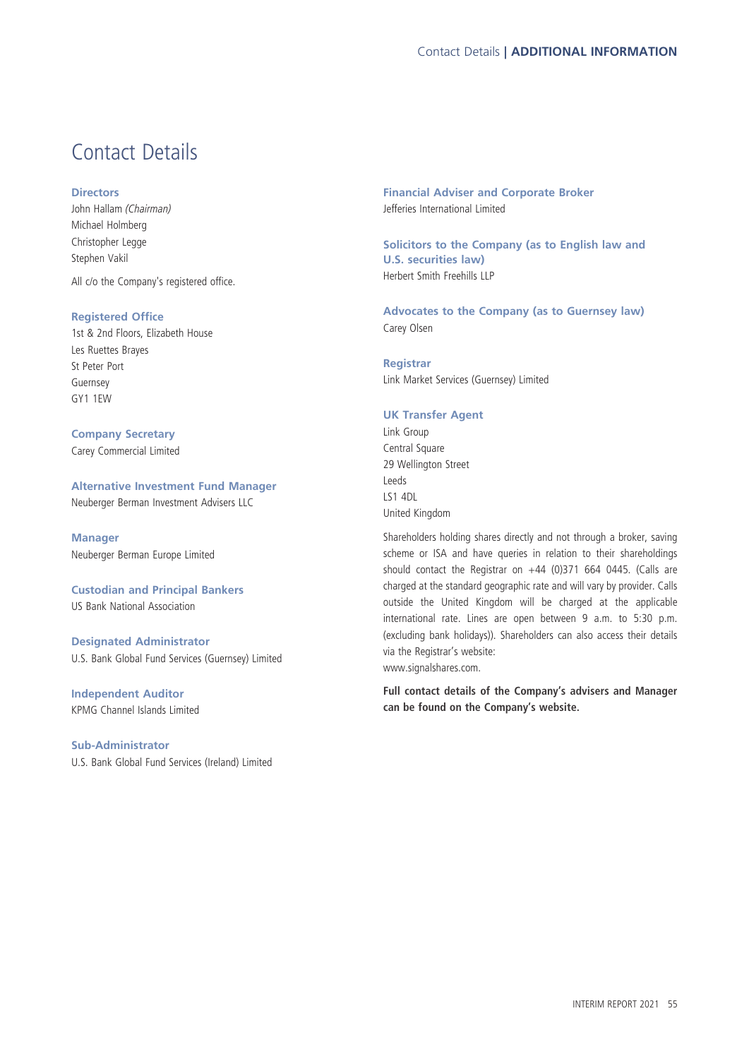# Contact Details

### Directors

John Hallam *(Chairman)*
Michael Holmberg
Christopher Legge
Stephen Vakil

All c/o the Company's registered office.

### Registered Office

1st & 2nd Floors, Elizabeth House
Les Ruettes Brayes
St Peter Port
Guernsey
GY1 1EW

### Company Secretary

Carey Commercial Limited

### Alternative Investment Fund Manager

Neuberger Berman Investment Advisers LLC

### Manager

Neuberger Berman Europe Limited

### Custodian and Principal Bankers

US Bank National Association

### Designated Administrator

U.S. Bank Global Fund Services (Guernsey) Limited

### Independent Auditor

KPMG Channel Islands Limited

### Sub-Administrator

U.S. Bank Global Fund Services (Ireland) Limited

### Financial Adviser and Corporate Broker

Jefferies International Limited

### Solicitors to the Company (as to English law and U.S. securities law)

Herbert Smith Freehills LLP

### Advocates to the Company (as to Guernsey law)

Carey Olsen

### Registrar

Link Market Services (Guernsey) Limited

### UK Transfer Agent

Link Group
Central Square
29 Wellington Street
Leeds
LS1 4DL
United Kingdom

Shareholders holding shares directly and not through a broker, saving scheme or ISA and have queries in relation to their shareholdings should contact the Registrar on +44 (0)371 664 0445. (Calls are charged at the standard geographic rate and will vary by provider. Calls outside the United Kingdom will be charged at the applicable international rate. Lines are open between 9 a.m. to 5:30 p.m. (excluding bank holidays)). Shareholders can also access their details via the Registrar's website:
www.signalshares.com.

**Full contact details of the Company's advisers and Manager can be found on the Company's website.**